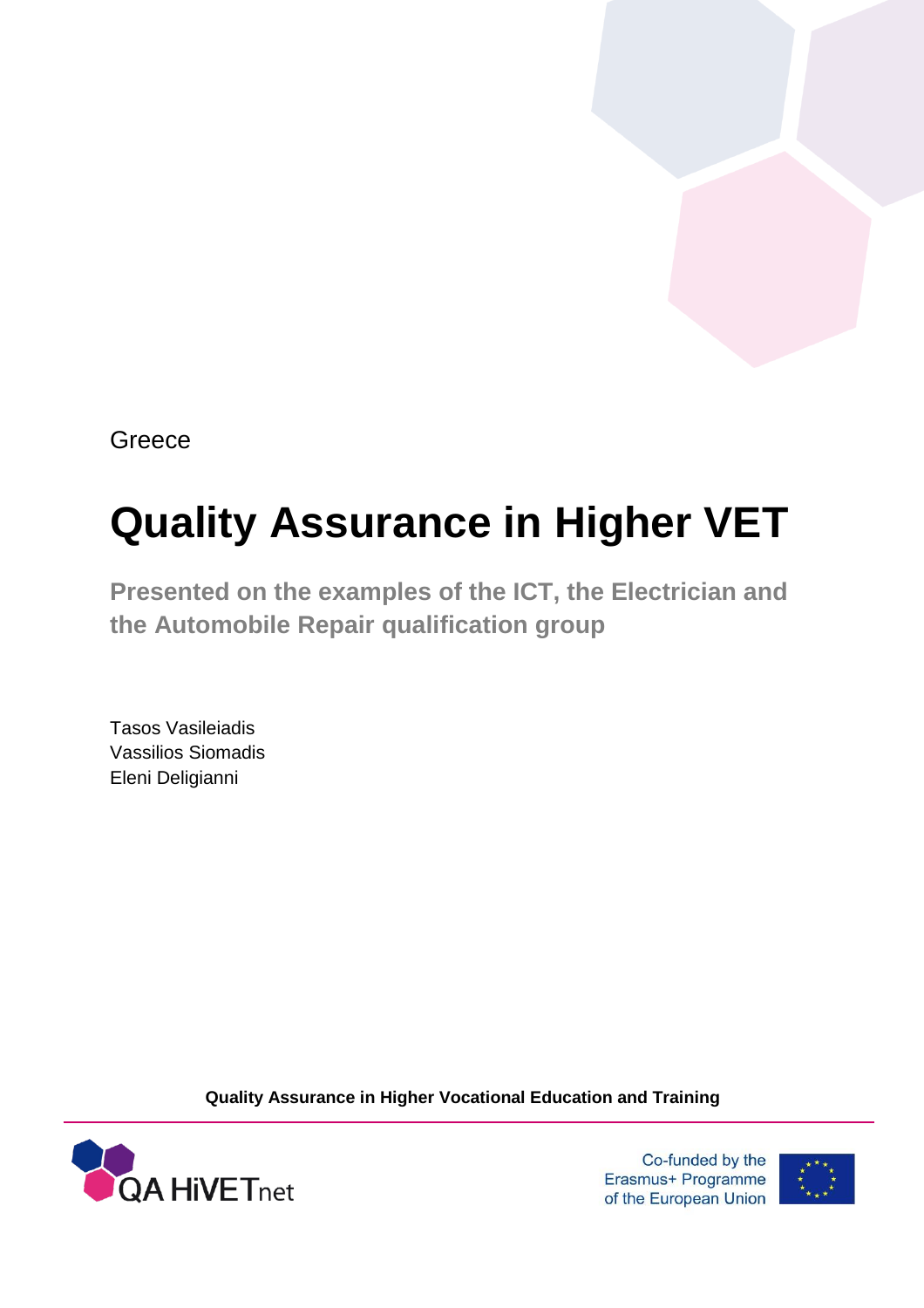Greece

# Quality Assurance in Higher VET

## Presented on the examples of the ICT, the Electrician and the Automobile Repair qualification group

Tasos Vasileiadis
Vassilios Siomadis
Eleni Deligianni

**Quality Assurance in Higher Vocational Education and Training**

QA HiVETnet

Co-funded by the Erasmus+ Programme of the European Union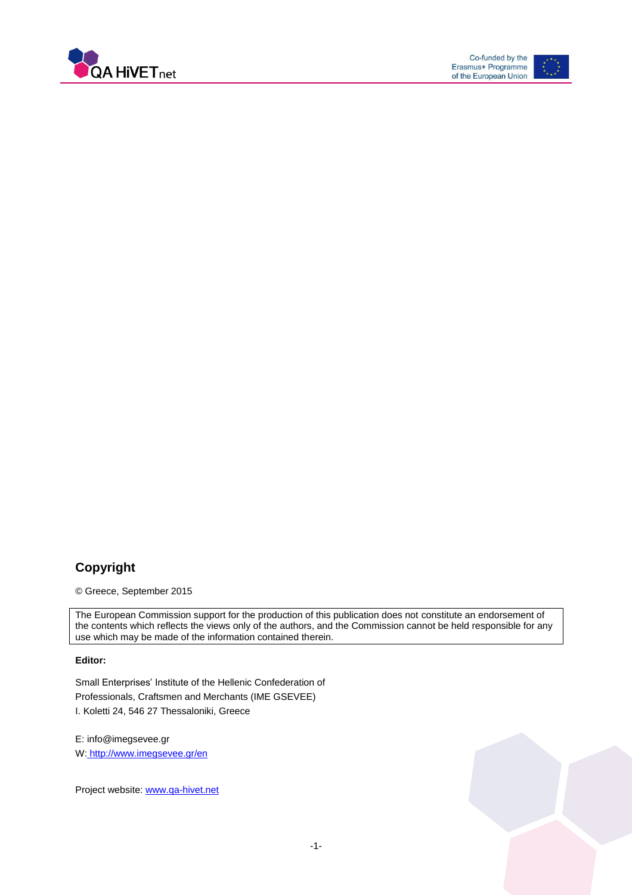## Copyright

© Greece, September 2015

The European Commission support for the production of this publication does not constitute an endorsement of the contents which reflects the views only of the authors, and the Commission cannot be held responsible for any use which may be made of the information contained therein.

**Editor:**

Small Enterprises' Institute of the Hellenic Confederation of Professionals, Craftsmen and Merchants (IME GSEVEE)
I. Koletti 24, 546 27 Thessaloniki, Greece

E: info@imegsevee.gr
W: [http://www.imegsevee.gr/en](http://www.imegsevee.gr/en)

Project website: [www.qa-hivet.net](http://www.qa-hivet.net)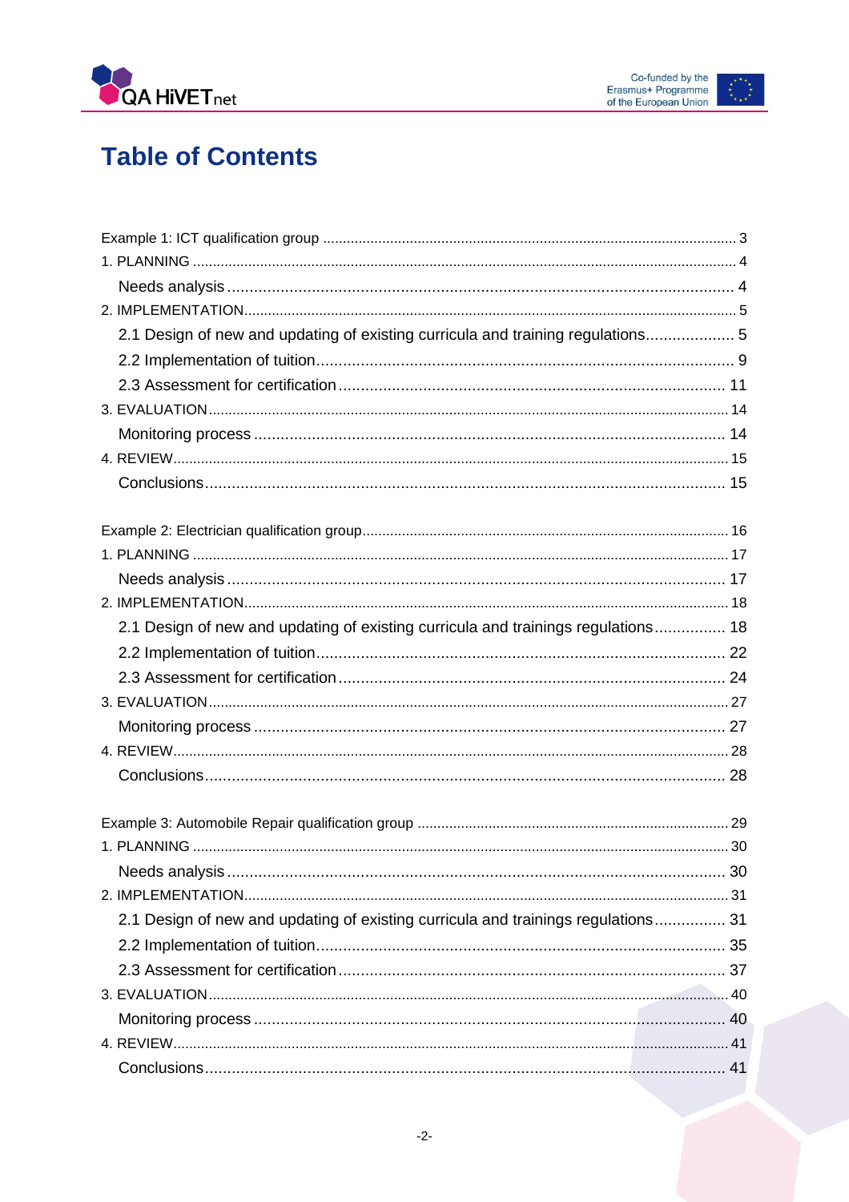# Table of Contents

Example 1: ICT qualification group ........................................................................................................ 3

1. PLANNING ........................................................................................................................................ 4

   Needs analysis ..................................................................................................................... 4

2. IMPLEMENTATION ........................................................................................................................... 5

   2.1 Design of new and updating of existing curricula and training regulations .................... 5

   2.2 Implementation of tuition ................................................................................................ 9

   2.3 Assessment for certification ........................................................................................ 11

3. EVALUATION .................................................................................................................................. 14

   Monitoring process ............................................................................................................ 14

4. REVIEW ........................................................................................................................................... 15

   Conclusions ....................................................................................................................... 15

Example 2: Electrician qualification group ............................................................................................ 16

1. PLANNING ....................................................................................................................................... 17

   Needs analysis ................................................................................................................... 17

2. IMPLEMENTATION ......................................................................................................................... 18

   2.1 Design of new and updating of existing curricula and trainings regulations ................ 18

   2.2 Implementation of tuition .............................................................................................. 22

   2.3 Assessment for certification ........................................................................................ 24

3. EVALUATION .................................................................................................................................. 27

   Monitoring process ............................................................................................................ 27

4. REVIEW ........................................................................................................................................... 28

   Conclusions ....................................................................................................................... 28

Example 3: Automobile Repair qualification group .............................................................................. 29

1. PLANNING ....................................................................................................................................... 30

   Needs analysis ................................................................................................................... 30

2. IMPLEMENTATION ......................................................................................................................... 31

   2.1 Design of new and updating of existing curricula and trainings regulations ................ 31

   2.2 Implementation of tuition .............................................................................................. 35

   2.3 Assessment for certification ........................................................................................ 37

3. EVALUATION .................................................................................................................................. 40

   Monitoring process ............................................................................................................ 40

4. REVIEW ........................................................................................................................................... 41

   Conclusions ....................................................................................................................... 41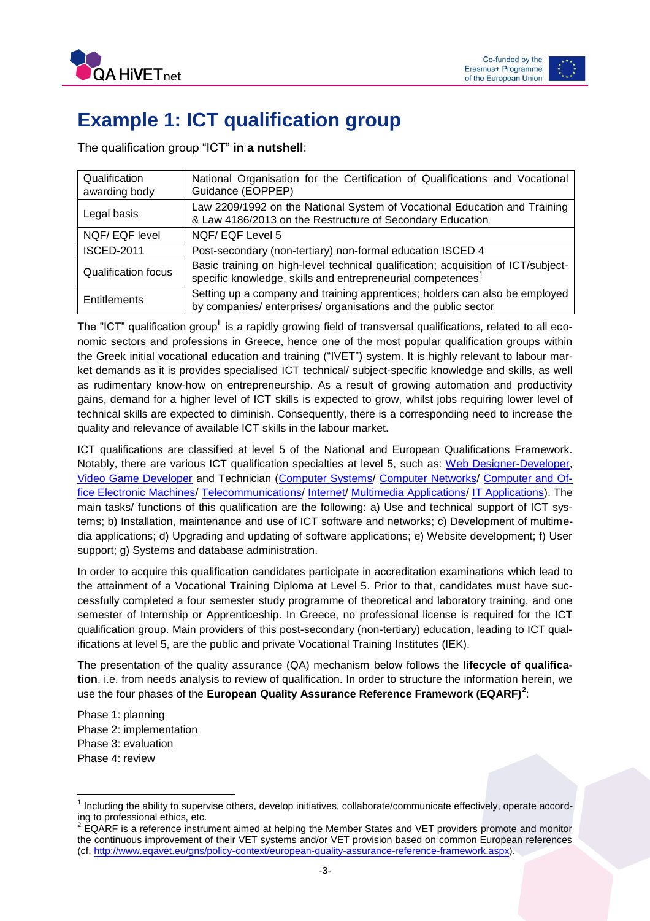# Example 1: ICT qualification group

The qualification group "ICT" **in a nutshell**:

| Qualification awarding body | National Organisation for the Certification of Qualifications and Vocational Guidance (EOPPEP) |
|---|---|
| Legal basis | Law 2209/1992 on the National System of Vocational Education and Training & Law 4186/2013 on the Restructure of Secondary Education |
| NQF/ EQF level | NQF/ EQF Level 5 |
| ISCED-2011 | Post-secondary (non-tertiary) non-formal education ISCED 4 |
| Qualification focus | Basic training on high-level technical qualification; acquisition of ICT/subject-specific knowledge, skills and entrepreneurial competences[1] |
| Entitlements | Setting up a company and training apprentices; holders can also be employed by companies/ enterprises/ organisations and the public sector |

The "ICT" qualification group[i] is a rapidly growing field of transversal qualifications, related to all economic sectors and professions in Greece, hence one of the most popular qualification groups within the Greek initial vocational education and training ("IVET") system. It is highly relevant to labour market demands as it is provides specialised ICT technical/ subject-specific knowledge and skills, as well as rudimentary know-how on entrepreneurship. As a result of growing automation and productivity gains, demand for a higher level of ICT skills is expected to grow, whilst jobs requiring lower level of technical skills are expected to diminish. Consequently, there is a corresponding need to increase the quality and relevance of available ICT skills in the labour market.

ICT qualifications are classified at level 5 of the National and European Qualifications Framework. Notably, there are various ICT qualification specialties at level 5, such as: Web Designer-Developer, Video Game Developer and Technician (Computer Systems/ Computer Networks/ Computer and Office Electronic Machines/ Telecommunications/ Internet/ Multimedia Applications/ IT Applications). The main tasks/ functions of this qualification are the following: a) Use and technical support of ICT systems; b) Installation, maintenance and use of ICT software and networks; c) Development of multimedia applications; d) Upgrading and updating of software applications; e) Website development; f) User support; g) Systems and database administration.

In order to acquire this qualification candidates participate in accreditation examinations which lead to the attainment of a Vocational Training Diploma at Level 5. Prior to that, candidates must have successfully completed a four semester study programme of theoretical and laboratory training, and one semester of Internship or Apprenticeship. In Greece, no professional license is required for the ICT qualification group. Main providers of this post-secondary (non-tertiary) education, leading to ICT qualifications at level 5, are the public and private Vocational Training Institutes (IEK).

The presentation of the quality assurance (QA) mechanism below follows the **lifecycle of qualification**, i.e. from needs analysis to review of qualification. In order to structure the information herein, we use the four phases of the **European Quality Assurance Reference Framework (EQARF)[2]**:

Phase 1: planning
Phase 2: implementation
Phase 3: evaluation
Phase 4: review

---

[1] Including the ability to supervise others, develop initiatives, collaborate/communicate effectively, operate according to professional ethics, etc.

[2] EQARF is a reference instrument aimed at helping the Member States and VET providers promote and monitor the continuous improvement of their VET systems and/or VET provision based on common European references (cf. http://www.eqavet.eu/gns/policy-context/european-quality-assurance-reference-framework.aspx).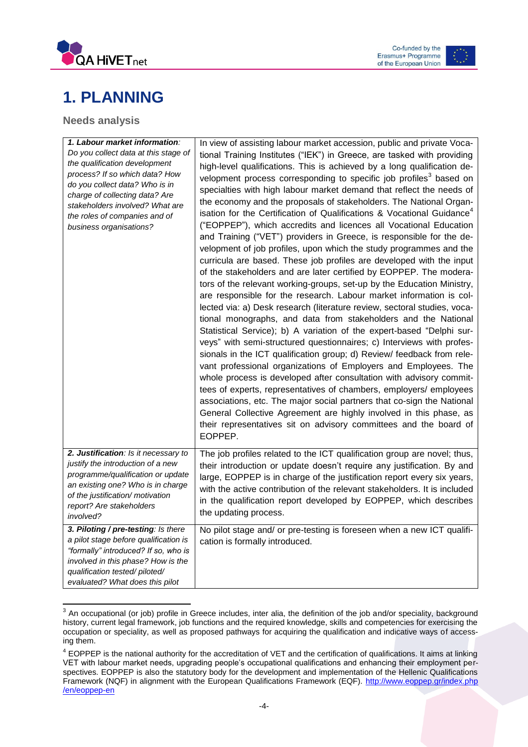# 1. PLANNING

## Needs analysis

| | |
|---|---|
| ***1. Labour market information****: Do you collect data at this stage of the qualification development process? If so which data? How do you collect data? Who is in charge of collecting data? Are stakeholders involved? What are the roles of companies and of business organisations?* | In view of assisting labour market accession, public and private Vocational Training Institutes ("IEK") in Greece, are tasked with providing high-level qualifications. This is achieved by a long qualification development process corresponding to specific job profiles[3] based on specialties with high labour market demand that reflect the needs of the economy and the proposals of stakeholders. The National Organisation for the Certification of Qualifications & Vocational Guidance[4] ("EOPPEP"), which accredits and licences all Vocational Education and Training ("VET") providers in Greece, is responsible for the development of job profiles, upon which the study programmes and the curricula are based. These job profiles are developed with the input of the stakeholders and are later certified by EOPPEP. The moderators of the relevant working-groups, set-up by the Education Ministry, are responsible for the research. Labour market information is collected via: a) Desk research (literature review, sectoral studies, vocational monographs, and data from stakeholders and the National Statistical Service); b) A variation of the expert-based "Delphi surveys" with semi-structured questionnaires; c) Interviews with professionals in the ICT qualification group; d) Review/ feedback from relevant professional organizations of Employers and Employees. The whole process is developed after consultation with advisory committees of experts, representatives of chambers, employers/ employees associations, etc. The major social partners that co-sign the National General Collective Agreement are highly involved in this phase, as their representatives sit on advisory committees and the board of EOPPEP. |
| ***2. Justification****: Is it necessary to justify the introduction of a new programme/qualification or update an existing one? Who is in charge of the justification/ motivation report? Are stakeholders involved?* | The job profiles related to the ICT qualification group are novel; thus, their introduction or update doesn't require any justification. By and large, EOPPEP is in charge of the justification report every six years, with the active contribution of the relevant stakeholders. It is included in the qualification report developed by EOPPEP, which describes the updating process. |
| ***3. Piloting / pre-testing****: Is there a pilot stage before qualification is "formally" introduced? If so, who is involved in this phase? How is the qualification tested/ piloted/ evaluated? What does this pilot* | No pilot stage and/ or pre-testing is foreseen when a new ICT qualification is formally introduced. |

[3] An occupational (or job) profile in Greece includes, inter alia, the definition of the job and/or speciality, background history, current legal framework, job functions and the required knowledge, skills and competencies for exercising the occupation or speciality, as well as proposed pathways for acquiring the qualification and indicative ways of accessing them.

[4] EOPPEP is the national authority for the accreditation of VET and the certification of qualifications. It aims at linking VET with labour market needs, upgrading people's occupational qualifications and enhancing their employment perspectives. EOPPEP is also the statutory body for the development and implementation of the Hellenic Qualifications Framework (NQF) in alignment with the European Qualifications Framework (EQF). http://www.eoppep.gr/index.php/en/eoppep-en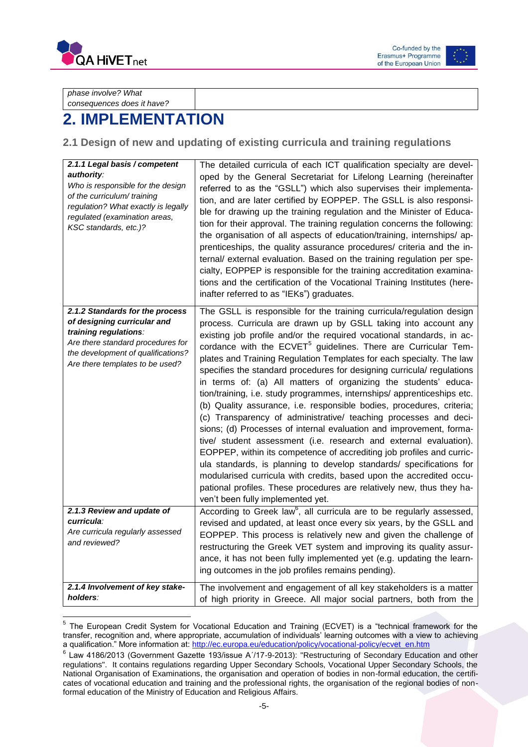| phase involve? What consequences does it have? | |
|---|---|

# 2. IMPLEMENTATION

## 2.1 Design of new and updating of existing curricula and training regulations

| | |
|---|---|
| ***2.1.1 Legal basis / competent authority**:* *Who is responsible for the design of the curriculum/ training regulation? What exactly is legally regulated (examination areas, KSC standards, etc.)?* | The detailed curricula of each ICT qualification specialty are developed by the General Secretariat for Lifelong Learning (hereinafter referred to as the "GSLL") which also supervises their implementation, and are later certified by EOPPEP. The GSLL is also responsible for drawing up the training regulation and the Minister of Education for their approval. The training regulation concerns the following: the organisation of all aspects of education/training, internships/ apprenticeships, the quality assurance procedures/ criteria and the internal/ external evaluation. Based on the training regulation per specialty, EOPPEP is responsible for the training accreditation examinations and the certification of the Vocational Training Institutes (hereinafter referred to as "IEKs") graduates. |
| ***2.1.2 Standards for the process of designing curricular and training regulations**:* *Are there standard procedures for the development of qualifications? Are there templates to be used?* | The GSLL is responsible for the training curricula/regulation design process. Curricula are drawn up by GSLL taking into account any existing job profile and/or the required vocational standards, in accordance with the ECVET[5] guidelines. There are Curricular Templates and Training Regulation Templates for each specialty. The law specifies the standard procedures for designing curricula/ regulations in terms of: (a) All matters of organizing the students' education/training, i.e. study programmes, internships/ apprenticeships etc. (b) Quality assurance, i.e. responsible bodies, procedures, criteria; (c) Transparency of administrative/ teaching processes and decisions; (d) Processes of internal evaluation and improvement, formative/ student assessment (i.e. research and external evaluation). EOPPEP, within its competence of accrediting job profiles and curricula standards, is planning to develop standards/ specifications for modularised curricula with credits, based upon the accredited occupational profiles. These procedures are relatively new, thus they haven't been fully implemented yet. |
| ***2.1.3 Review and update of curricula**:* *Are curricula regularly assessed and reviewed?* | According to Greek law[6], all curricula are to be regularly assessed, revised and updated, at least once every six years, by the GSLL and EOPPEP. This process is relatively new and given the challenge of restructuring the Greek VET system and improving its quality assurance, it has not been fully implemented yet (e.g. updating the learning outcomes in the job profiles remains pending). |
| ***2.1.4 Involvement of key stakeholders**:* | The involvement and engagement of all key stakeholders is a matter of high priority in Greece. All major social partners, both from the |

[5] The European Credit System for Vocational Education and Training (ECVET) is a "technical framework for the transfer, recognition and, where appropriate, accumulation of individuals' learning outcomes with a view to achieving a qualification." More information at: http://ec.europa.eu/education/policy/vocational-policy/ecvet_en.htm

[6] Law 4186/2013 (Government Gazette 193/issue A΄/17-9-2013): "Restructuring of Secondary Education and other regulations". It contains regulations regarding Upper Secondary Schools, Vocational Upper Secondary Schools, the National Organisation of Examinations, the organisation and operation of bodies in non-formal education, the certificates of vocational education and training and the professional rights, the organisation of the regional bodies of non-formal education of the Ministry of Education and Religious Affairs.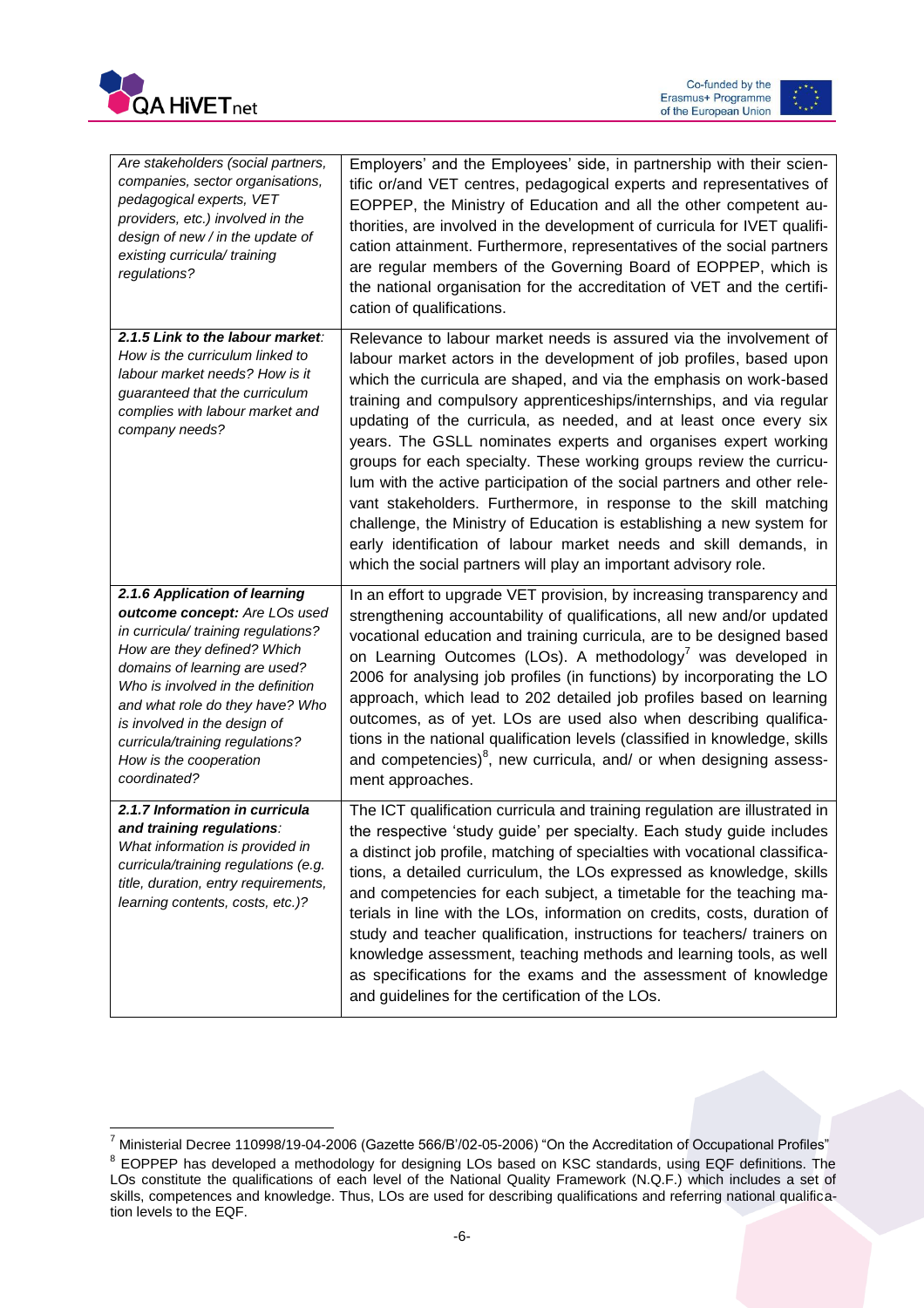| | |
|---|---|
| *Are stakeholders (social partners, companies, sector organisations, pedagogical experts, VET providers, etc.) involved in the design of new / in the update of existing curricula/ training regulations?* | Employers' and the Employees' side, in partnership with their scientific or/and VET centres, pedagogical experts and representatives of EOPPEP, the Ministry of Education and all the other competent authorities, are involved in the development of curricula for IVET qualification attainment. Furthermore, representatives of the social partners are regular members of the Governing Board of EOPPEP, which is the national organisation for the accreditation of VET and the certification of qualifications. |
| ***2.1.5 Link to the labour market**: How is the curriculum linked to labour market needs? How is it guaranteed that the curriculum complies with labour market and company needs?* | Relevance to labour market needs is assured via the involvement of labour market actors in the development of job profiles, based upon which the curricula are shaped, and via the emphasis on work-based training and compulsory apprenticeships/internships, and via regular updating of the curricula, as needed, and at least once every six years. The GSLL nominates experts and organises expert working groups for each specialty. These working groups review the curriculum with the active participation of the social partners and other relevant stakeholders. Furthermore, in response to the skill matching challenge, the Ministry of Education is establishing a new system for early identification of labour market needs and skill demands, in which the social partners will play an important advisory role. |
| ***2.1.6 Application of learning outcome concept:** Are LOs used in curricula/ training regulations? How are they defined? Which domains of learning are used? Who is involved in the definition and what role do they have? Who is involved in the design of curricula/training regulations? How is the cooperation coordinated?* | In an effort to upgrade VET provision, by increasing transparency and strengthening accountability of qualifications, all new and/or updated vocational education and training curricula, are to be designed based on Learning Outcomes (LOs). A methodology[7] was developed in 2006 for analysing job profiles (in functions) by incorporating the LO approach, which lead to 202 detailed job profiles based on learning outcomes, as of yet. LOs are used also when describing qualifications in the national qualification levels (classified in knowledge, skills and competencies)[8], new curricula, and/ or when designing assessment approaches. |
| ***2.1.7 Information in curricula and training regulations**: What information is provided in curricula/training regulations (e.g. title, duration, entry requirements, learning contents, costs, etc.)?* | The ICT qualification curricula and training regulation are illustrated in the respective 'study guide' per specialty. Each study guide includes a distinct job profile, matching of specialties with vocational classifications, a detailed curriculum, the LOs expressed as knowledge, skills and competencies for each subject, a timetable for the teaching materials in line with the LOs, information on credits, costs, duration of study and teacher qualification, instructions for teachers/ trainers on knowledge assessment, teaching methods and learning tools, as well as specifications for the exams and the assessment of knowledge and guidelines for the certification of the LOs. |

[7] Ministerial Decree 110998/19-04-2006 (Gazette 566/B'/02-05-2006) "On the Accreditation of Occupational Profiles"

[8] EOPPEP has developed a methodology for designing LOs based on KSC standards, using EQF definitions. The LOs constitute the qualifications of each level of the National Quality Framework (N.Q.F.) which includes a set of skills, competences and knowledge. Thus, LOs are used for describing qualifications and referring national qualification levels to the EQF.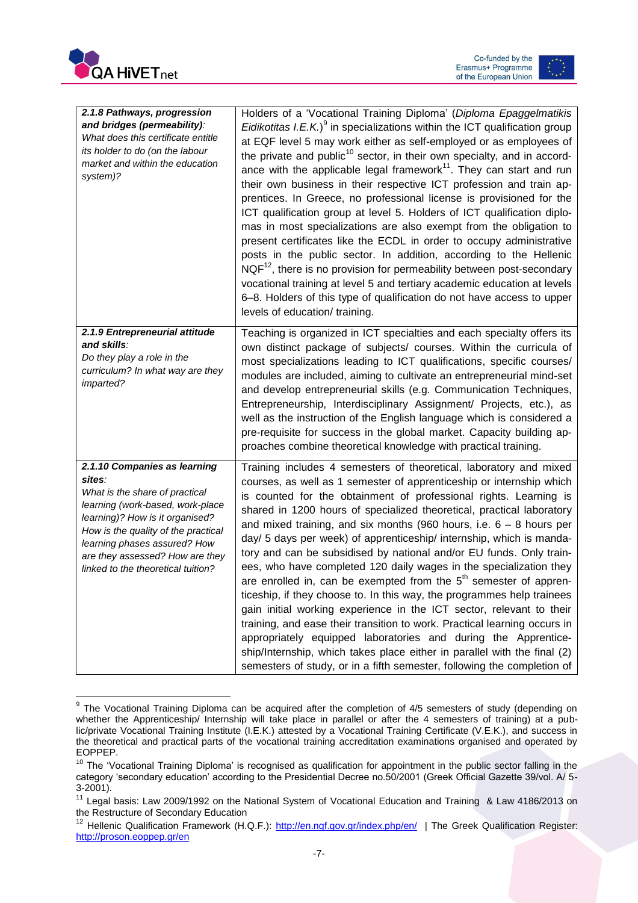| | |
|---|---|
| ***2.1.8 Pathways, progression and bridges (permeability)**:* *What does this certificate entitle its holder to do (on the labour market and within the education system)?* | Holders of a 'Vocational Training Diploma' (*Diploma Epaggelmatikis Eidikotitas I.E.K.*)[9] in specializations within the ICT qualification group at EQF level 5 may work either as self-employed or as employees of the private and public[10] sector, in their own specialty, and in accordance with the applicable legal framework[11]. They can start and run their own business in their respective ICT profession and train apprentices. In Greece, no professional license is provisioned for the ICT qualification group at level 5. Holders of ICT qualification diplomas in most specializations are also exempt from the obligation to present certificates like the ECDL in order to occupy administrative posts in the public sector. In addition, according to the Hellenic NQF[12], there is no provision for permeability between post-secondary vocational training at level 5 and tertiary academic education at levels 6–8. Holders of this type of qualification do not have access to upper levels of education/ training. |
| ***2.1.9 Entrepreneurial attitude and skills**:* *Do they play a role in the curriculum? In what way are they imparted?* | Teaching is organized in ICT specialties and each specialty offers its own distinct package of subjects/ courses. Within the curricula of most specializations leading to ICT qualifications, specific courses/ modules are included, aiming to cultivate an entrepreneurial mind-set and develop entrepreneurial skills (e.g. Communication Techniques, Entrepreneurship, Interdisciplinary Assignment/ Projects, etc.), as well as the instruction of the English language which is considered a pre-requisite for success in the global market. Capacity building approaches combine theoretical knowledge with practical training. |
| ***2.1.10 Companies as learning sites**:* *What is the share of practical learning (work-based, work-place learning)? How is it organised? How is the quality of the practical learning phases assured? How are they assessed? How are they linked to the theoretical tuition?* | Training includes 4 semesters of theoretical, laboratory and mixed courses, as well as 1 semester of apprenticeship or internship which is counted for the obtainment of professional rights. Learning is shared in 1200 hours of specialized theoretical, practical laboratory and mixed training, and six months (960 hours, i.e. 6 – 8 hours per day/ 5 days per week) of apprenticeship/ internship, which is mandatory and can be subsidised by national and/or EU funds. Only trainees, who have completed 120 daily wages in the specialization they are enrolled in, can be exempted from the 5th semester of apprenticeship, if they choose to. In this way, the programmes help trainees gain initial working experience in the ICT sector, relevant to their training, and ease their transition to work. Practical learning occurs in appropriately equipped laboratories and during the Apprenticeship/Internship, which takes place either in parallel with the final (2) semesters of study, or in a fifth semester, following the completion of |

[9] The Vocational Training Diploma can be acquired after the completion of 4/5 semesters of study (depending on whether the Apprenticeship/ Internship will take place in parallel or after the 4 semesters of training) at a public/private Vocational Training Institute (I.E.K.) attested by a Vocational Training Certificate (V.E.K.), and success in the theoretical and practical parts of the vocational training accreditation examinations organised and operated by EOPPEP.

[10] The 'Vocational Training Diploma' is recognised as qualification for appointment in the public sector falling in the category 'secondary education' according to the Presidential Decree no.50/2001 (Greek Official Gazette 39/vol. A/ 5-3-2001).

[11] Legal basis: Law 2009/1992 on the National System of Vocational Education and Training & Law 4186/2013 on the Restructure of Secondary Education

[12] Hellenic Qualification Framework (H.Q.F.): http://en.nqf.gov.gr/index.php/en/ | The Greek Qualification Register: http://proson.eoppep.gr/en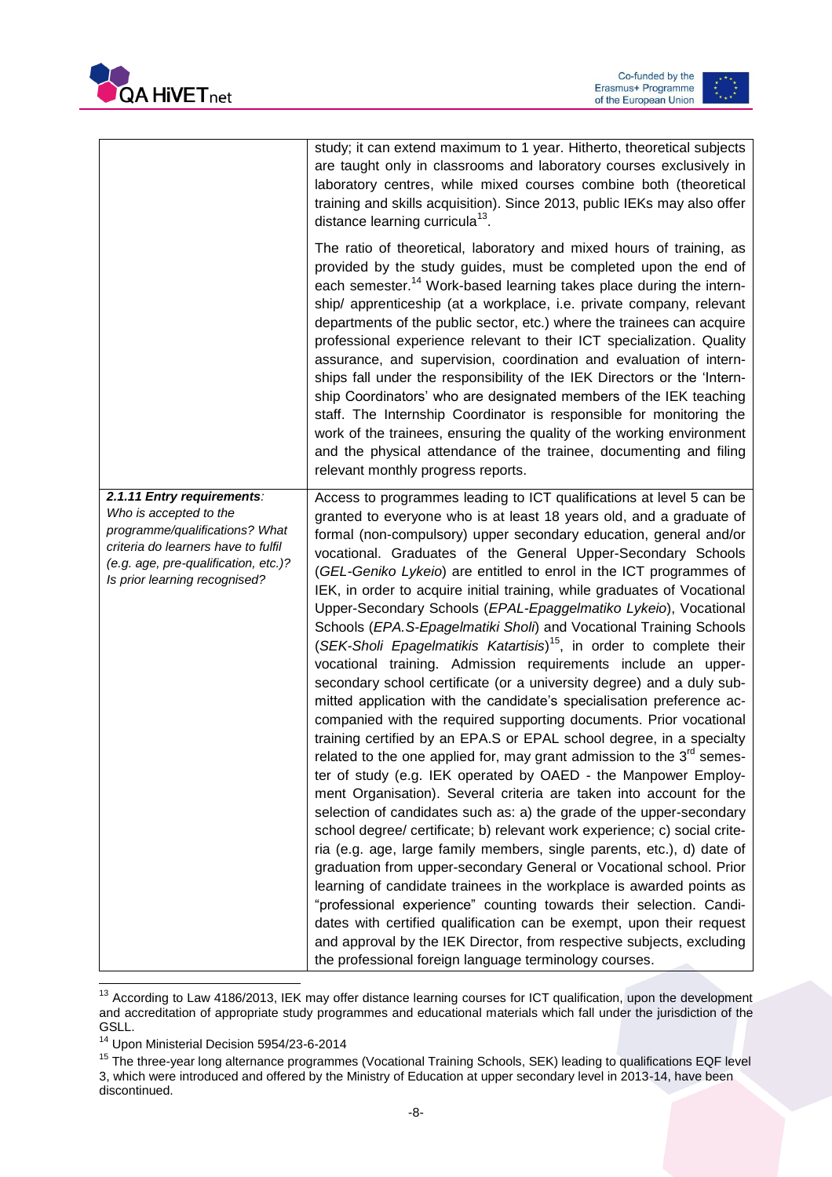| | |
|---|---|
| | study; it can extend maximum to 1 year. Hitherto, theoretical subjects are taught only in classrooms and laboratory courses exclusively in laboratory centres, while mixed courses combine both (theoretical training and skills acquisition). Since 2013, public IEKs may also offer distance learning curricula[13].<br><br>The ratio of theoretical, laboratory and mixed hours of training, as provided by the study guides, must be completed upon the end of each semester.[14] Work-based learning takes place during the internship/ apprenticeship (at a workplace, i.e. private company, relevant departments of the public sector, etc.) where the trainees can acquire professional experience relevant to their ICT specialization. Quality assurance, and supervision, coordination and evaluation of internships fall under the responsibility of the IEK Directors or the 'Internship Coordinators' who are designated members of the IEK teaching staff. The Internship Coordinator is responsible for monitoring the work of the trainees, ensuring the quality of the working environment and the physical attendance of the trainee, documenting and filing relevant monthly progress reports. |
| ***2.1.11 Entry requirements**: Who is accepted to the programme/qualifications? What criteria do learners have to fulfil (e.g. age, pre-qualification, etc.)? Is prior learning recognised?* | Access to programmes leading to ICT qualifications at level 5 can be granted to everyone who is at least 18 years old, and a graduate of formal (non-compulsory) upper secondary education, general and/or vocational. Graduates of the General Upper-Secondary Schools (*GEL-Geniko Lykeio*) are entitled to enrol in the ICT programmes of IEK, in order to acquire initial training, while graduates of Vocational Upper-Secondary Schools (*EPAL-Epaggelmatiko Lykeio*), Vocational Schools (*EPA.S-Epagelmatiki Sholi*) and Vocational Training Schools (*SEK-Sholi Epagelmatikis Katartisis*)[15], in order to complete their vocational training. Admission requirements include an upper-secondary school certificate (or a university degree) and a duly submitted application with the candidate's specialisation preference accompanied with the required supporting documents. Prior vocational training certified by an EPA.S or EPAL school degree, in a specialty related to the one applied for, may grant admission to the 3rd semester of study (e.g. IEK operated by OAED - the Manpower Employment Organisation). Several criteria are taken into account for the selection of candidates such as: a) the grade of the upper-secondary school degree/ certificate; b) relevant work experience; c) social criteria (e.g. age, large family members, single parents, etc.), d) date of graduation from upper-secondary General or Vocational school. Prior learning of candidate trainees in the workplace is awarded points as "professional experience" counting towards their selection. Candidates with certified qualification can be exempt, upon their request and approval by the IEK Director, from respective subjects, excluding the professional foreign language terminology courses. |

[13] According to Law 4186/2013, IEK may offer distance learning courses for ICT qualification, upon the development and accreditation of appropriate study programmes and educational materials which fall under the jurisdiction of the GSLL.

[14] Upon Ministerial Decision 5954/23-6-2014

[15] The three-year long alternance programmes (Vocational Training Schools, SEK) leading to qualifications EQF level 3, which were introduced and offered by the Ministry of Education at upper secondary level in 2013-14, have been discontinued.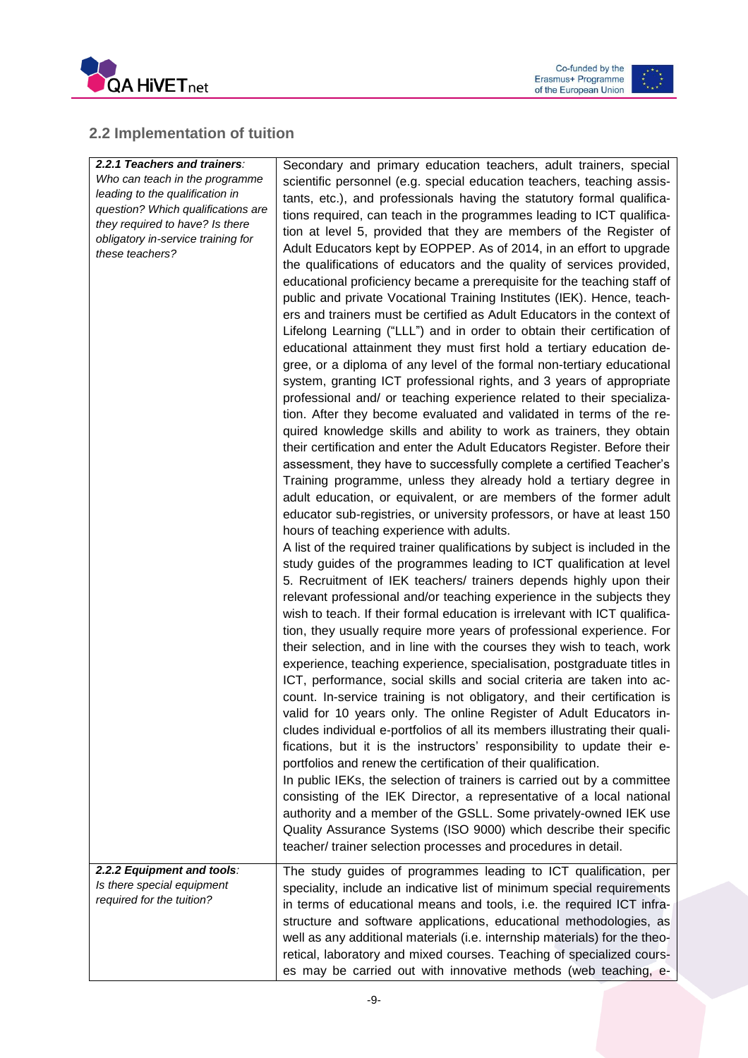## 2.2 Implementation of tuition

| | |
|---|---|
| ***2.2.1 Teachers and trainers**:* *Who can teach in the programme leading to the qualification in question? Which qualifications are they required to have? Is there obligatory in-service training for these teachers?* | Secondary and primary education teachers, adult trainers, special scientific personnel (e.g. special education teachers, teaching assistants, etc.), and professionals having the statutory formal qualifications required, can teach in the programmes leading to ICT qualification at level 5, provided that they are members of the Register of Adult Educators kept by EOPPEP. As of 2014, in an effort to upgrade the qualifications of educators and the quality of services provided, educational proficiency became a prerequisite for the teaching staff of public and private Vocational Training Institutes (IEK). Hence, teachers and trainers must be certified as Adult Educators in the context of Lifelong Learning ("LLL") and in order to obtain their certification of educational attainment they must first hold a tertiary education degree, or a diploma of any level of the formal non-tertiary educational system, granting ICT professional rights, and 3 years of appropriate professional and/ or teaching experience related to their specialization. After they become evaluated and validated in terms of the required knowledge skills and ability to work as trainers, they obtain their certification and enter the Adult Educators Register. Before their assessment, they have to successfully complete a certified Teacher's Training programme, unless they already hold a tertiary degree in adult education, or equivalent, or are members of the former adult educator sub-registries, or university professors, or have at least 150 hours of teaching experience with adults.<br>A list of the required trainer qualifications by subject is included in the study guides of the programmes leading to ICT qualification at level 5. Recruitment of IEK teachers/ trainers depends highly upon their relevant professional and/or teaching experience in the subjects they wish to teach. If their formal education is irrelevant with ICT qualification, they usually require more years of professional experience. For their selection, and in line with the courses they wish to teach, work experience, teaching experience, specialisation, postgraduate titles in ICT, performance, social skills and social criteria are taken into account. In-service training is not obligatory, and their certification is valid for 10 years only. The online Register of Adult Educators includes individual e-portfolios of all its members illustrating their qualifications, but it is the instructors' responsibility to update their e-portfolios and renew the certification of their qualification.<br>In public IEKs, the selection of trainers is carried out by a committee consisting of the IEK Director, a representative of a local national authority and a member of the GSLL. Some privately-owned IEK use Quality Assurance Systems (ISO 9000) which describe their specific teacher/ trainer selection processes and procedures in detail. |
| ***2.2.2 Equipment and tools**:* *Is there special equipment required for the tuition?* | The study guides of programmes leading to ICT qualification, per speciality, include an indicative list of minimum special requirements in terms of educational means and tools, i.e. the required ICT infrastructure and software applications, educational methodologies, as well as any additional materials (i.e. internship materials) for the theoretical, laboratory and mixed courses. Teaching of specialized courses may be carried out with innovative methods (web teaching, e- |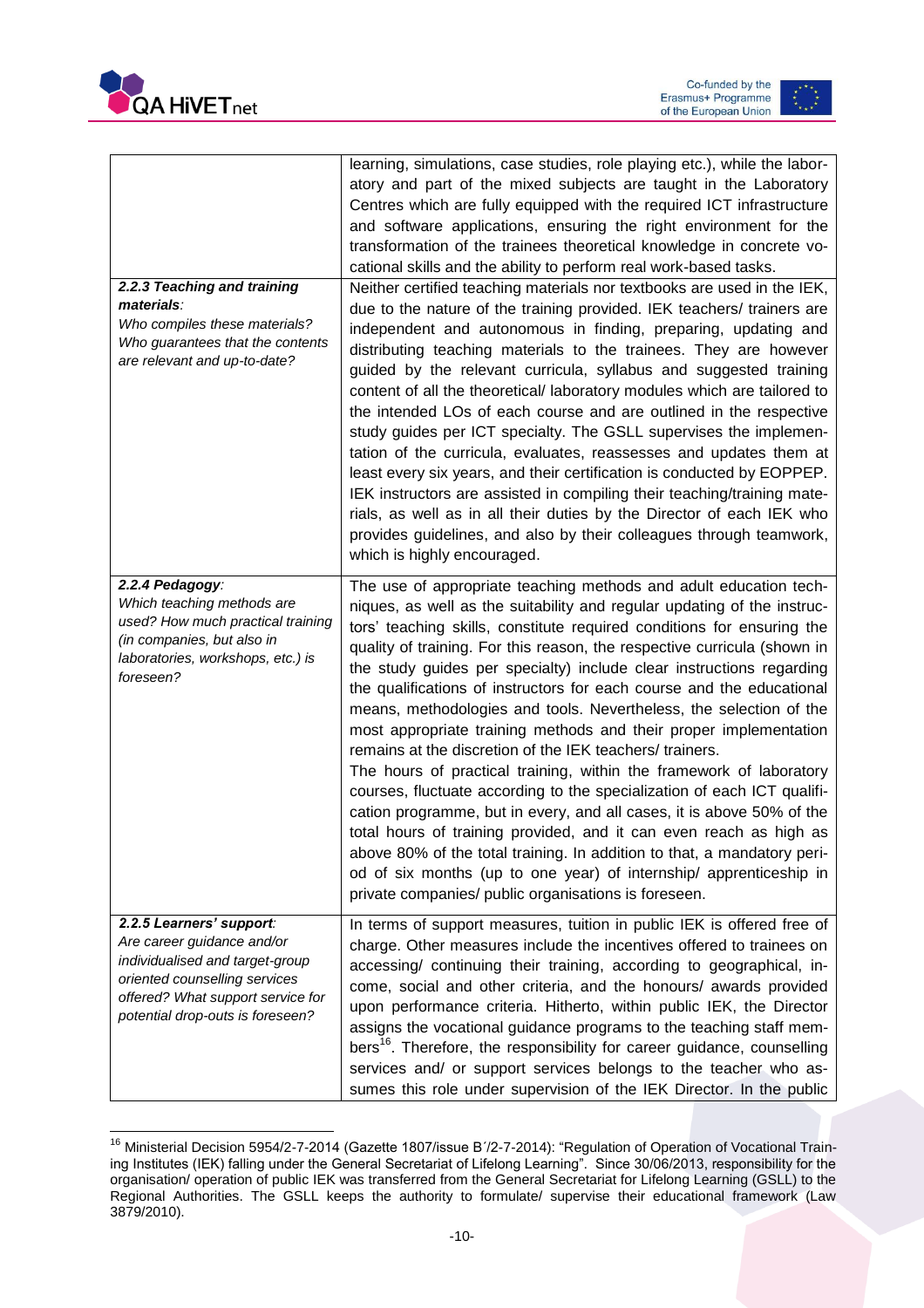| | |
|---|---|
| | learning, simulations, case studies, role playing etc.), while the laboratory and part of the mixed subjects are taught in the Laboratory Centres which are fully equipped with the required ICT infrastructure and software applications, ensuring the right environment for the transformation of the trainees theoretical knowledge in concrete vocational skills and the ability to perform real work-based tasks. |
| ***2.2.3 Teaching and training materials**:*<br>*Who compiles these materials? Who guarantees that the contents are relevant and up-to-date?* | Neither certified teaching materials nor textbooks are used in the IEK, due to the nature of the training provided. IEK teachers/ trainers are independent and autonomous in finding, preparing, updating and distributing teaching materials to the trainees. They are however guided by the relevant curricula, syllabus and suggested training content of all the theoretical/ laboratory modules which are tailored to the intended LOs of each course and are outlined in the respective study guides per ICT specialty. The GSLL supervises the implementation of the curricula, evaluates, reassesses and updates them at least every six years, and their certification is conducted by EOPPEP. IEK instructors are assisted in compiling their teaching/training materials, as well as in all their duties by the Director of each IEK who provides guidelines, and also by their colleagues through teamwork, which is highly encouraged. |
| ***2.2.4 Pedagogy**:*<br>*Which teaching methods are used? How much practical training (in companies, but also in laboratories, workshops, etc.) is foreseen?* | The use of appropriate teaching methods and adult education techniques, as well as the suitability and regular updating of the instructors' teaching skills, constitute required conditions for ensuring the quality of training. For this reason, the respective curricula (shown in the study guides per specialty) include clear instructions regarding the qualifications of instructors for each course and the educational means, methodologies and tools. Nevertheless, the selection of the most appropriate training methods and their proper implementation remains at the discretion of the IEK teachers/ trainers.<br>The hours of practical training, within the framework of laboratory courses, fluctuate according to the specialization of each ICT qualification programme, but in every, and all cases, it is above 50% of the total hours of training provided, and it can even reach as high as above 80% of the total training. In addition to that, a mandatory period of six months (up to one year) of internship/ apprenticeship in private companies/ public organisations is foreseen. |
| ***2.2.5 Learners' support**:*<br>*Are career guidance and/or individualised and target-group oriented counselling services offered? What support service for potential drop-outs is foreseen?* | In terms of support measures, tuition in public IEK is offered free of charge. Other measures include the incentives offered to trainees on accessing/ continuing their training, according to geographical, income, social and other criteria, and the honours/ awards provided upon performance criteria. Hitherto, within public IEK, the Director assigns the vocational guidance programs to the teaching staff members[16]. Therefore, the responsibility for career guidance, counselling services and/ or support services belongs to the teacher who assumes this role under supervision of the IEK Director. In the public |

[16] Ministerial Decision 5954/2-7-2014 (Gazette 1807/issue B΄/2-7-2014): "Regulation of Operation of Vocational Training Institutes (IEK) falling under the General Secretariat of Lifelong Learning". Since 30/06/2013, responsibility for the organisation/ operation of public IEK was transferred from the General Secretariat for Lifelong Learning (GSLL) to the Regional Authorities. The GSLL keeps the authority to formulate/ supervise their educational framework (Law 3879/2010).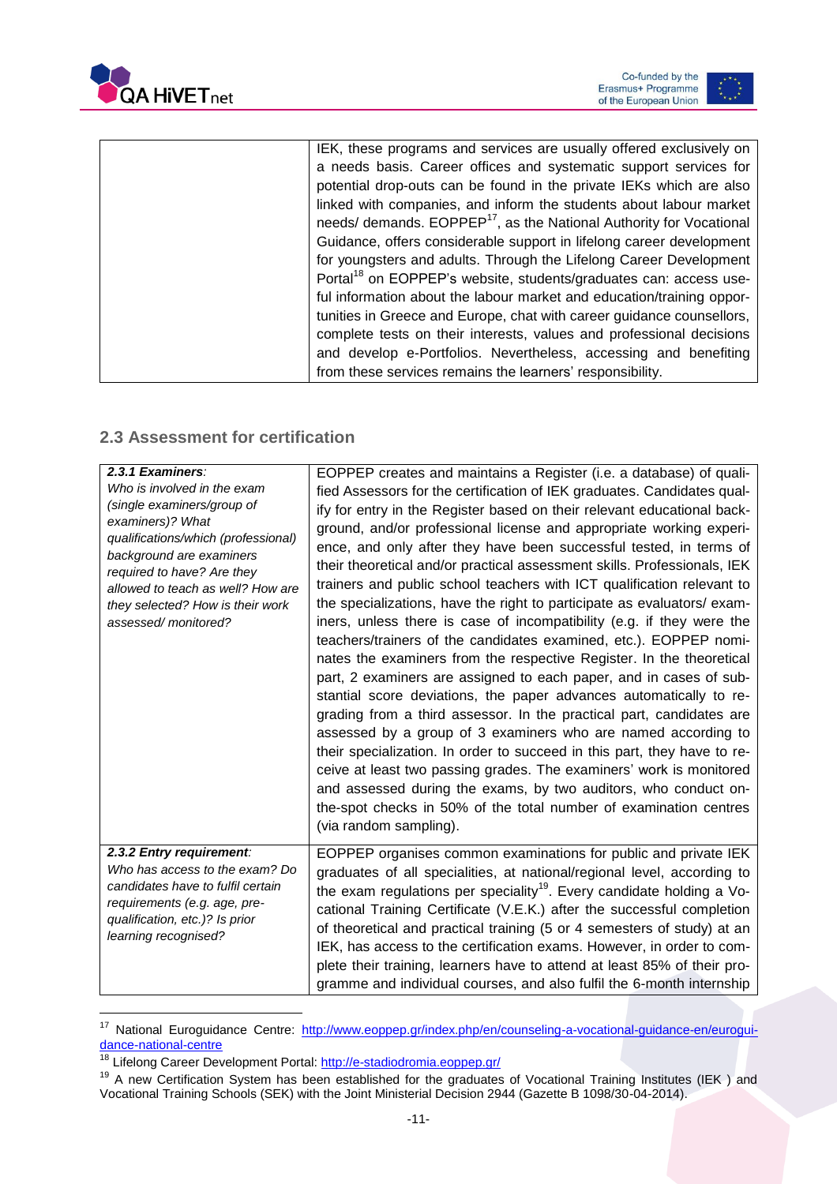| | |
|---|---|
| | IEK, these programs and services are usually offered exclusively on a needs basis. Career offices and systematic support services for potential drop-outs can be found in the private IEKs which are also linked with companies, and inform the students about labour market needs/ demands. EOPPEP[17], as the National Authority for Vocational Guidance, offers considerable support in lifelong career development for youngsters and adults. Through the Lifelong Career Development Portal[18] on EOPPEP's website, students/graduates can: access useful information about the labour market and education/training opportunities in Greece and Europe, chat with career guidance counsellors, complete tests on their interests, values and professional decisions and develop e-Portfolios. Nevertheless, accessing and benefiting from these services remains the learners' responsibility. |

## 2.3 Assessment for certification

| | |
|---|---|
| ***2.3.1 Examiners**:* *Who is involved in the exam (single examiners/group of examiners)? What qualifications/which (professional) background are examiners required to have? Are they allowed to teach as well? How are they selected? How is their work assessed/ monitored?* | EOPPEP creates and maintains a Register (i.e. a database) of qualified Assessors for the certification of IEK graduates. Candidates qualify for entry in the Register based on their relevant educational background, and/or professional license and appropriate working experience, and only after they have been successful tested, in terms of their theoretical and/or practical assessment skills. Professionals, IEK trainers and public school teachers with ICT qualification relevant to the specializations, have the right to participate as evaluators/ examiners, unless there is case of incompatibility (e.g. if they were the teachers/trainers of the candidates examined, etc.). EOPPEP nominates the examiners from the respective Register. In the theoretical part, 2 examiners are assigned to each paper, and in cases of substantial score deviations, the paper advances automatically to regrading from a third assessor. In the practical part, candidates are assessed by a group of 3 examiners who are named according to their specialization. In order to succeed in this part, they have to receive at least two passing grades. The examiners' work is monitored and assessed during the exams, by two auditors, who conduct on-the-spot checks in 50% of the total number of examination centres (via random sampling). |
| ***2.3.2 Entry requirement**:* *Who has access to the exam? Do candidates have to fulfil certain requirements (e.g. age, pre-qualification, etc.)? Is prior learning recognised?* | EOPPEP organises common examinations for public and private IEK graduates of all specialities, at national/regional level, according to the exam regulations per speciality[19]. Every candidate holding a Vocational Training Certificate (V.E.K.) after the successful completion of theoretical and practical training (5 or 4 semesters of study) at an IEK, has access to the certification exams. However, in order to complete their training, learners have to attend at least 85% of their programme and individual courses, and also fulfil the 6-month internship |

[17] National Euroguidance Centre: http://www.eoppep.gr/index.php/en/counseling-a-vocational-guidance-en/euroguidance-national-centre

[18] Lifelong Career Development Portal: http://e-stadiodromia.eoppep.gr/

[19] A new Certification System has been established for the graduates of Vocational Training Institutes (IEK ) and Vocational Training Schools (SEK) with the Joint Ministerial Decision 2944 (Gazette B 1098/30-04-2014).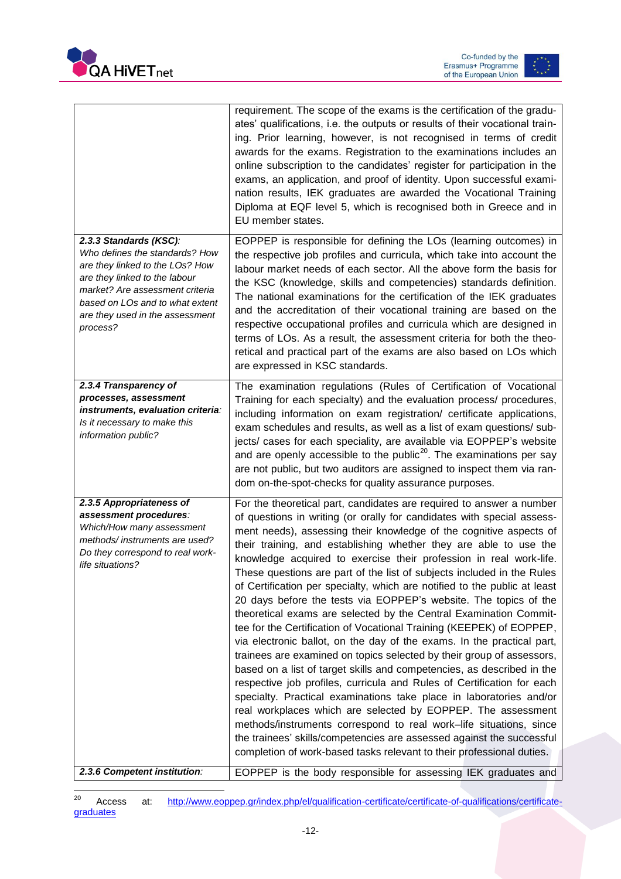| | |
|---|---|
| | requirement. The scope of the exams is the certification of the graduates' qualifications, i.e. the outputs or results of their vocational training. Prior learning, however, is not recognised in terms of credit awards for the exams. Registration to the examinations includes an online subscription to the candidates' register for participation in the exams, an application, and proof of identity. Upon successful examination results, IEK graduates are awarded the Vocational Training Diploma at EQF level 5, which is recognised both in Greece and in EU member states. |
| ***2.3.3 Standards (KSC)****: Who defines the standards? How are they linked to the LOs? How are they linked to the labour market? Are assessment criteria based on LOs and to what extent are they used in the assessment process?* | EOPPEP is responsible for defining the LOs (learning outcomes) in the respective job profiles and curricula, which take into account the labour market needs of each sector. All the above form the basis for the KSC (knowledge, skills and competencies) standards definition. The national examinations for the certification of the IEK graduates and the accreditation of their vocational training are based on the respective occupational profiles and curricula which are designed in terms of LOs. As a result, the assessment criteria for both the theoretical and practical part of the exams are also based on LOs which are expressed in KSC standards. |
| ***2.3.4 Transparency of processes, assessment instruments, evaluation criteria****: Is it necessary to make this information public?* | The examination regulations (Rules of Certification of Vocational Training for each specialty) and the evaluation process/ procedures, including information on exam registration/ certificate applications, exam schedules and results, as well as a list of exam questions/ subjects/ cases for each speciality, are available via EOPPEP's website and are openly accessible to the public[20]. The examinations per say are not public, but two auditors are assigned to inspect them via random on-the-spot-checks for quality assurance purposes. |
| ***2.3.5 Appropriateness of assessment procedures****: Which/How many assessment methods/ instruments are used? Do they correspond to real work-life situations?* | For the theoretical part, candidates are required to answer a number of questions in writing (or orally for candidates with special assessment needs), assessing their knowledge of the cognitive aspects of their training, and establishing whether they are able to use the knowledge acquired to exercise their profession in real work-life. These questions are part of the list of subjects included in the Rules of Certification per specialty, which are notified to the public at least 20 days before the tests via EOPPEP's website. The topics of the theoretical exams are selected by the Central Examination Committee for the Certification of Vocational Training (KEEPEK) of EOPPEP, via electronic ballot, on the day of the exams. In the practical part, trainees are examined on topics selected by their group of assessors, based on a list of target skills and competencies, as described in the respective job profiles, curricula and Rules of Certification for each specialty. Practical examinations take place in laboratories and/or real workplaces which are selected by EOPPEP. The assessment methods/instruments correspond to real work–life situations, since the trainees' skills/competencies are assessed against the successful completion of work-based tasks relevant to their professional duties. |
| ***2.3.6 Competent institution****:* | EOPPEP is the body responsible for assessing IEK graduates and |

[20] Access at: http://www.eoppep.gr/index.php/el/qualification-certificate/certificate-of-qualifications/certificate-graduates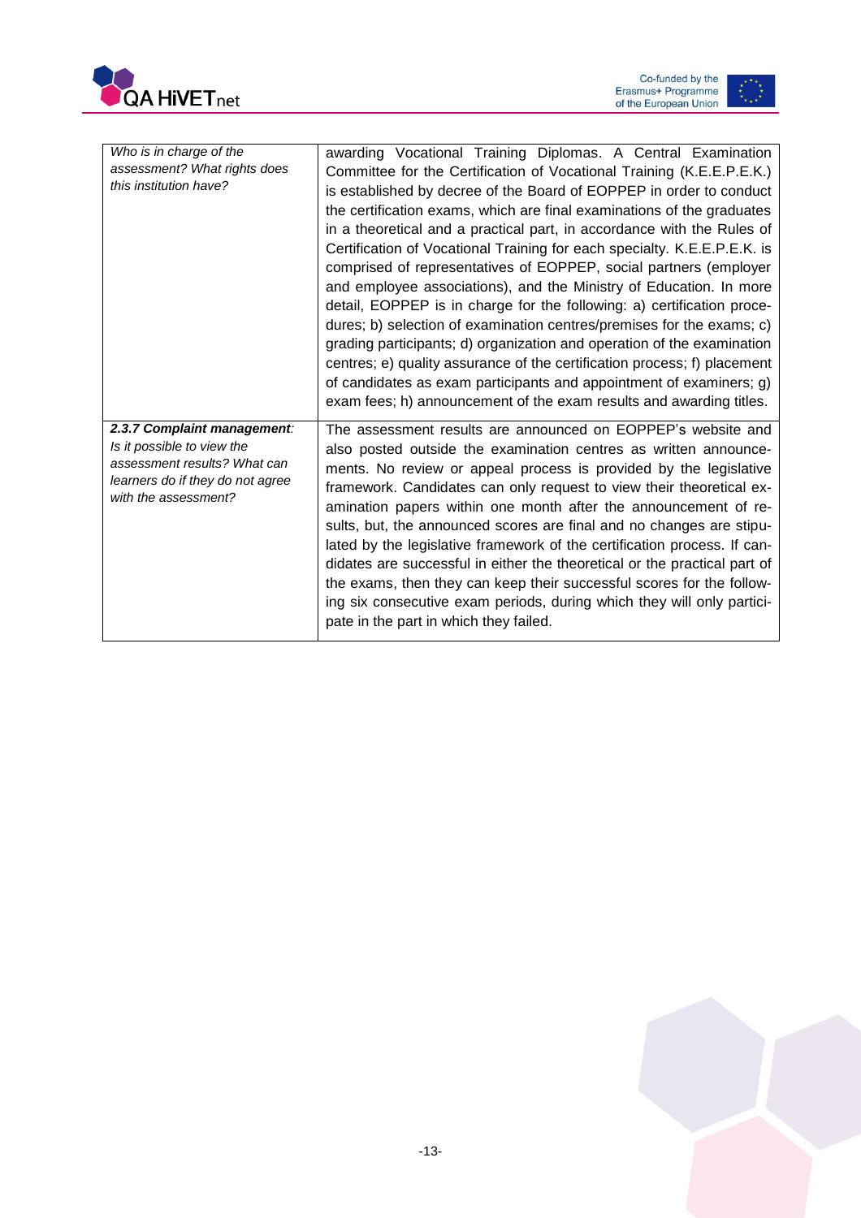| | |
|---|---|
| *Who is in charge of the assessment? What rights does this institution have?* | awarding Vocational Training Diplomas. A Central Examination Committee for the Certification of Vocational Training (K.E.E.P.E.K.) is established by decree of the Board of EOPPEP in order to conduct the certification exams, which are final examinations of the graduates in a theoretical and a practical part, in accordance with the Rules of Certification of Vocational Training for each specialty. K.E.E.P.E.K. is comprised of representatives of EOPPEP, social partners (employer and employee associations), and the Ministry of Education. In more detail, EOPPEP is in charge for the following: a) certification procedures; b) selection of examination centres/premises for the exams; c) grading participants; d) organization and operation of the examination centres; e) quality assurance of the certification process; f) placement of candidates as exam participants and appointment of examiners; g) exam fees; h) announcement of the exam results and awarding titles. |
| ***2.3.7 Complaint management**: Is it possible to view the assessment results? What can learners do if they do not agree with the assessment?* | The assessment results are announced on EOPPEP's website and also posted outside the examination centres as written announcements. No review or appeal process is provided by the legislative framework. Candidates can only request to view their theoretical examination papers within one month after the announcement of results, but, the announced scores are final and no changes are stipulated by the legislative framework of the certification process. If candidates are successful in either the theoretical or the practical part of the exams, then they can keep their successful scores for the following six consecutive exam periods, during which they will only participate in the part in which they failed. |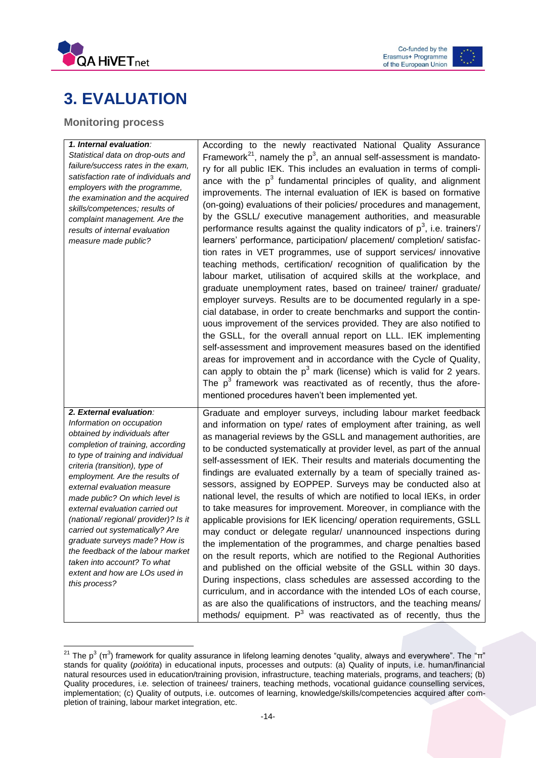# 3. EVALUATION

## Monitoring process

| | |
|---|---|
| ***1. Internal evaluation****:* *Statistical data on drop-outs and failure/success rates in the exam, satisfaction rate of individuals and employers with the programme, the examination and the acquired skills/competences; results of complaint management. Are the results of internal evaluation measure made public?* | According to the newly reactivated National Quality Assurance Framework[21], namely the $p^3$, an annual self-assessment is mandatory for all public IEK. This includes an evaluation in terms of compliance with the $p^3$ fundamental principles of quality, and alignment improvements. The internal evaluation of IEK is based on formative (on-going) evaluations of their policies/ procedures and management, by the GSLL/ executive management authorities, and measurable performance results against the quality indicators of $p^3$, i.e. trainers'/ learners' performance, participation/ placement/ completion/ satisfaction rates in VET programmes, use of support services/ innovative teaching methods, certification/ recognition of qualification by the labour market, utilisation of acquired skills at the workplace, and graduate unemployment rates, based on trainee/ trainer/ graduate/ employer surveys. Results are to be documented regularly in a special database, in order to create benchmarks and support the continuous improvement of the services provided. They are also notified to the GSLL, for the overall annual report on LLL. IEK implementing self-assessment and improvement measures based on the identified areas for improvement and in accordance with the Cycle of Quality, can apply to obtain the $p^3$ mark (license) which is valid for 2 years. The $p^3$ framework was reactivated as of recently, thus the aforementioned procedures haven't been implemented yet. |
| ***2. External evaluation****:* *Information on occupation obtained by individuals after completion of training, according to type of training and individual criteria (transition), type of employment. Are the results of external evaluation measure made public? On which level is external evaluation carried out (national/ regional/ provider)? Is it carried out systematically? Are graduate surveys made? How is the feedback of the labour market taken into account? To what extent and how are LOs used in this process?* | Graduate and employer surveys, including labour market feedback and information on type/ rates of employment after training, as well as managerial reviews by the GSLL and management authorities, are to be conducted systematically at provider level, as part of the annual self-assessment of IEK. Their results and materials documenting the findings are evaluated externally by a team of specially trained assessors, assigned by EOPPEP. Surveys may be conducted also at national level, the results of which are notified to local IEKs, in order to take measures for improvement. Moreover, in compliance with the applicable provisions for IEK licencing/ operation requirements, GSLL may conduct or delegate regular/ unannounced inspections during the implementation of the programmes, and charge penalties based on the result reports, which are notified to the Regional Authorities and published on the official website of the GSLL within 30 days. During inspections, class schedules are assessed according to the curriculum, and in accordance with the intended LOs of each course, as are also the qualifications of instructors, and the teaching means/ methods/ equipment. $P^3$ was reactivated as of recently, thus the |

[21] The $p^3$ ($\pi^3$) framework for quality assurance in lifelong learning denotes "quality, always and everywhere". The "π" stands for quality (*poiótita*) in educational inputs, processes and outputs: (a) Quality of inputs, i.e. human/financial natural resources used in education/training provision, infrastructure, teaching materials, programs, and teachers; (b) Quality procedures, i.e. selection of trainees/ trainers, teaching methods, vocational guidance counselling services, implementation; (c) Quality of outputs, i.e. outcomes of learning, knowledge/skills/competencies acquired after completion of training, labour market integration, etc.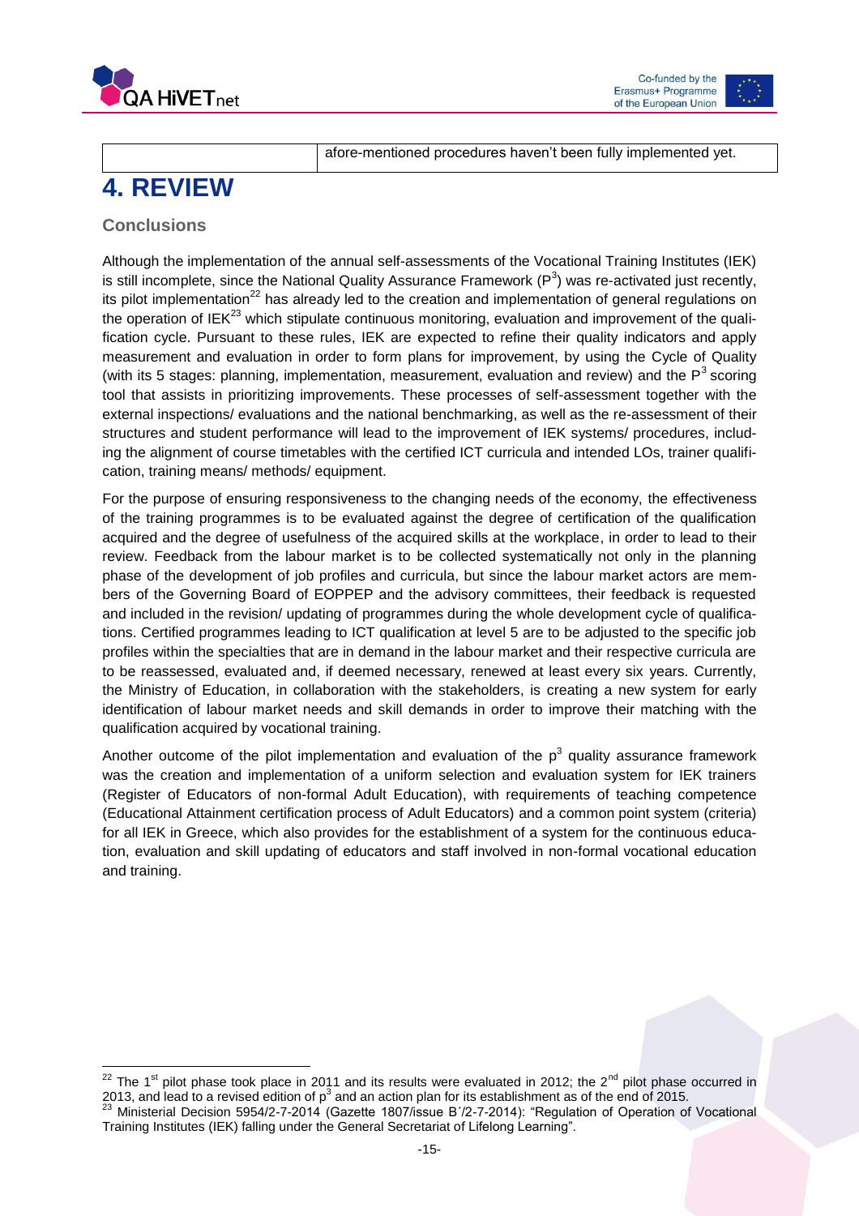| | afore-mentioned procedures haven't been fully implemented yet. |
|---|---|

# 4. REVIEW

## Conclusions

Although the implementation of the annual self-assessments of the Vocational Training Institutes (IEK) is still incomplete, since the National Quality Assurance Framework ($P^3$) was re-activated just recently, its pilot implementation[22] has already led to the creation and implementation of general regulations on the operation of IEK[23] which stipulate continuous monitoring, evaluation and improvement of the qualification cycle. Pursuant to these rules, IEK are expected to refine their quality indicators and apply measurement and evaluation in order to form plans for improvement, by using the Cycle of Quality (with its 5 stages: planning, implementation, measurement, evaluation and review) and the $P^3$ scoring tool that assists in prioritizing improvements. These processes of self-assessment together with the external inspections/ evaluations and the national benchmarking, as well as the re-assessment of their structures and student performance will lead to the improvement of IEK systems/ procedures, including the alignment of course timetables with the certified ICT curricula and intended LOs, trainer qualification, training means/ methods/ equipment.

For the purpose of ensuring responsiveness to the changing needs of the economy, the effectiveness of the training programmes is to be evaluated against the degree of certification of the qualification acquired and the degree of usefulness of the acquired skills at the workplace, in order to lead to their review. Feedback from the labour market is to be collected systematically not only in the planning phase of the development of job profiles and curricula, but since the labour market actors are members of the Governing Board of EOPPEP and the advisory committees, their feedback is requested and included in the revision/ updating of programmes during the whole development cycle of qualifications. Certified programmes leading to ICT qualification at level 5 are to be adjusted to the specific job profiles within the specialties that are in demand in the labour market and their respective curricula are to be reassessed, evaluated and, if deemed necessary, renewed at least every six years. Currently, the Ministry of Education, in collaboration with the stakeholders, is creating a new system for early identification of labour market needs and skill demands in order to improve their matching with the qualification acquired by vocational training.

Another outcome of the pilot implementation and evaluation of the $p^3$ quality assurance framework was the creation and implementation of a uniform selection and evaluation system for IEK trainers (Register of Educators of non-formal Adult Education), with requirements of teaching competence (Educational Attainment certification process of Adult Educators) and a common point system (criteria) for all IEK in Greece, which also provides for the establishment of a system for the continuous education, evaluation and skill updating of educators and staff involved in non-formal vocational education and training.

---

[22] The 1st pilot phase took place in 2011 and its results were evaluated in 2012; the 2nd pilot phase occurred in 2013, and lead to a revised edition of $p^3$ and an action plan for its establishment as of the end of 2015.

[23] Ministerial Decision 5954/2-7-2014 (Gazette 1807/issue B΄/2-7-2014): "Regulation of Operation of Vocational Training Institutes (IEK) falling under the General Secretariat of Lifelong Learning".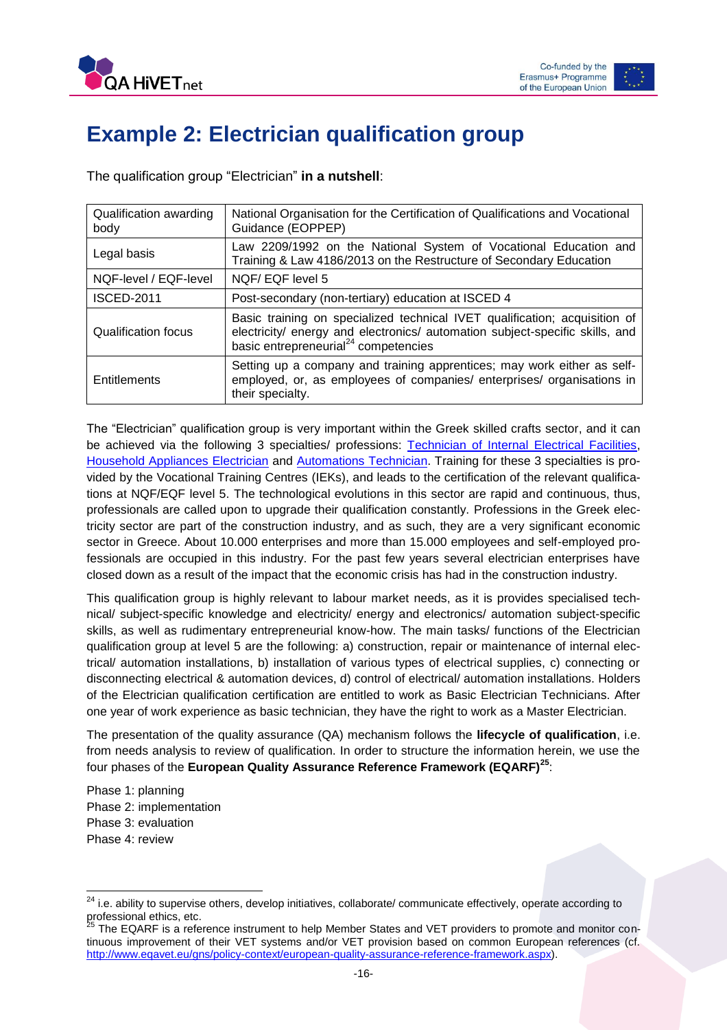# Example 2: Electrician qualification group

The qualification group "Electrician" **in a nutshell**:

| Qualification awarding body | National Organisation for the Certification of Qualifications and Vocational Guidance (EOPPEP) |
|---|---|
| Legal basis | Law 2209/1992 on the National System of Vocational Education and Training & Law 4186/2013 on the Restructure of Secondary Education |
| NQF-level / EQF-level | NQF/ EQF level 5 |
| ISCED-2011 | Post-secondary (non-tertiary) education at ISCED 4 |
| Qualification focus | Basic training on specialized technical IVET qualification; acquisition of electricity/ energy and electronics/ automation subject-specific skills, and basic entrepreneurial[24] competencies |
| Entitlements | Setting up a company and training apprentices; may work either as self-employed, or, as employees of companies/ enterprises/ organisations in their specialty. |

The "Electrician" qualification group is very important within the Greek skilled crafts sector, and it can be achieved via the following 3 specialties/ professions: Technician of Internal Electrical Facilities, Household Appliances Electrician and Automations Technician. Training for these 3 specialties is provided by the Vocational Training Centres (IEKs), and leads to the certification of the relevant qualifications at NQF/EQF level 5. The technological evolutions in this sector are rapid and continuous, thus, professionals are called upon to upgrade their qualification constantly. Professions in the Greek electricity sector are part of the construction industry, and as such, they are a very significant economic sector in Greece. About 10.000 enterprises and more than 15.000 employees and self-employed professionals are occupied in this industry. For the past few years several electrician enterprises have closed down as a result of the impact that the economic crisis has had in the construction industry.

This qualification group is highly relevant to labour market needs, as it is provides specialised technical/ subject-specific knowledge and electricity/ energy and electronics/ automation subject-specific skills, as well as rudimentary entrepreneurial know-how. The main tasks/ functions of the Electrician qualification group at level 5 are the following: a) construction, repair or maintenance of internal electrical/ automation installations, b) installation of various types of electrical supplies, c) connecting or disconnecting electrical & automation devices, d) control of electrical/ automation installations. Holders of the Electrician qualification certification are entitled to work as Basic Electrician Technicians. After one year of work experience as basic technician, they have the right to work as a Master Electrician.

The presentation of the quality assurance (QA) mechanism follows the **lifecycle of qualification**, i.e. from needs analysis to review of qualification. In order to structure the information herein, we use the four phases of the **European Quality Assurance Reference Framework (EQARF)[25]**:

Phase 1: planning
Phase 2: implementation
Phase 3: evaluation
Phase 4: review

[24] i.e. ability to supervise others, develop initiatives, collaborate/ communicate effectively, operate according to professional ethics, etc.

[25] The EQARF is a reference instrument to help Member States and VET providers to promote and monitor continuous improvement of their VET systems and/or VET provision based on common European references (cf. http://www.eqavet.eu/gns/policy-context/european-quality-assurance-reference-framework.aspx).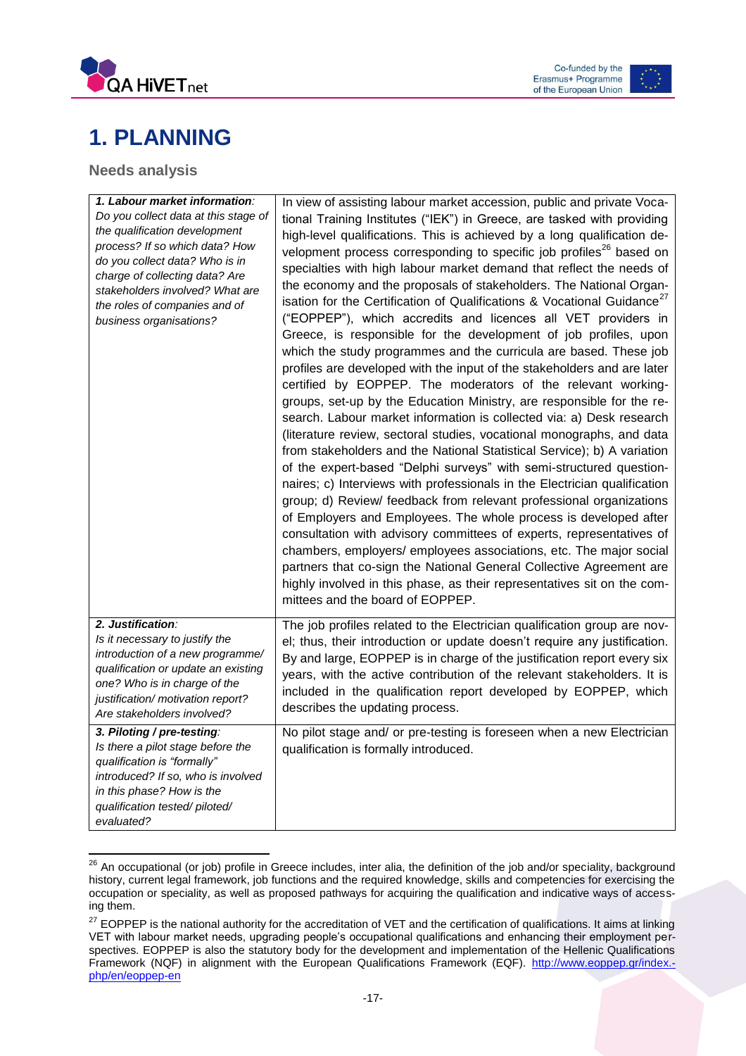# 1. PLANNING

## Needs analysis

| | |
|---|---|
| ***1. Labour market information**: Do you collect data at this stage of the qualification development process? If so which data? How do you collect data? Who is in charge of collecting data? Are stakeholders involved? What are the roles of companies and of business organisations?* | In view of assisting labour market accession, public and private Vocational Training Institutes ("IEK") in Greece, are tasked with providing high-level qualifications. This is achieved by a long qualification development process corresponding to specific job profiles[26] based on specialties with high labour market demand that reflect the needs of the economy and the proposals of stakeholders. The National Organisation for the Certification of Qualifications & Vocational Guidance[27] ("EOPPEP"), which accredits and licences all VET providers in Greece, is responsible for the development of job profiles, upon which the study programmes and the curricula are based. These job profiles are developed with the input of the stakeholders and are later certified by EOPPEP. The moderators of the relevant working-groups, set-up by the Education Ministry, are responsible for the research. Labour market information is collected via: a) Desk research (literature review, sectoral studies, vocational monographs, and data from stakeholders and the National Statistical Service); b) A variation of the expert-based "Delphi surveys" with semi-structured questionnaires; c) Interviews with professionals in the Electrician qualification group; d) Review/ feedback from relevant professional organizations of Employers and Employees. The whole process is developed after consultation with advisory committees of experts, representatives of chambers, employers/ employees associations, etc. The major social partners that co-sign the National General Collective Agreement are highly involved in this phase, as their representatives sit on the committees and the board of EOPPEP. |
| ***2. Justification**: Is it necessary to justify the introduction of a new programme/ qualification or update an existing one? Who is in charge of the justification/ motivation report? Are stakeholders involved?* | The job profiles related to the Electrician qualification group are novel; thus, their introduction or update doesn't require any justification. By and large, EOPPEP is in charge of the justification report every six years, with the active contribution of the relevant stakeholders. It is included in the qualification report developed by EOPPEP, which describes the updating process. |
| ***3. Piloting / pre-testing**: Is there a pilot stage before the qualification is "formally" introduced? If so, who is involved in this phase? How is the qualification tested/ piloted/ evaluated?* | No pilot stage and/ or pre-testing is foreseen when a new Electrician qualification is formally introduced. |

[26] An occupational (or job) profile in Greece includes, inter alia, the definition of the job and/or speciality, background history, current legal framework, job functions and the required knowledge, skills and competencies for exercising the occupation or speciality, as well as proposed pathways for acquiring the qualification and indicative ways of accessing them.

[27] EOPPEP is the national authority for the accreditation of VET and the certification of qualifications. It aims at linking VET with labour market needs, upgrading people's occupational qualifications and enhancing their employment perspectives. EOPPEP is also the statutory body for the development and implementation of the Hellenic Qualifications Framework (NQF) in alignment with the European Qualifications Framework (EQF). http://www.eoppep.gr/index.php/en/eoppep-en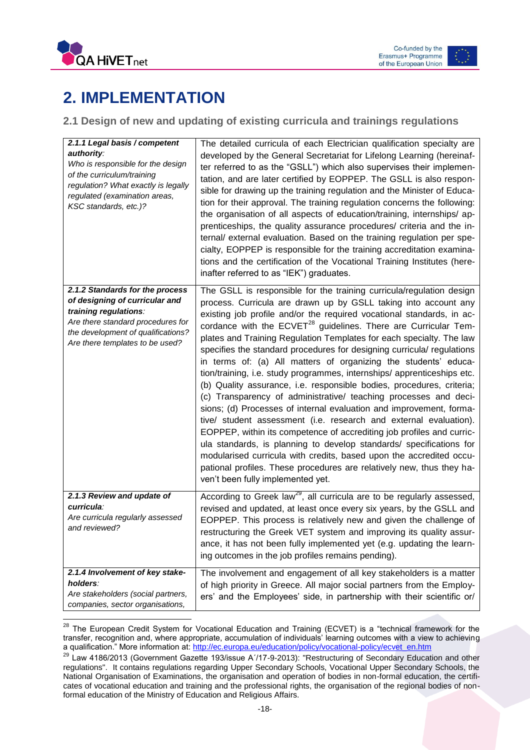# 2. IMPLEMENTATION

## 2.1 Design of new and updating of existing curricula and trainings regulations

| | |
|---|---|
| ***2.1.1 Legal basis / competent authority**:*<br>*Who is responsible for the design of the curriculum/training regulation? What exactly is legally regulated (examination areas, KSC standards, etc.)?* | The detailed curricula of each Electrician qualification specialty are developed by the General Secretariat for Lifelong Learning (hereinafter referred to as the "GSLL") which also supervises their implementation, and are later certified by EOPPEP. The GSLL is also responsible for drawing up the training regulation and the Minister of Education for their approval. The training regulation concerns the following: the organisation of all aspects of education/training, internships/ apprenticeships, the quality assurance procedures/ criteria and the internal/ external evaluation. Based on the training regulation per specialty, EOPPEP is responsible for the training accreditation examinations and the certification of the Vocational Training Institutes (hereinafter referred to as "IEK") graduates. |
| ***2.1.2 Standards for the process of designing of curricular and training regulations**:*<br>*Are there standard procedures for the development of qualifications? Are there templates to be used?* | The GSLL is responsible for the training curricula/regulation design process. Curricula are drawn up by GSLL taking into account any existing job profile and/or the required vocational standards, in accordance with the ECVET[28] guidelines. There are Curricular Templates and Training Regulation Templates for each specialty. The law specifies the standard procedures for designing curricula/ regulations in terms of: (a) All matters of organizing the students' education/training, i.e. study programmes, internships/ apprenticeships etc. (b) Quality assurance, i.e. responsible bodies, procedures, criteria; (c) Transparency of administrative/ teaching processes and decisions; (d) Processes of internal evaluation and improvement, formative/ student assessment (i.e. research and external evaluation). EOPPEP, within its competence of accrediting job profiles and curricula standards, is planning to develop standards/ specifications for modularised curricula with credits, based upon the accredited occupational profiles. These procedures are relatively new, thus they haven't been fully implemented yet. |
| ***2.1.3 Review and update of curricula**:*<br>*Are curricula regularly assessed and reviewed?* | According to Greek law[29], all curricula are to be regularly assessed, revised and updated, at least once every six years, by the GSLL and EOPPEP. This process is relatively new and given the challenge of restructuring the Greek VET system and improving its quality assurance, it has not been fully implemented yet (e.g. updating the learning outcomes in the job profiles remains pending). |
| ***2.1.4 Involvement of key stakeholders**:*<br>*Are stakeholders (social partners, companies, sector organisations,* | The involvement and engagement of all key stakeholders is a matter of high priority in Greece. All major social partners from the Employers' and the Employees' side, in partnership with their scientific or/ |

[28] The European Credit System for Vocational Education and Training (ECVET) is a "technical framework for the transfer, recognition and, where appropriate, accumulation of individuals' learning outcomes with a view to achieving a qualification." More information at: http://ec.europa.eu/education/policy/vocational-policy/ecvet_en.htm

[29] Law 4186/2013 (Government Gazette 193/issue A΄/17-9-2013): "Restructuring of Secondary Education and other regulations". It contains regulations regarding Upper Secondary Schools, Vocational Upper Secondary Schools, the National Organisation of Examinations, the organisation and operation of bodies in non-formal education, the certificates of vocational education and training and the professional rights, the organisation of the regional bodies of non-formal education of the Ministry of Education and Religious Affairs.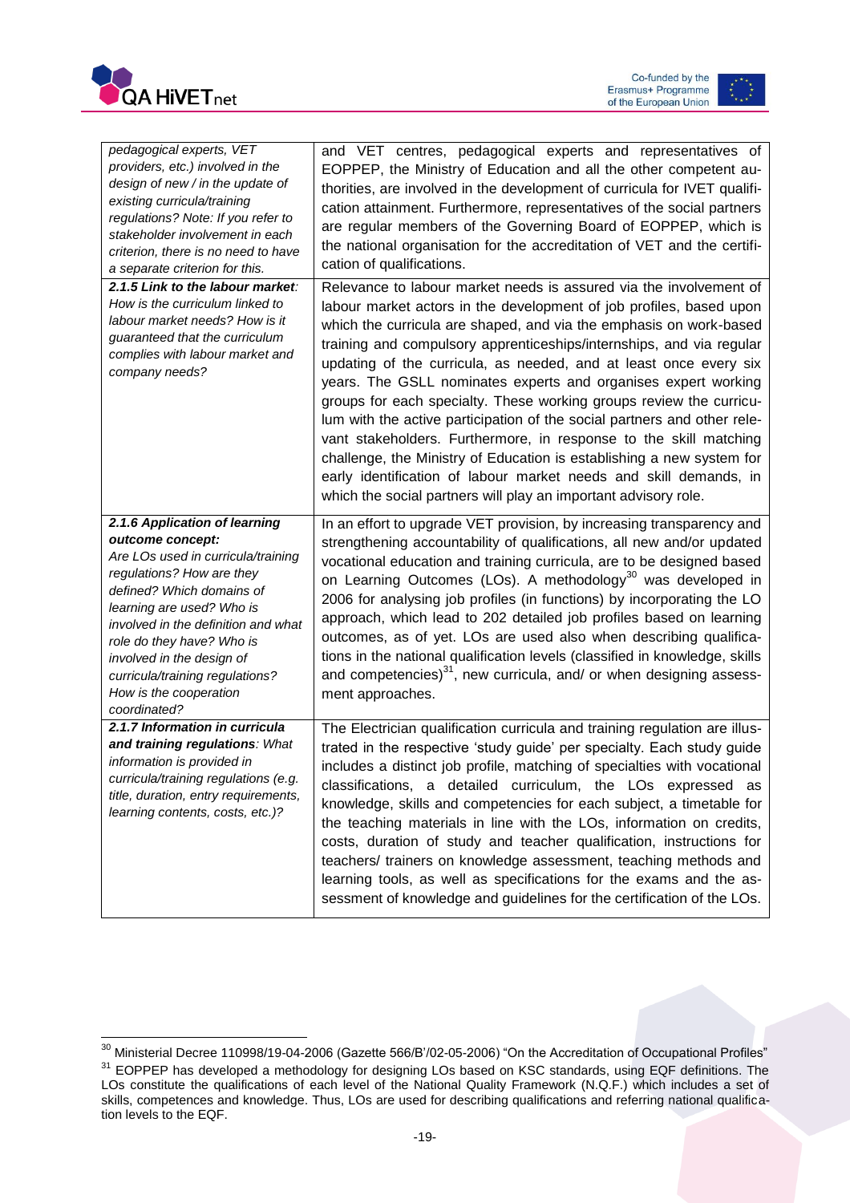| | |
|---|---|
| *pedagogical experts, VET providers, etc.) involved in the design of new / in the update of existing curricula/training regulations? Note: If you refer to stakeholder involvement in each criterion, there is no need to have a separate criterion for this.* | and VET centres, pedagogical experts and representatives of EOPPEP, the Ministry of Education and all the other competent authorities, are involved in the development of curricula for IVET qualification attainment. Furthermore, representatives of the social partners are regular members of the Governing Board of EOPPEP, which is the national organisation for the accreditation of VET and the certification of qualifications. |
| ***2.1.5 Link to the labour market**: How is the curriculum linked to labour market needs? How is it guaranteed that the curriculum complies with labour market and company needs?* | Relevance to labour market needs is assured via the involvement of labour market actors in the development of job profiles, based upon which the curricula are shaped, and via the emphasis on work-based training and compulsory apprenticeships/internships, and via regular updating of the curricula, as needed, and at least once every six years. The GSLL nominates experts and organises expert working groups for each specialty. These working groups review the curriculum with the active participation of the social partners and other relevant stakeholders. Furthermore, in response to the skill matching challenge, the Ministry of Education is establishing a new system for early identification of labour market needs and skill demands, in which the social partners will play an important advisory role. |
| ***2.1.6 Application of learning outcome concept:** Are LOs used in curricula/training regulations? How are they defined? Which domains of learning are used? Who is involved in the definition and what role do they have? Who is involved in the design of curricula/training regulations? How is the cooperation coordinated?* | In an effort to upgrade VET provision, by increasing transparency and strengthening accountability of qualifications, all new and/or updated vocational education and training curricula, are to be designed based on Learning Outcomes (LOs). A methodology[30] was developed in 2006 for analysing job profiles (in functions) by incorporating the LO approach, which lead to 202 detailed job profiles based on learning outcomes, as of yet. LOs are used also when describing qualifications in the national qualification levels (classified in knowledge, skills and competencies)[31], new curricula, and/ or when designing assessment approaches. |
| ***2.1.7 Information in curricula and training regulations**: What information is provided in curricula/training regulations (e.g. title, duration, entry requirements, learning contents, costs, etc.)?* | The Electrician qualification curricula and training regulation are illustrated in the respective 'study guide' per specialty. Each study guide includes a distinct job profile, matching of specialties with vocational classifications, a detailed curriculum, the LOs expressed as knowledge, skills and competencies for each subject, a timetable for the teaching materials in line with the LOs, information on credits, costs, duration of study and teacher qualification, instructions for teachers/ trainers on knowledge assessment, teaching methods and learning tools, as well as specifications for the exams and the assessment of knowledge and guidelines for the certification of the LOs. |

[30] Ministerial Decree 110998/19-04-2006 (Gazette 566/B'/02-05-2006) "On the Accreditation of Occupational Profiles"

[31] EOPPEP has developed a methodology for designing LOs based on KSC standards, using EQF definitions. The LOs constitute the qualifications of each level of the National Quality Framework (N.Q.F.) which includes a set of skills, competences and knowledge. Thus, LOs are used for describing qualifications and referring national qualification levels to the EQF.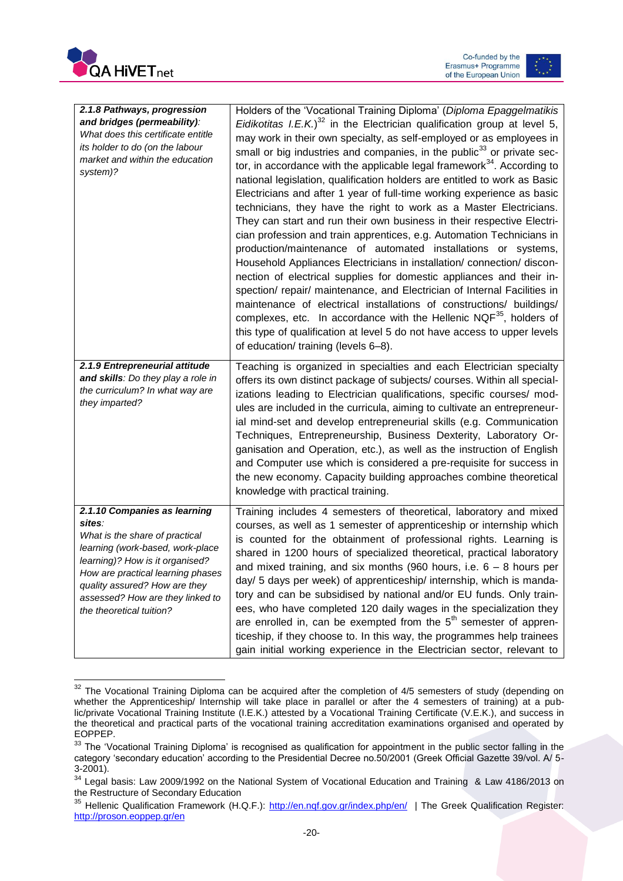| | |
|---|---|
| ***2.1.8 Pathways, progression and bridges (permeability)**: What does this certificate entitle its holder to do (on the labour market and within the education system)?* | Holders of the 'Vocational Training Diploma' (*Diploma Epaggelmatikis Eidikotitas I.E.K.*)[32] in the Electrician qualification group at level 5, may work in their own specialty, as self-employed or as employees in small or big industries and companies, in the public[33] or private sector, in accordance with the applicable legal framework[34]. According to national legislation, qualification holders are entitled to work as Basic Electricians and after 1 year of full-time working experience as basic technicians, they have the right to work as a Master Electricians. They can start and run their own business in their respective Electrician profession and train apprentices, e.g. Automation Technicians in production/maintenance of automated installations or systems, Household Appliances Electricians in installation/ connection/ disconnection of electrical supplies for domestic appliances and their inspection/ repair/ maintenance, and Electrician of Internal Facilities in maintenance of electrical installations of constructions/ buildings/ complexes, etc. In accordance with the Hellenic NQF[35], holders of this type of qualification at level 5 do not have access to upper levels of education/ training (levels 6–8). |
| ***2.1.9 Entrepreneurial attitude and skills**: Do they play a role in the curriculum? In what way are they imparted?* | Teaching is organized in specialties and each Electrician specialty offers its own distinct package of subjects/ courses. Within all specializations leading to Electrician qualifications, specific courses/ modules are included in the curricula, aiming to cultivate an entrepreneurial mind-set and develop entrepreneurial skills (e.g. Communication Techniques, Entrepreneurship, Business Dexterity, Laboratory Organisation and Operation, etc.), as well as the instruction of English and Computer use which is considered a pre-requisite for success in the new economy. Capacity building approaches combine theoretical knowledge with practical training. |
| ***2.1.10 Companies as learning sites**: What is the share of practical learning (work-based, work-place learning)? How is it organised? How are practical learning phases quality assured? How are they assessed? How are they linked to the theoretical tuition?* | Training includes 4 semesters of theoretical, laboratory and mixed courses, as well as 1 semester of apprenticeship or internship which is counted for the obtainment of professional rights. Learning is shared in 1200 hours of specialized theoretical, practical laboratory and mixed training, and six months (960 hours, i.e. 6 – 8 hours per day/ 5 days per week) of apprenticeship/ internship, which is mandatory and can be subsidised by national and/or EU funds. Only trainees, who have completed 120 daily wages in the specialization they are enrolled in, can be exempted from the 5th semester of apprenticeship, if they choose to. In this way, the programmes help trainees gain initial working experience in the Electrician sector, relevant to |

[32] The Vocational Training Diploma can be acquired after the completion of 4/5 semesters of study (depending on whether the Apprenticeship/ Internship will take place in parallel or after the 4 semesters of training) at a public/private Vocational Training Institute (I.E.K.) attested by a Vocational Training Certificate (V.E.K.), and success in the theoretical and practical parts of the vocational training accreditation examinations organised and operated by EOPPEP.

[33] The 'Vocational Training Diploma' is recognised as qualification for appointment in the public sector falling in the category 'secondary education' according to the Presidential Decree no.50/2001 (Greek Official Gazette 39/vol. A/ 5-3-2001).

[34] Legal basis: Law 2009/1992 on the National System of Vocational Education and Training & Law 4186/2013 on the Restructure of Secondary Education

[35] Hellenic Qualification Framework (H.Q.F.): http://en.nqf.gov.gr/index.php/en/ | The Greek Qualification Register: http://proson.eoppep.gr/en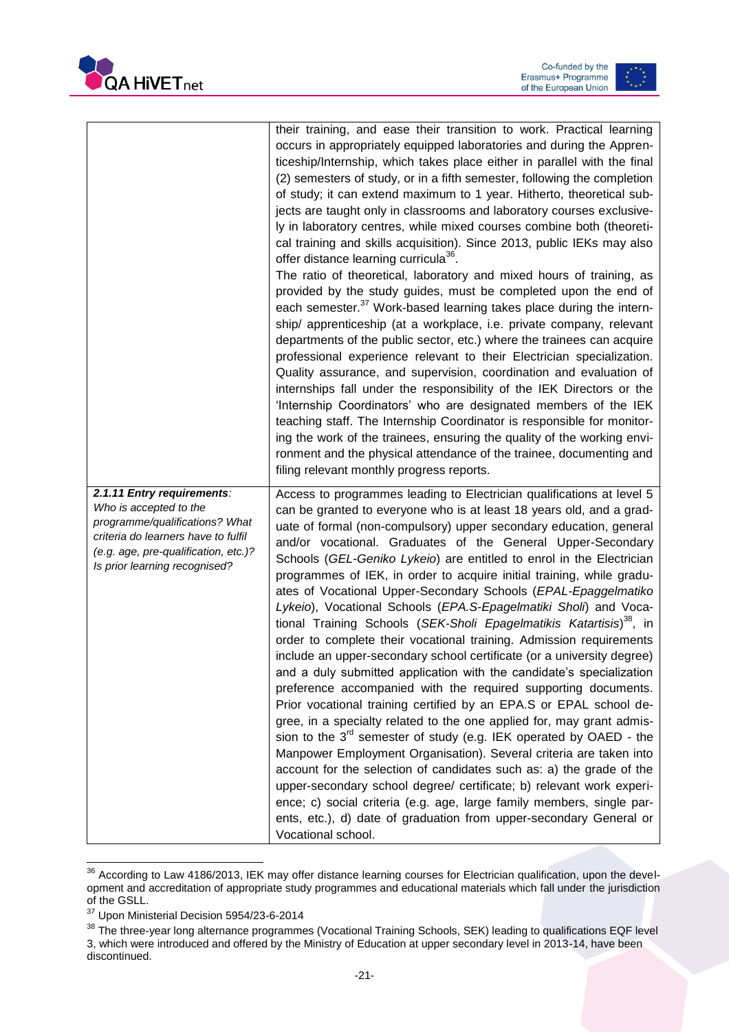| | |
|---|---|
| | their training, and ease their transition to work. Practical learning occurs in appropriately equipped laboratories and during the Apprenticeship/Internship, which takes place either in parallel with the final (2) semesters of study, or in a fifth semester, following the completion of study; it can extend maximum to 1 year. Hitherto, theoretical subjects are taught only in classrooms and laboratory courses exclusively in laboratory centres, while mixed courses combine both (theoretical training and skills acquisition). Since 2013, public IEKs may also offer distance learning curricula[36].<br>The ratio of theoretical, laboratory and mixed hours of training, as provided by the study guides, must be completed upon the end of each semester.[37] Work-based learning takes place during the internship/ apprenticeship (at a workplace, i.e. private company, relevant departments of the public sector, etc.) where the trainees can acquire professional experience relevant to their Electrician specialization. Quality assurance, and supervision, coordination and evaluation of internships fall under the responsibility of the IEK Directors or the 'Internship Coordinators' who are designated members of the IEK teaching staff. The Internship Coordinator is responsible for monitoring the work of the trainees, ensuring the quality of the working environment and the physical attendance of the trainee, documenting and filing relevant monthly progress reports. |
| ***2.1.11 Entry requirements**: Who is accepted to the programme/qualifications? What criteria do learners have to fulfil (e.g. age, pre-qualification, etc.)? Is prior learning recognised?* | Access to programmes leading to Electrician qualifications at level 5 can be granted to everyone who is at least 18 years old, and a graduate of formal (non-compulsory) upper secondary education, general and/or vocational. Graduates of the General Upper-Secondary Schools (*GEL-Geniko Lykeio*) are entitled to enrol in the Electrician programmes of IEK, in order to acquire initial training, while graduates of Vocational Upper-Secondary Schools (*EPAL-Epaggelmatiko Lykeio*), Vocational Schools (*EPA.S-Epagelmatiki Sholi*) and Vocational Training Schools (*SEK-Sholi Epagelmatikis Katartisis*)[38], in order to complete their vocational training. Admission requirements include an upper-secondary school certificate (or a university degree) and a duly submitted application with the candidate's specialization preference accompanied with the required supporting documents. Prior vocational training certified by an EPA.S or EPAL school degree, in a specialty related to the one applied for, may grant admission to the 3rd semester of study (e.g. IEK operated by OAED - the Manpower Employment Organisation). Several criteria are taken into account for the selection of candidates such as: a) the grade of the upper-secondary school degree/ certificate; b) relevant work experience; c) social criteria (e.g. age, large family members, single parents, etc.), d) date of graduation from upper-secondary General or Vocational school. |

[36] According to Law 4186/2013, IEK may offer distance learning courses for Electrician qualification, upon the development and accreditation of appropriate study programmes and educational materials which fall under the jurisdiction of the GSLL.

[37] Upon Ministerial Decision 5954/23-6-2014

[38] The three-year long alternance programmes (Vocational Training Schools, SEK) leading to qualifications EQF level 3, which were introduced and offered by the Ministry of Education at upper secondary level in 2013-14, have been discontinued.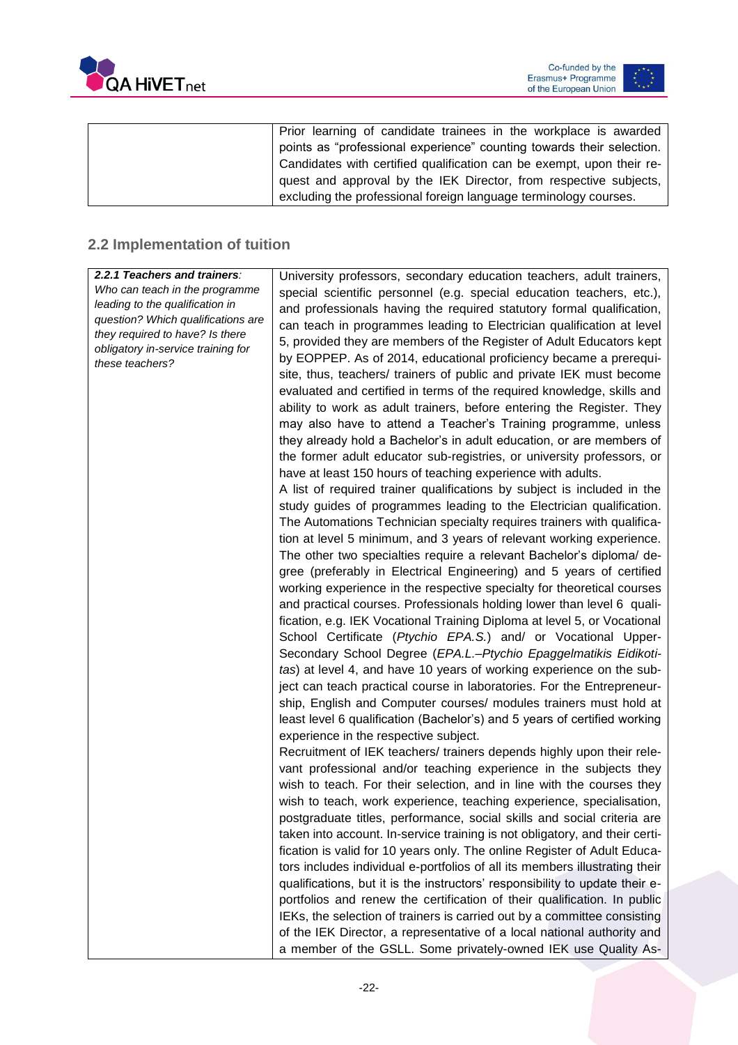| | |
|---|---|
| | Prior learning of candidate trainees in the workplace is awarded points as "professional experience" counting towards their selection. Candidates with certified qualification can be exempt, upon their request and approval by the IEK Director, from respective subjects, excluding the professional foreign language terminology courses. |

## 2.2 Implementation of tuition

| | |
|---|---|
| ***2.2.1 Teachers and trainers**: Who can teach in the programme leading to the qualification in question? Which qualifications are they required to have? Is there obligatory in-service training for these teachers?* | University professors, secondary education teachers, adult trainers, special scientific personnel (e.g. special education teachers, etc.), and professionals having the required statutory formal qualification, can teach in programmes leading to Electrician qualification at level 5, provided they are members of the Register of Adult Educators kept by EOPPEP. As of 2014, educational proficiency became a prerequisite, thus, teachers/ trainers of public and private IEK must become evaluated and certified in terms of the required knowledge, skills and ability to work as adult trainers, before entering the Register. They may also have to attend a Teacher's Training programme, unless they already hold a Bachelor's in adult education, or are members of the former adult educator sub-registries, or university professors, or have at least 150 hours of teaching experience with adults.<br>A list of required trainer qualifications by subject is included in the study guides of programmes leading to the Electrician qualification. The Automations Technician specialty requires trainers with qualification at level 5 minimum, and 3 years of relevant working experience. The other two specialties require a relevant Bachelor's diploma/ degree (preferably in Electrical Engineering) and 5 years of certified working experience in the respective specialty for theoretical courses and practical courses. Professionals holding lower than level 6 qualification, e.g. IEK Vocational Training Diploma at level 5, or Vocational School Certificate (*Ptychio EPA.S.*) and/ or Vocational Upper-Secondary School Degree (*EPA.L.–Ptychio Epaggelmatikis Eidikotitas*) at level 4, and have 10 years of working experience on the subject can teach practical course in laboratories. For the Entrepreneurship, English and Computer courses/ modules trainers must hold at least level 6 qualification (Bachelor's) and 5 years of certified working experience in the respective subject.<br>Recruitment of IEK teachers/ trainers depends highly upon their relevant professional and/or teaching experience in the subjects they wish to teach. For their selection, and in line with the courses they wish to teach, work experience, teaching experience, specialisation, postgraduate titles, performance, social skills and social criteria are taken into account. In-service training is not obligatory, and their certification is valid for 10 years only. The online Register of Adult Educators includes individual e-portfolios of all its members illustrating their qualifications, but it is the instructors' responsibility to update their e-portfolios and renew the certification of their qualification. In public IEKs, the selection of trainers is carried out by a committee consisting of the IEK Director, a representative of a local national authority and a member of the GSLL. Some privately-owned IEK use Quality As- |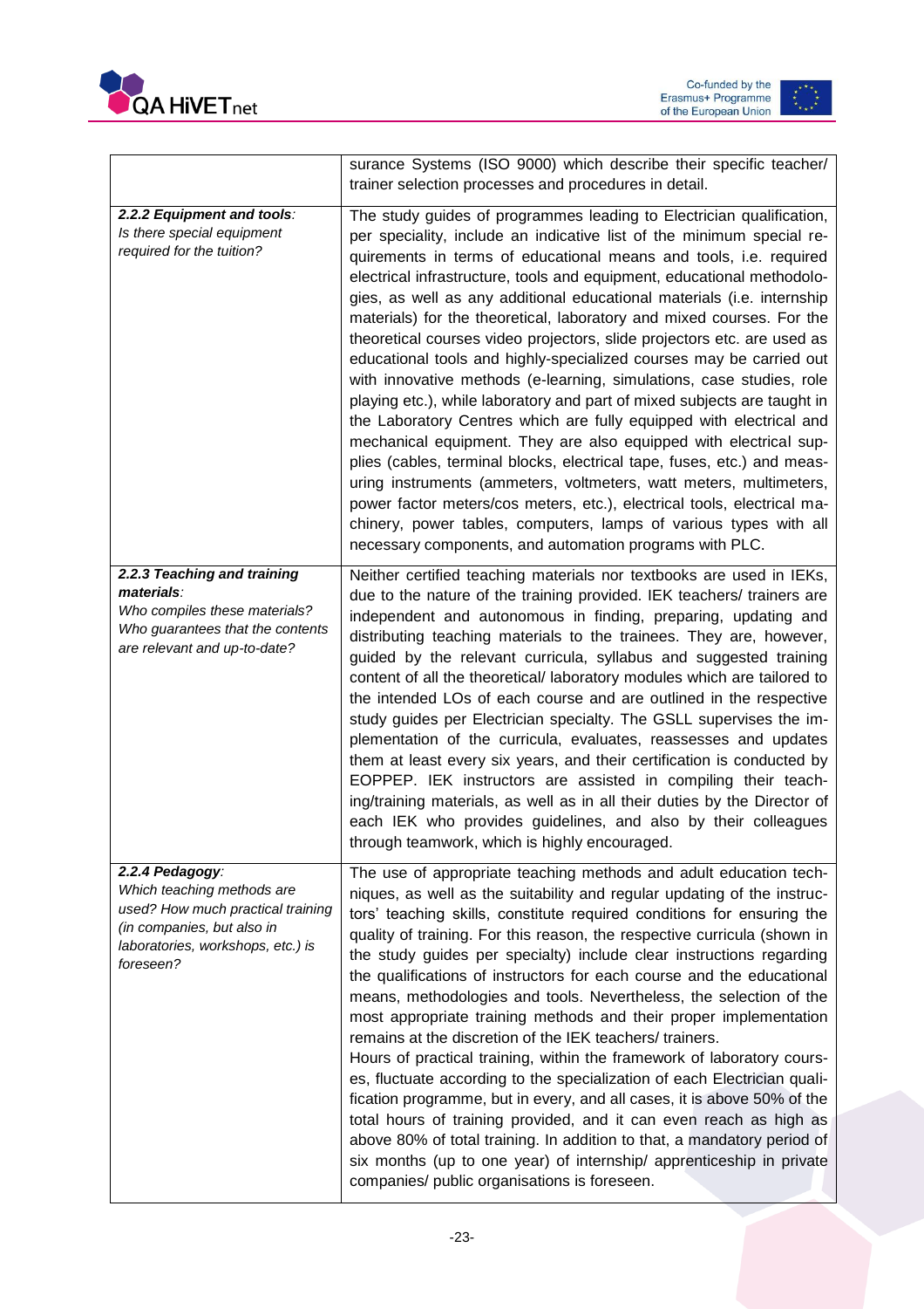| | |
|---|---|
| | surance Systems (ISO 9000) which describe their specific teacher/ trainer selection processes and procedures in detail. |
| ***2.2.2 Equipment and tools**:* *Is there special equipment required for the tuition?* | The study guides of programmes leading to Electrician qualification, per speciality, include an indicative list of the minimum special requirements in terms of educational means and tools, i.e. required electrical infrastructure, tools and equipment, educational methodologies, as well as any additional educational materials (i.e. internship materials) for the theoretical, laboratory and mixed courses. For the theoretical courses video projectors, slide projectors etc. are used as educational tools and highly-specialized courses may be carried out with innovative methods (e-learning, simulations, case studies, role playing etc.), while laboratory and part of mixed subjects are taught in the Laboratory Centres which are fully equipped with electrical and mechanical equipment. They are also equipped with electrical supplies (cables, terminal blocks, electrical tape, fuses, etc.) and measuring instruments (ammeters, voltmeters, watt meters, multimeters, power factor meters/cos meters, etc.), electrical tools, electrical machinery, power tables, computers, lamps of various types with all necessary components, and automation programs with PLC. |
| ***2.2.3 Teaching and training materials**:* *Who compiles these materials? Who guarantees that the contents are relevant and up-to-date?* | Neither certified teaching materials nor textbooks are used in IEKs, due to the nature of the training provided. IEK teachers/ trainers are independent and autonomous in finding, preparing, updating and distributing teaching materials to the trainees. They are, however, guided by the relevant curricula, syllabus and suggested training content of all the theoretical/ laboratory modules which are tailored to the intended LOs of each course and are outlined in the respective study guides per Electrician specialty. The GSLL supervises the implementation of the curricula, evaluates, reassesses and updates them at least every six years, and their certification is conducted by EOPPEP. IEK instructors are assisted in compiling their teaching/training materials, as well as in all their duties by the Director of each IEK who provides guidelines, and also by their colleagues through teamwork, which is highly encouraged. |
| ***2.2.4 Pedagogy**:* *Which teaching methods are used? How much practical training (in companies, but also in laboratories, workshops, etc.) is foreseen?* | The use of appropriate teaching methods and adult education techniques, as well as the suitability and regular updating of the instructors' teaching skills, constitute required conditions for ensuring the quality of training. For this reason, the respective curricula (shown in the study guides per specialty) include clear instructions regarding the qualifications of instructors for each course and the educational means, methodologies and tools. Nevertheless, the selection of the most appropriate training methods and their proper implementation remains at the discretion of the IEK teachers/ trainers.<br>Hours of practical training, within the framework of laboratory courses, fluctuate according to the specialization of each Electrician qualification programme, but in every, and all cases, it is above 50% of the total hours of training provided, and it can even reach as high as above 80% of total training. In addition to that, a mandatory period of six months (up to one year) of internship/ apprenticeship in private companies/ public organisations is foreseen. |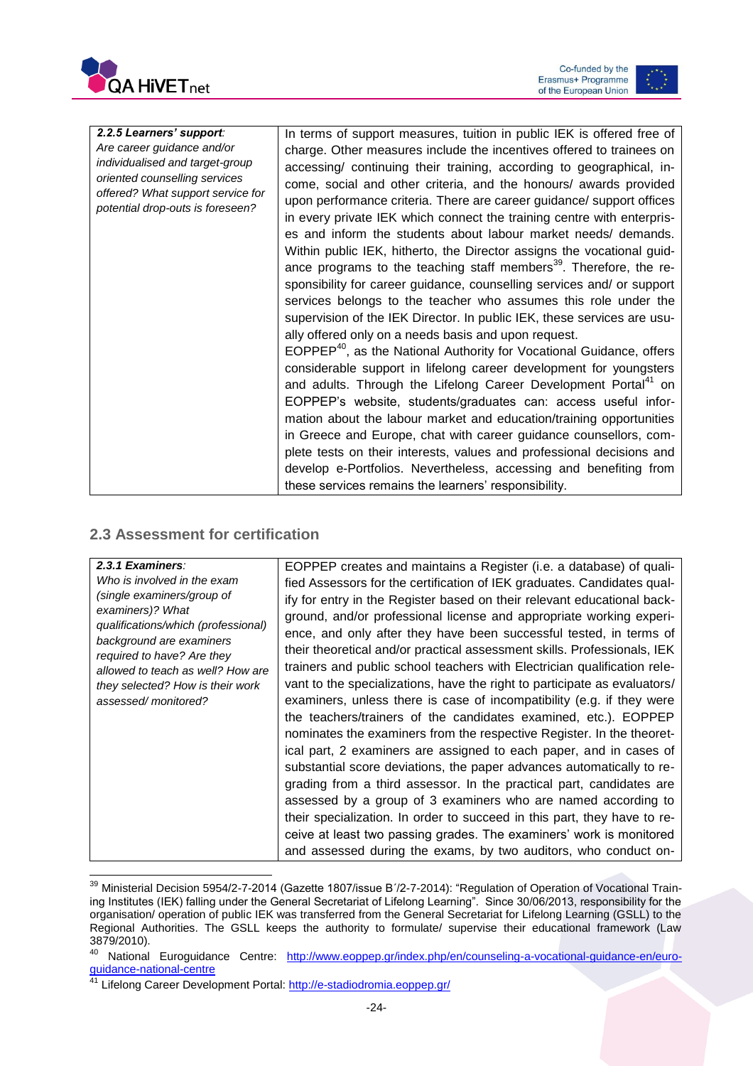| **2.2.5 Learners' support**: *Are career guidance and/or individualised and target-group oriented counselling services offered? What support service for potential drop-outs is foreseen?* | In terms of support measures, tuition in public IEK is offered free of charge. Other measures include the incentives offered to trainees on accessing/ continuing their training, according to geographical, income, social and other criteria, and the honours/ awards provided upon performance criteria. There are career guidance/ support offices in every private IEK which connect the training centre with enterprises and inform the students about labour market needs/ demands. Within public IEK, hitherto, the Director assigns the vocational guidance programs to the teaching staff members[39]. Therefore, the responsibility for career guidance, counselling services and/ or support services belongs to the teacher who assumes this role under the supervision of the IEK Director. In public IEK, these services are usually offered only on a needs basis and upon request. EOPPEP[40], as the National Authority for Vocational Guidance, offers considerable support in lifelong career development for youngsters and adults. Through the Lifelong Career Development Portal[41] on EOPPEP's website, students/graduates can: access useful information about the labour market and education/training opportunities in Greece and Europe, chat with career guidance counsellors, complete tests on their interests, values and professional decisions and develop e-Portfolios. Nevertheless, accessing and benefiting from these services remains the learners' responsibility. |
|---|---|

## 2.3 Assessment for certification

| **2.3.1 Examiners**: *Who is involved in the exam (single examiners/group of examiners)? What qualifications/which (professional) background are examiners required to have? Are they allowed to teach as well? How are they selected? How is their work assessed/ monitored?* | EOPPEP creates and maintains a Register (i.e. a database) of qualified Assessors for the certification of IEK graduates. Candidates qualify for entry in the Register based on their relevant educational background, and/or professional license and appropriate working experience, and only after they have been successful tested, in terms of their theoretical and/or practical assessment skills. Professionals, IEK trainers and public school teachers with Electrician qualification relevant to the specializations, have the right to participate as evaluators/ examiners, unless there is case of incompatibility (e.g. if they were the teachers/trainers of the candidates examined, etc.). EOPPEP nominates the examiners from the respective Register. In the theoretical part, 2 examiners are assigned to each paper, and in cases of substantial score deviations, the paper advances automatically to regrading from a third assessor. In the practical part, candidates are assessed by a group of 3 examiners who are named according to their specialization. In order to succeed in this part, they have to receive at least two passing grades. The examiners' work is monitored and assessed during the exams, by two auditors, who conduct on- |
|---|---|

[39] Ministerial Decision 5954/2-7-2014 (Gazette 1807/issue B΄/2-7-2014): "Regulation of Operation of Vocational Training Institutes (IEK) falling under the General Secretariat of Lifelong Learning". Since 30/06/2013, responsibility for the organisation/ operation of public IEK was transferred from the General Secretariat for Lifelong Learning (GSLL) to the Regional Authorities. The GSLL keeps the authority to formulate/ supervise their educational framework (Law 3879/2010).

[40] National Euroguidance Centre: [http://www.eoppep.gr/index.php/en/counseling-a-vocational-guidance-en/euro-guidance-national-centre](http://www.eoppep.gr/index.php/en/counseling-a-vocational-guidance-en/euro-guidance-national-centre)

[41] Lifelong Career Development Portal: [http://e-stadiodromia.eoppep.gr/](http://e-stadiodromia.eoppep.gr/)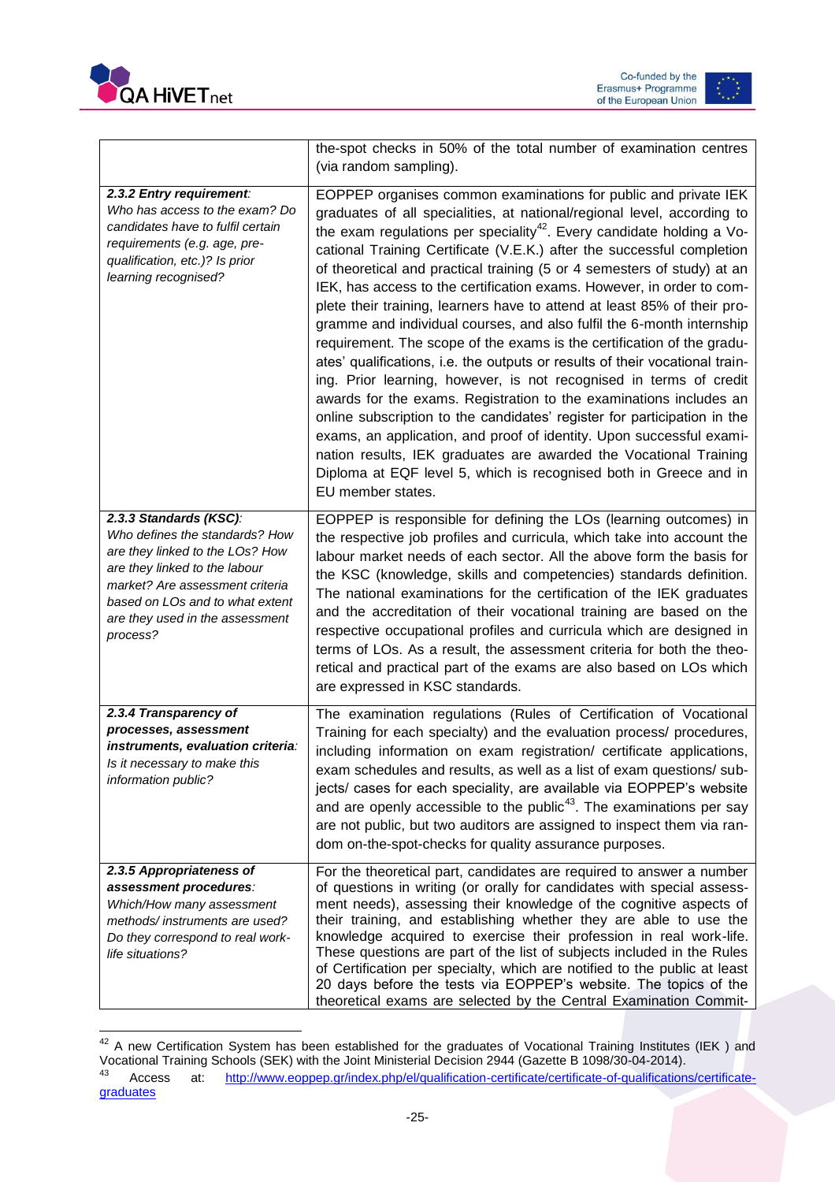| | |
|---|---|
| | the-spot checks in 50% of the total number of examination centres (via random sampling). |
| ***2.3.2 Entry requirement**: Who has access to the exam? Do candidates have to fulfil certain requirements (e.g. age, pre-qualification, etc.)? Is prior learning recognised?* | EOPPEP organises common examinations for public and private IEK graduates of all specialities, at national/regional level, according to the exam regulations per speciality[42]. Every candidate holding a Vocational Training Certificate (V.E.K.) after the successful completion of theoretical and practical training (5 or 4 semesters of study) at an IEK, has access to the certification exams. However, in order to complete their training, learners have to attend at least 85% of their programme and individual courses, and also fulfil the 6-month internship requirement. The scope of the exams is the certification of the graduates' qualifications, i.e. the outputs or results of their vocational training. Prior learning, however, is not recognised in terms of credit awards for the exams. Registration to the examinations includes an online subscription to the candidates' register for participation in the exams, an application, and proof of identity. Upon successful examination results, IEK graduates are awarded the Vocational Training Diploma at EQF level 5, which is recognised both in Greece and in EU member states. |
| ***2.3.3 Standards (KSC)**: Who defines the standards? How are they linked to the LOs? How are they linked to the labour market? Are assessment criteria based on LOs and to what extent are they used in the assessment process?* | EOPPEP is responsible for defining the LOs (learning outcomes) in the respective job profiles and curricula, which take into account the labour market needs of each sector. All the above form the basis for the KSC (knowledge, skills and competencies) standards definition. The national examinations for the certification of the IEK graduates and the accreditation of their vocational training are based on the respective occupational profiles and curricula which are designed in terms of LOs. As a result, the assessment criteria for both the theoretical and practical part of the exams are also based on LOs which are expressed in KSC standards. |
| ***2.3.4 Transparency of processes, assessment instruments, evaluation criteria**: Is it necessary to make this information public?* | The examination regulations (Rules of Certification of Vocational Training for each specialty) and the evaluation process/ procedures, including information on exam registration/ certificate applications, exam schedules and results, as well as a list of exam questions/ subjects/ cases for each speciality, are available via EOPPEP's website and are openly accessible to the public[43]. The examinations per say are not public, but two auditors are assigned to inspect them via random on-the-spot-checks for quality assurance purposes. |
| ***2.3.5 Appropriateness of assessment procedures**: Which/How many assessment methods/ instruments are used? Do they correspond to real work-life situations?* | For the theoretical part, candidates are required to answer a number of questions in writing (or orally for candidates with special assessment needs), assessing their knowledge of the cognitive aspects of their training, and establishing whether they are able to use the knowledge acquired to exercise their profession in real work-life. These questions are part of the list of subjects included in the Rules of Certification per specialty, which are notified to the public at least 20 days before the tests via EOPPEP's website. The topics of the theoretical exams are selected by the Central Examination Commit- |

[42] A new Certification System has been established for the graduates of Vocational Training Institutes (IEK ) and Vocational Training Schools (SEK) with the Joint Ministerial Decision 2944 (Gazette B 1098/30-04-2014).

[43] Access at: http://www.eoppep.gr/index.php/el/qualification-certificate/certificate-of-qualifications/certificate-graduates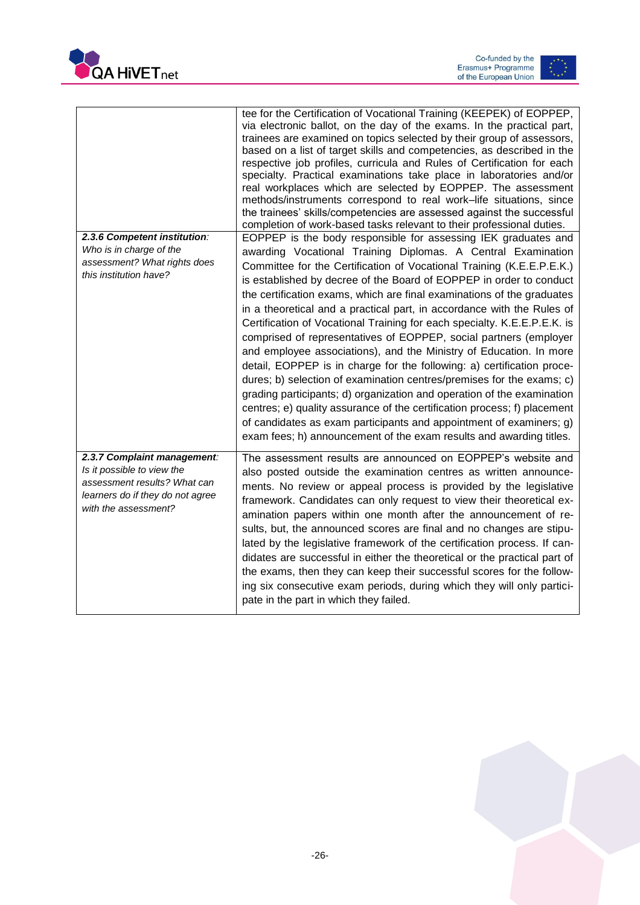| | |
|---|---|
| | tee for the Certification of Vocational Training (KEEPEK) of EOPPEP, via electronic ballot, on the day of the exams. In the practical part, trainees are examined on topics selected by their group of assessors, based on a list of target skills and competencies, as described in the respective job profiles, curricula and Rules of Certification for each specialty. Practical examinations take place in laboratories and/or real workplaces which are selected by EOPPEP. The assessment methods/instruments correspond to real work–life situations, since the trainees' skills/competencies are assessed against the successful completion of work-based tasks relevant to their professional duties. |
| ***2.3.6 Competent institution**: Who is in charge of the assessment? What rights does this institution have?* | EOPPEP is the body responsible for assessing IEK graduates and awarding Vocational Training Diplomas. A Central Examination Committee for the Certification of Vocational Training (K.E.E.P.E.K.) is established by decree of the Board of EOPPEP in order to conduct the certification exams, which are final examinations of the graduates in a theoretical and a practical part, in accordance with the Rules of Certification of Vocational Training for each specialty. K.E.E.P.E.K. is comprised of representatives of EOPPEP, social partners (employer and employee associations), and the Ministry of Education. In more detail, EOPPEP is in charge for the following: a) certification procedures; b) selection of examination centres/premises for the exams; c) grading participants; d) organization and operation of the examination centres; e) quality assurance of the certification process; f) placement of candidates as exam participants and appointment of examiners; g) exam fees; h) announcement of the exam results and awarding titles. |
| ***2.3.7 Complaint management**: Is it possible to view the assessment results? What can learners do if they do not agree with the assessment?* | The assessment results are announced on EOPPEP's website and also posted outside the examination centres as written announcements. No review or appeal process is provided by the legislative framework. Candidates can only request to view their theoretical examination papers within one month after the announcement of results, but, the announced scores are final and no changes are stipulated by the legislative framework the certification process. If candidates are successful in either the theoretical or the practical part of the exams, then they can keep their successful scores for the following six consecutive exam periods, during which they will only participate in the part in which they failed. |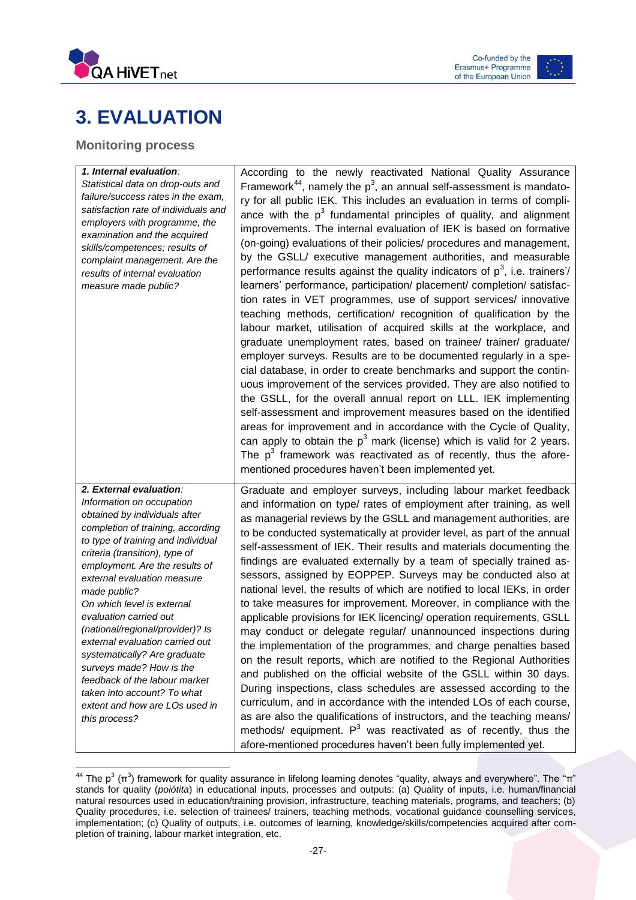# 3. EVALUATION

## Monitoring process

| | |
|---|---|
| ***1. Internal evaluation****:* *Statistical data on drop-outs and failure/success rates in the exam, satisfaction rate of individuals and employers with programme, the examination and the acquired skills/competences; results of complaint management. Are the results of internal evaluation measure made public?* | According to the newly reactivated National Quality Assurance Framework[44], namely the $p^3$, an annual self-assessment is mandatory for all public IEK. This includes an evaluation in terms of compliance with the $p^3$ fundamental principles of quality, and alignment improvements. The internal evaluation of IEK is based on formative (on-going) evaluations of their policies/ procedures and management, by the GSLL/ executive management authorities, and measurable performance results against the quality indicators of $p^3$, i.e. trainers'/ learners' performance, participation/ placement/ completion/ satisfaction rates in VET programmes, use of support services/ innovative teaching methods, certification/ recognition of qualification by the labour market, utilisation of acquired skills at the workplace, and graduate unemployment rates, based on trainee/ trainer/ graduate/ employer surveys. Results are to be documented regularly in a special database, in order to create benchmarks and support the continuous improvement of the services provided. They are also notified to the GSLL, for the overall annual report on LLL. IEK implementing self-assessment and improvement measures based on the identified areas for improvement and in accordance with the Cycle of Quality, can apply to obtain the $p^3$ mark (license) which is valid for 2 years. The $p^3$ framework was reactivated as of recently, thus the afore-mentioned procedures haven't been implemented yet. |
| ***2. External evaluation****:* *Information on occupation obtained by individuals after completion of training, according to type of training and individual criteria (transition), type of employment. Are the results of external evaluation measure made public? On which level is external evaluation carried out (national/regional/provider)? Is external evaluation carried out systematically? Are graduate surveys made? How is the feedback of the labour market taken into account? To what extent and how are LOs used in this process?* | Graduate and employer surveys, including labour market feedback and information on type/ rates of employment after training, as well as managerial reviews by the GSLL and management authorities, are to be conducted systematically at provider level, as part of the annual self-assessment of IEK. Their results and materials documenting the findings are evaluated externally by a team of specially trained assessors, assigned by EOPPEP. Surveys may be conducted also at national level, the results of which are notified to local IEKs, in order to take measures for improvement. Moreover, in compliance with the applicable provisions for IEK licencing/ operation requirements, GSLL may conduct or delegate regular/ unannounced inspections during the implementation of the programmes, and charge penalties based on the result reports, which are notified to the Regional Authorities and published on the official website of the GSLL within 30 days. During inspections, class schedules are assessed according to the curriculum, and in accordance with the intended LOs of each course, as are also the qualifications of instructors, and the teaching means/ methods/ equipment. $P^3$ was reactivated as of recently, thus the afore-mentioned procedures haven't been fully implemented yet. |

[44] The $p^3$ ($\pi^3$) framework for quality assurance in lifelong learning denotes "quality, always and everywhere". The "π" stands for quality (*poiótita*) in educational inputs, processes and outputs: (a) Quality of inputs, i.e. human/financial natural resources used in education/training provision, infrastructure, teaching materials, programs, and teachers; (b) Quality procedures, i.e. selection of trainees/ trainers, teaching methods, vocational guidance counselling services, implementation; (c) Quality of outputs, i.e. outcomes of learning, knowledge/skills/competencies acquired after completion of training, labour market integration, etc.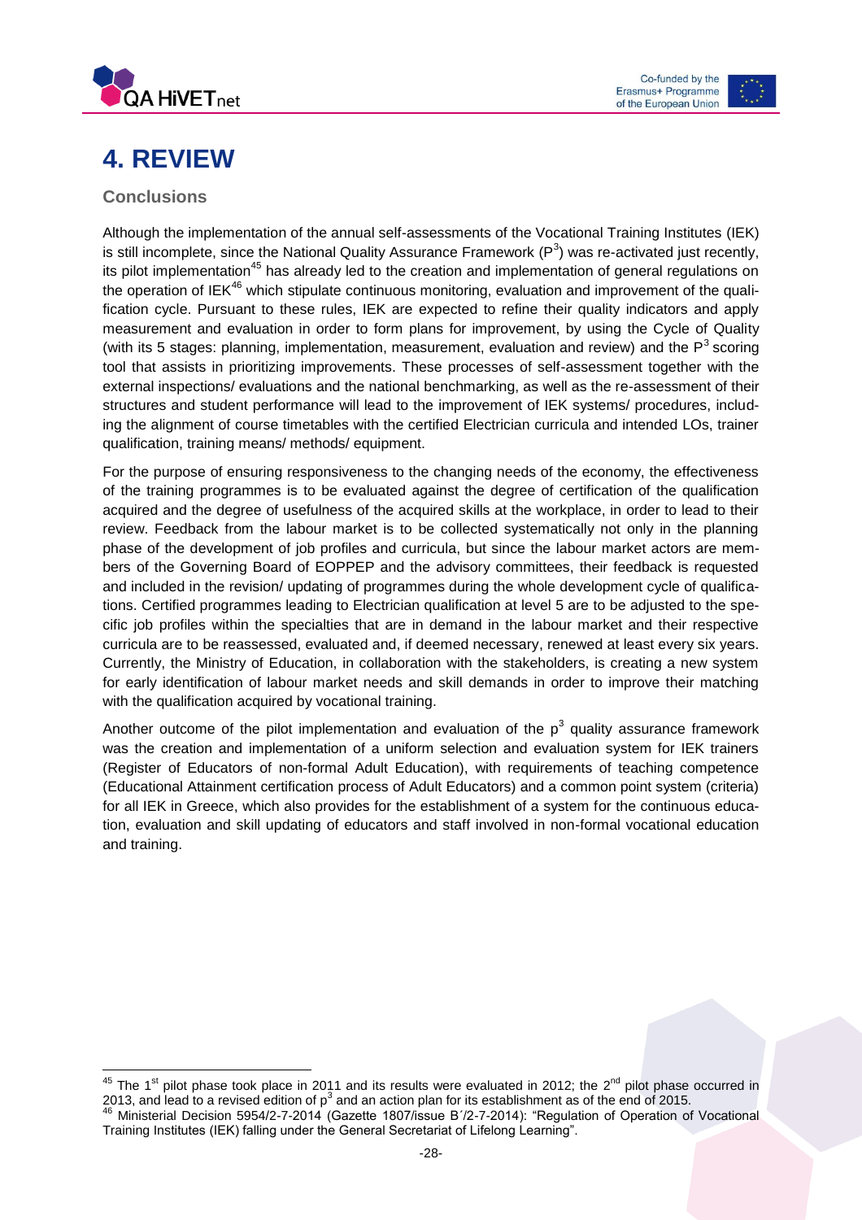# 4. REVIEW

## Conclusions

Although the implementation of the annual self-assessments of the Vocational Training Institutes (IEK) is still incomplete, since the National Quality Assurance Framework ($P^3$) was re-activated just recently, its pilot implementation[45] has already led to the creation and implementation of general regulations on the operation of IEK[46] which stipulate continuous monitoring, evaluation and improvement of the qualification cycle. Pursuant to these rules, IEK are expected to refine their quality indicators and apply measurement and evaluation in order to form plans for improvement, by using the Cycle of Quality (with its 5 stages: planning, implementation, measurement, evaluation and review) and the $P^3$ scoring tool that assists in prioritizing improvements. These processes of self-assessment together with the external inspections/ evaluations and the national benchmarking, as well as the re-assessment of their structures and student performance will lead to the improvement of IEK systems/ procedures, including the alignment of course timetables with the certified Electrician curricula and intended LOs, trainer qualification, training means/ methods/ equipment.

For the purpose of ensuring responsiveness to the changing needs of the economy, the effectiveness of the training programmes is to be evaluated against the degree of certification of the qualification acquired and the degree of usefulness of the acquired skills at the workplace, in order to lead to their review. Feedback from the labour market is to be collected systematically not only in the planning phase of the development of job profiles and curricula, but since the labour market actors are members of the Governing Board of EOPPEP and the advisory committees, their feedback is requested and included in the revision/ updating of programmes during the whole development cycle of qualifications. Certified programmes leading to Electrician qualification at level 5 are to be adjusted to the specific job profiles within the specialties that are in demand in the labour market and their respective curricula are to be reassessed, evaluated and, if deemed necessary, renewed at least every six years. Currently, the Ministry of Education, in collaboration with the stakeholders, is creating a new system for early identification of labour market needs and skill demands in order to improve their matching with the qualification acquired by vocational training.

Another outcome of the pilot implementation and evaluation of the $p^3$ quality assurance framework was the creation and implementation of a uniform selection and evaluation system for IEK trainers (Register of Educators of non-formal Adult Education), with requirements of teaching competence (Educational Attainment certification process of Adult Educators) and a common point system (criteria) for all IEK in Greece, which also provides for the establishment of a system for the continuous education, evaluation and skill updating of educators and staff involved in non-formal vocational education and training.

---

[45] The 1st pilot phase took place in 2011 and its results were evaluated in 2012; the 2nd pilot phase occurred in 2013, and lead to a revised edition of $p^3$ and an action plan for its establishment as of the end of 2015.

[46] Ministerial Decision 5954/2-7-2014 (Gazette 1807/issue B΄/2-7-2014): "Regulation of Operation of Vocational Training Institutes (IEK) falling under the General Secretariat of Lifelong Learning".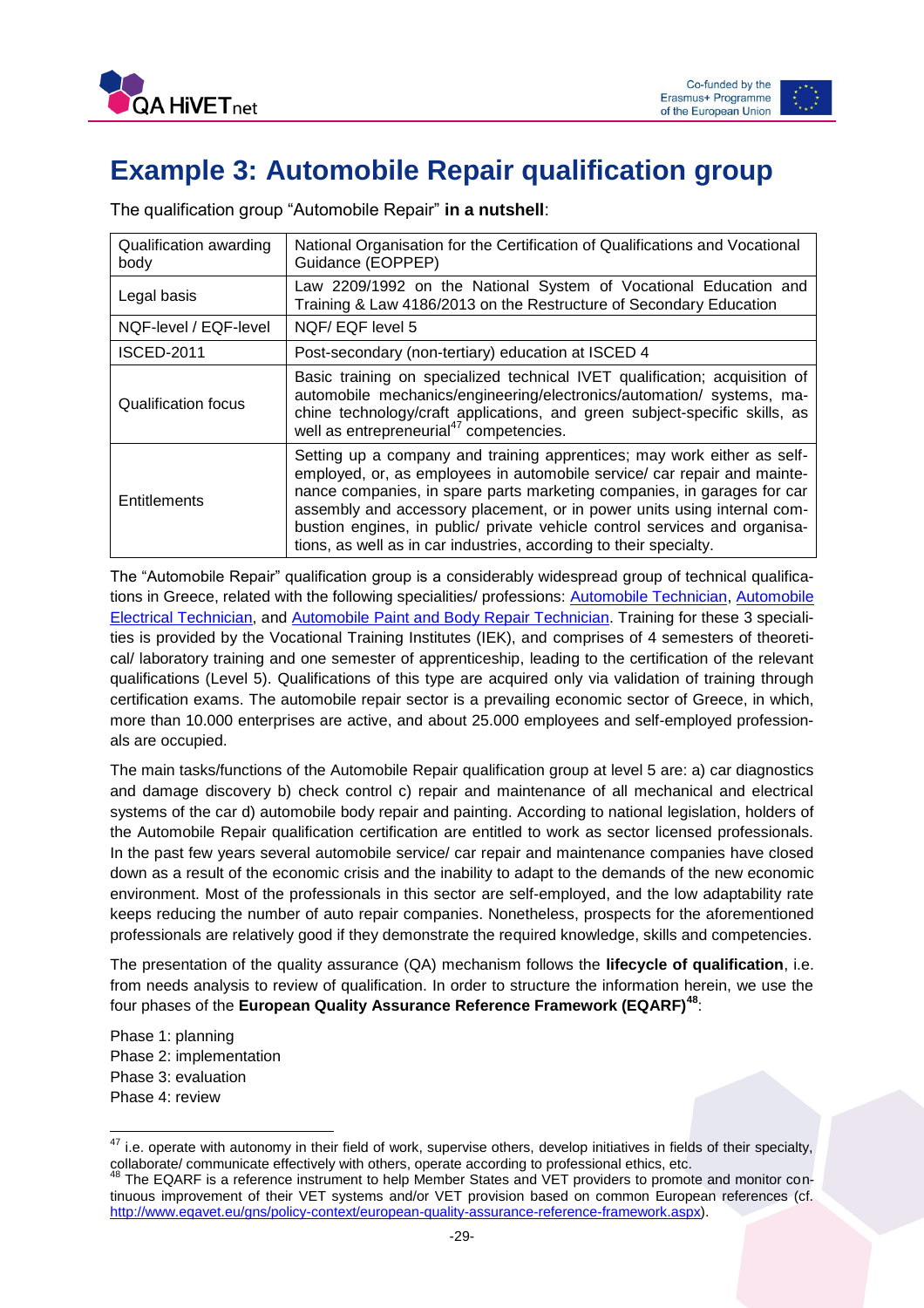# Example 3: Automobile Repair qualification group

The qualification group "Automobile Repair" **in a nutshell**:

| | |
|---|---|
| Qualification awarding body | National Organisation for the Certification of Qualifications and Vocational Guidance (EOPPEP) |
| Legal basis | Law 2209/1992 on the National System of Vocational Education and Training & Law 4186/2013 on the Restructure of Secondary Education |
| NQF-level / EQF-level | NQF/ EQF level 5 |
| ISCED-2011 | Post-secondary (non-tertiary) education at ISCED 4 |
| Qualification focus | Basic training on specialized technical IVET qualification; acquisition of automobile mechanics/engineering/electronics/automation/ systems, machine technology/craft applications, and green subject-specific skills, as well as entrepreneurial[47] competencies. |
| Entitlements | Setting up a company and training apprentices; may work either as self-employed, or, as employees in automobile service/ car repair and maintenance companies, in spare parts marketing companies, in garages for car assembly and accessory placement, or in power units using internal combustion engines, in public/ private vehicle control services and organisations, as well as in car industries, according to their specialty. |

The "Automobile Repair" qualification group is a considerably widespread group of technical qualifications in Greece, related with the following specialities/ professions: Automobile Technician, Automobile Electrical Technician, and Automobile Paint and Body Repair Technician. Training for these 3 specialities is provided by the Vocational Training Institutes (IEK), and comprises of 4 semesters of theoretical/ laboratory training and one semester of apprenticeship, leading to the certification of the relevant qualifications (Level 5). Qualifications of this type are acquired only via validation of training through certification exams. The automobile repair sector is a prevailing economic sector of Greece, in which, more than 10.000 enterprises are active, and about 25.000 employees and self-employed professionals are occupied.

The main tasks/functions of the Automobile Repair qualification group at level 5 are: a) car diagnostics and damage discovery b) check control c) repair and maintenance of all mechanical and electrical systems of the car d) automobile body repair and painting. According to national legislation, holders of the Automobile Repair qualification certification are entitled to work as sector licensed professionals. In the past few years several automobile service/ car repair and maintenance companies have closed down as a result of the economic crisis and the inability to adapt to the demands of the new economic environment. Most of the professionals in this sector are self-employed, and the low adaptability rate keeps reducing the number of auto repair companies. Nonetheless, prospects for the aforementioned professionals are relatively good if they demonstrate the required knowledge, skills and competencies.

The presentation of the quality assurance (QA) mechanism follows the **lifecycle of qualification**, i.e. from needs analysis to review of qualification. In order to structure the information herein, we use the four phases of the **European Quality Assurance Reference Framework (EQARF)**[48]:

Phase 1: planning
Phase 2: implementation
Phase 3: evaluation
Phase 4: review

---

[47] i.e. operate with autonomy in their field of work, supervise others, develop initiatives in fields of their specialty, collaborate/ communicate effectively with others, operate according to professional ethics, etc.

[48] The EQARF is a reference instrument to help Member States and VET providers to promote and monitor continuous improvement of their VET systems and/or VET provision based on common European references (cf. http://www.eqavet.eu/gns/policy-context/european-quality-assurance-reference-framework.aspx).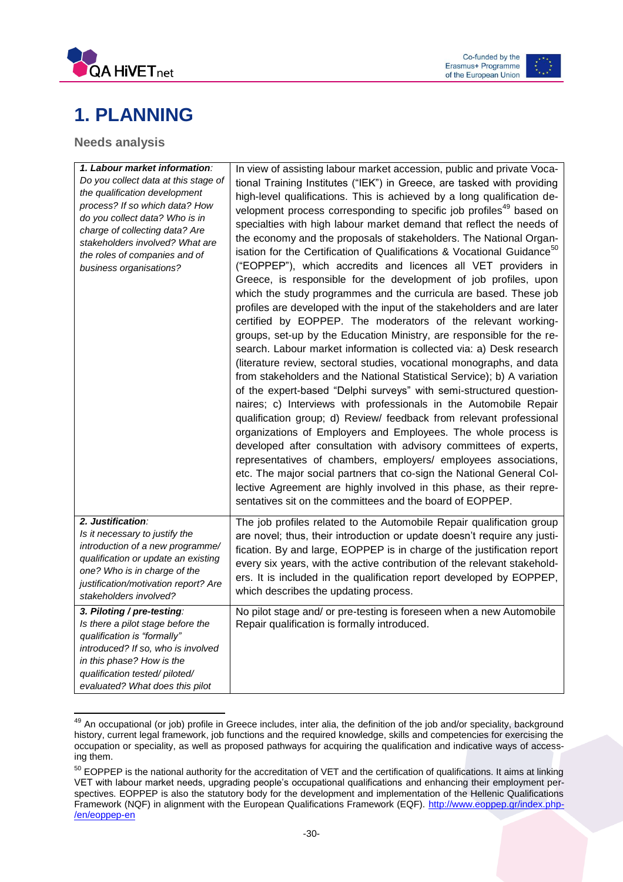# 1. PLANNING

## Needs analysis

| | |
|---|---|
| ***1. Labour market information**: Do you collect data at this stage of the qualification development process? If so which data? How do you collect data? Who is in charge of collecting data? Are stakeholders involved? What are the roles of companies and of business organisations?* | In view of assisting labour market accession, public and private Vocational Training Institutes ("IEK") in Greece, are tasked with providing high-level qualifications. This is achieved by a long qualification development process corresponding to specific job profiles[49] based on specialties with high labour market demand that reflect the needs of the economy and the proposals of stakeholders. The National Organisation for the Certification of Qualifications & Vocational Guidance[50] ("EOPPEP"), which accredits and licences all VET providers in Greece, is responsible for the development of job profiles, upon which the study programmes and the curricula are based. These job profiles are developed with the input of the stakeholders and are later certified by EOPPEP. The moderators of the relevant working-groups, set-up by the Education Ministry, are responsible for the research. Labour market information is collected via: a) Desk research (literature review, sectoral studies, vocational monographs, and data from stakeholders and the National Statistical Service); b) A variation of the expert-based "Delphi surveys" with semi-structured questionnaires; c) Interviews with professionals in the Automobile Repair qualification group; d) Review/ feedback from relevant professional organizations of Employers and Employees. The whole process is developed after consultation with advisory committees of experts, representatives of chambers, employers/ employees associations, etc. The major social partners that co-sign the National General Collective Agreement are highly involved in this phase, as their representatives sit on the committees and the board of EOPPEP. |
| ***2. Justification**: Is it necessary to justify the introduction of a new programme/ qualification or update an existing one? Who is in charge of the justification/motivation report? Are stakeholders involved?* | The job profiles related to the Automobile Repair qualification group are novel; thus, their introduction or update doesn't require any justification. By and large, EOPPEP is in charge of the justification report every six years, with the active contribution of the relevant stakeholders. It is included in the qualification report developed by EOPPEP, which describes the updating process. |
| ***3. Piloting / pre-testing**: Is there a pilot stage before the qualification is "formally" introduced? If so, who is involved in this phase? How is the qualification tested/ piloted/ evaluated? What does this pilot* | No pilot stage and/ or pre-testing is foreseen when a new Automobile Repair qualification is formally introduced. |

[49] An occupational (or job) profile in Greece includes, inter alia, the definition of the job and/or speciality, background history, current legal framework, job functions and the required knowledge, skills and competencies for exercising the occupation or speciality, as well as proposed pathways for acquiring the qualification and indicative ways of accessing them.

[50] EOPPEP is the national authority for the accreditation of VET and the certification of qualifications. It aims at linking VET with labour market needs, upgrading people's occupational qualifications and enhancing their employment perspectives. EOPPEP is also the statutory body for the development and implementation of the Hellenic Qualifications Framework (NQF) in alignment with the European Qualifications Framework (EQF). http://www.eoppep.gr/index.php-/en/eoppep-en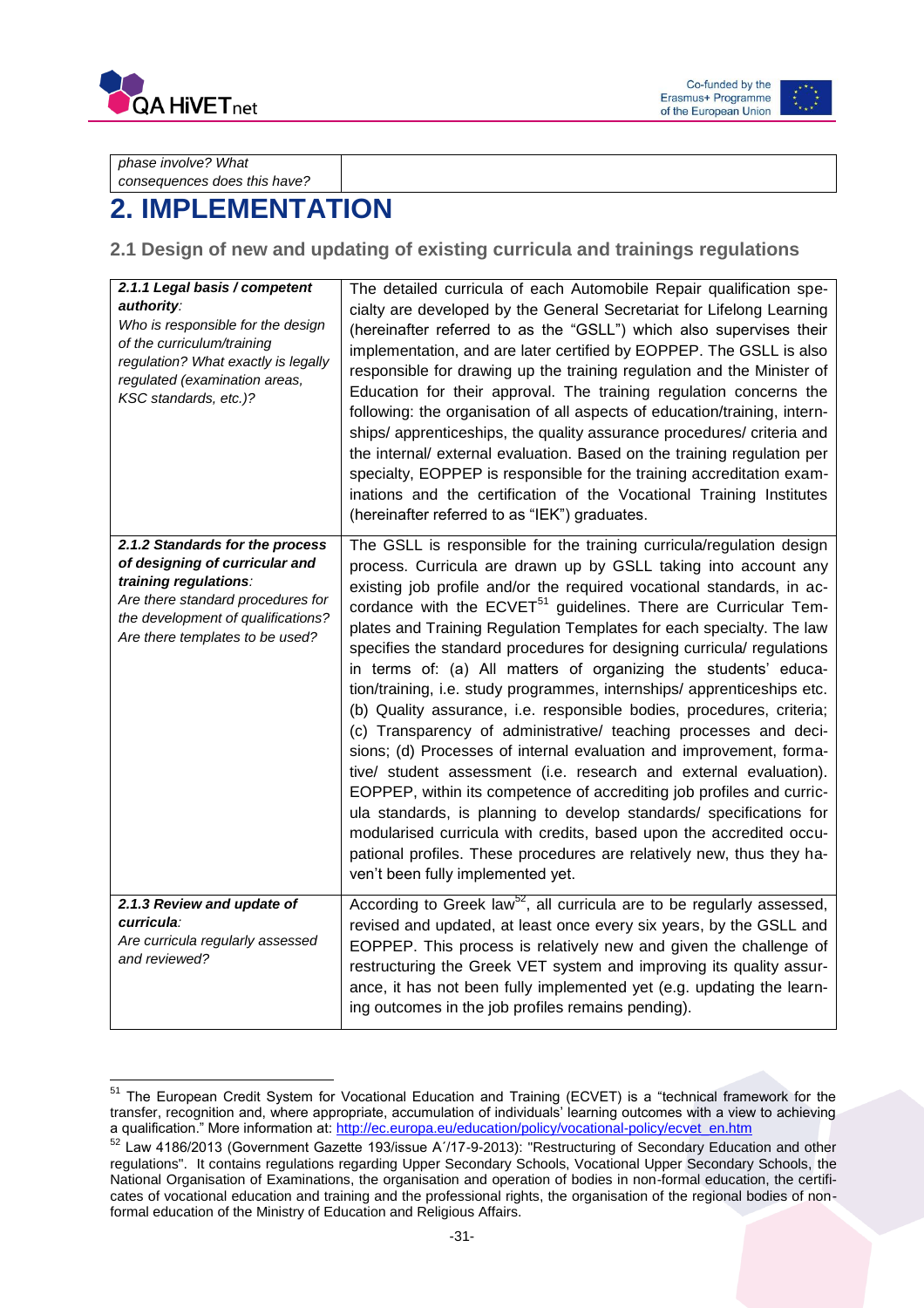| *phase involve? What consequences does this have?* | |
|---|---|

# 2. IMPLEMENTATION

## 2.1 Design of new and updating of existing curricula and trainings regulations

| ***2.1.1 Legal basis / competent authority**:* *Who is responsible for the design of the curriculum/training regulation? What exactly is legally regulated (examination areas, KSC standards, etc.)?* | The detailed curricula of each Automobile Repair qualification specialty are developed by the General Secretariat for Lifelong Learning (hereinafter referred to as the "GSLL") which also supervises their implementation, and are later certified by EOPPEP. The GSLL is also responsible for drawing up the training regulation and the Minister of Education for their approval. The training regulation concerns the following: the organisation of all aspects of education/training, internships/ apprenticeships, the quality assurance procedures/ criteria and the internal/ external evaluation. Based on the training regulation per specialty, EOPPEP is responsible for the training accreditation examinations and the certification of the Vocational Training Institutes (hereinafter referred to as "IEK") graduates. |
|---|---|
| ***2.1.2 Standards for the process of designing of curricular and training regulations**:* *Are there standard procedures for the development of qualifications? Are there templates to be used?* | The GSLL is responsible for the training curricula/regulation design process. Curricula are drawn up by GSLL taking into account any existing job profile and/or the required vocational standards, in accordance with the ECVET[51] guidelines. There are Curricular Templates and Training Regulation Templates for each specialty. The law specifies the standard procedures for designing curricula/ regulations in terms of: (a) All matters of organizing the students' education/training, i.e. study programmes, internships/ apprenticeships etc. (b) Quality assurance, i.e. responsible bodies, procedures, criteria; (c) Transparency of administrative/ teaching processes and decisions; (d) Processes of internal evaluation and improvement, formative/ student assessment (i.e. research and external evaluation). EOPPEP, within its competence of accrediting job profiles and curricula standards, is planning to develop standards/ specifications for modularised curricula with credits, based upon the accredited occupational profiles. These procedures are relatively new, thus they haven't been fully implemented yet. |
| ***2.1.3 Review and update of curricula**:* *Are curricula regularly assessed and reviewed?* | According to Greek law[52], all curricula are to be regularly assessed, revised and updated, at least once every six years, by the GSLL and EOPPEP. This process is relatively new and given the challenge of restructuring the Greek VET system and improving its quality assurance, it has not been fully implemented yet (e.g. updating the learning outcomes in the job profiles remains pending). |

[51] The European Credit System for Vocational Education and Training (ECVET) is a "technical framework for the transfer, recognition and, where appropriate, accumulation of individuals' learning outcomes with a view to achieving a qualification." More information at: http://ec.europa.eu/education/policy/vocational-policy/ecvet_en.htm

[52] Law 4186/2013 (Government Gazette 193/issue A΄/17-9-2013): "Restructuring of Secondary Education and other regulations". It contains regulations regarding Upper Secondary Schools, Vocational Upper Secondary Schools, the National Organisation of Examinations, the organisation and operation of bodies in non-formal education, the certificates of vocational education and training and the professional rights, the organisation of the regional bodies of non-formal education of the Ministry of Education and Religious Affairs.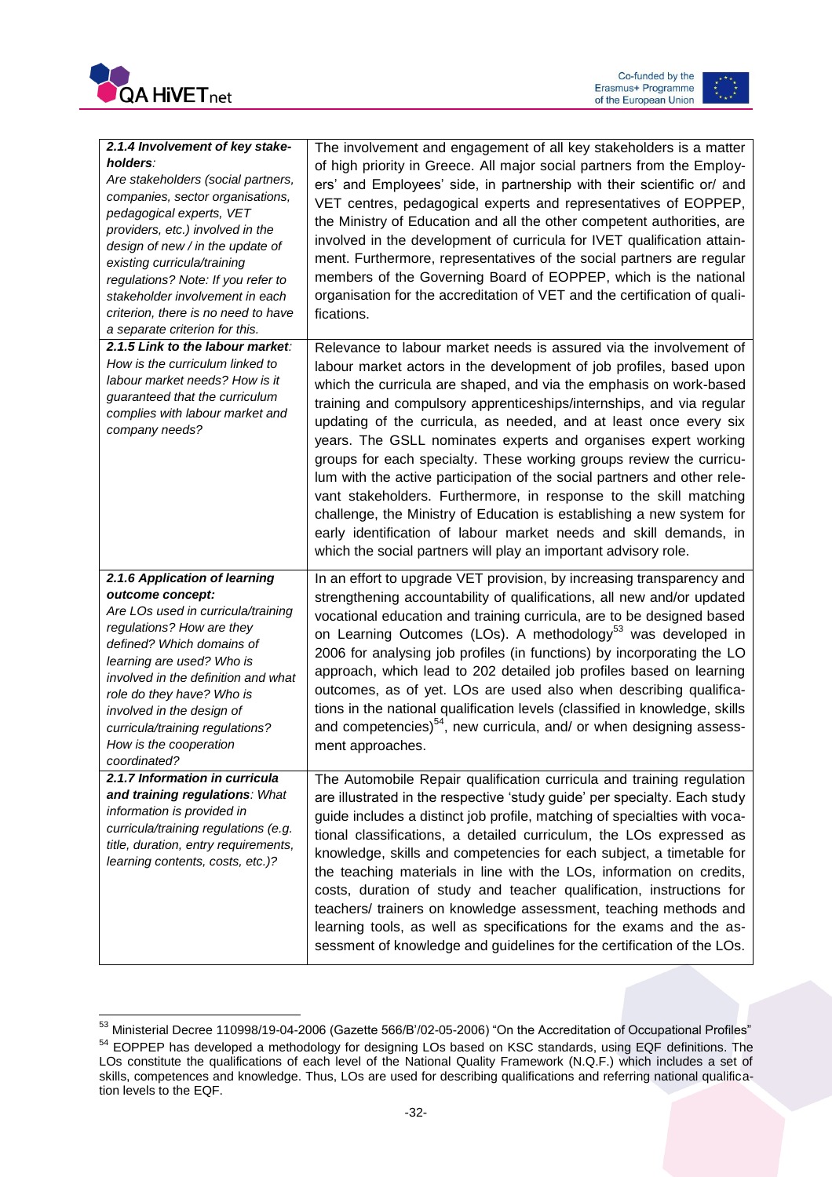| | |
|---|---|
| ***2.1.4 Involvement of key stakeholders**:* *Are stakeholders (social partners, companies, sector organisations, pedagogical experts, VET providers, etc.) involved in the design of new / in the update of existing curricula/training regulations? Note: If you refer to stakeholder involvement in each criterion, there is no need to have a separate criterion for this.* | The involvement and engagement of all key stakeholders is a matter of high priority in Greece. All major social partners from the Employers' and Employees' side, in partnership with their scientific or/ and VET centres, pedagogical experts and representatives of EOPPEP, the Ministry of Education and all the other competent authorities, are involved in the development of curricula for IVET qualification attainment. Furthermore, representatives of the social partners are regular members of the Governing Board of EOPPEP, which is the national organisation for the accreditation of VET and the certification of qualifications. |
| ***2.1.5 Link to the labour market**:* *How is the curriculum linked to labour market needs? How is it guaranteed that the curriculum complies with labour market and company needs?* | Relevance to labour market needs is assured via the involvement of labour market actors in the development of job profiles, based upon which the curricula are shaped, and via the emphasis on work-based training and compulsory apprenticeships/internships, and via regular updating of the curricula, as needed, and at least once every six years. The GSLL nominates experts and organises expert working groups for each specialty. These working groups review the curriculum with the active participation of the social partners and other relevant stakeholders. Furthermore, in response to the skill matching challenge, the Ministry of Education is establishing a new system for early identification of labour market needs and skill demands, in which the social partners will play an important advisory role. |
| ***2.1.6 Application of learning outcome concept:*** *Are LOs used in curricula/training regulations? How are they defined? Which domains of learning are used? Who is involved in the definition and what role do they have? Who is involved in the design of curricula/training regulations? How is the cooperation coordinated?* | In an effort to upgrade VET provision, by increasing transparency and strengthening accountability of qualifications, all new and/or updated vocational education and training curricula, are to be designed based on Learning Outcomes (LOs). A methodology[53] was developed in 2006 for analysing job profiles (in functions) by incorporating the LO approach, which lead to 202 detailed job profiles based on learning outcomes, as of yet. LOs are used also when describing qualifications in the national qualification levels (classified in knowledge, skills and competencies)[54], new curricula, and/ or when designing assessment approaches. |
| ***2.1.7 Information in curricula and training regulations**: What information is provided in curricula/training regulations (e.g. title, duration, entry requirements, learning contents, costs, etc.)?* | The Automobile Repair qualification curricula and training regulation are illustrated in the respective 'study guide' per specialty. Each study guide includes a distinct job profile, matching of specialties with vocational classifications, a detailed curriculum, the LOs expressed as knowledge, skills and competencies for each subject, a timetable for the teaching materials in line with the LOs, information on credits, costs, duration of study and teacher qualification, instructions for teachers/ trainers on knowledge assessment, teaching methods and learning tools, as well as specifications for the exams and the assessment of knowledge and guidelines for the certification of the LOs. |

[53] Ministerial Decree 110998/19-04-2006 (Gazette 566/B'/02-05-2006) "On the Accreditation of Occupational Profiles"

[54] EOPPEP has developed a methodology for designing LOs based on KSC standards, using EQF definitions. The LOs constitute the qualifications of each level of the National Quality Framework (N.Q.F.) which includes a set of skills, competences and knowledge. Thus, LOs are used for describing qualifications and referring national qualification levels to the EQF.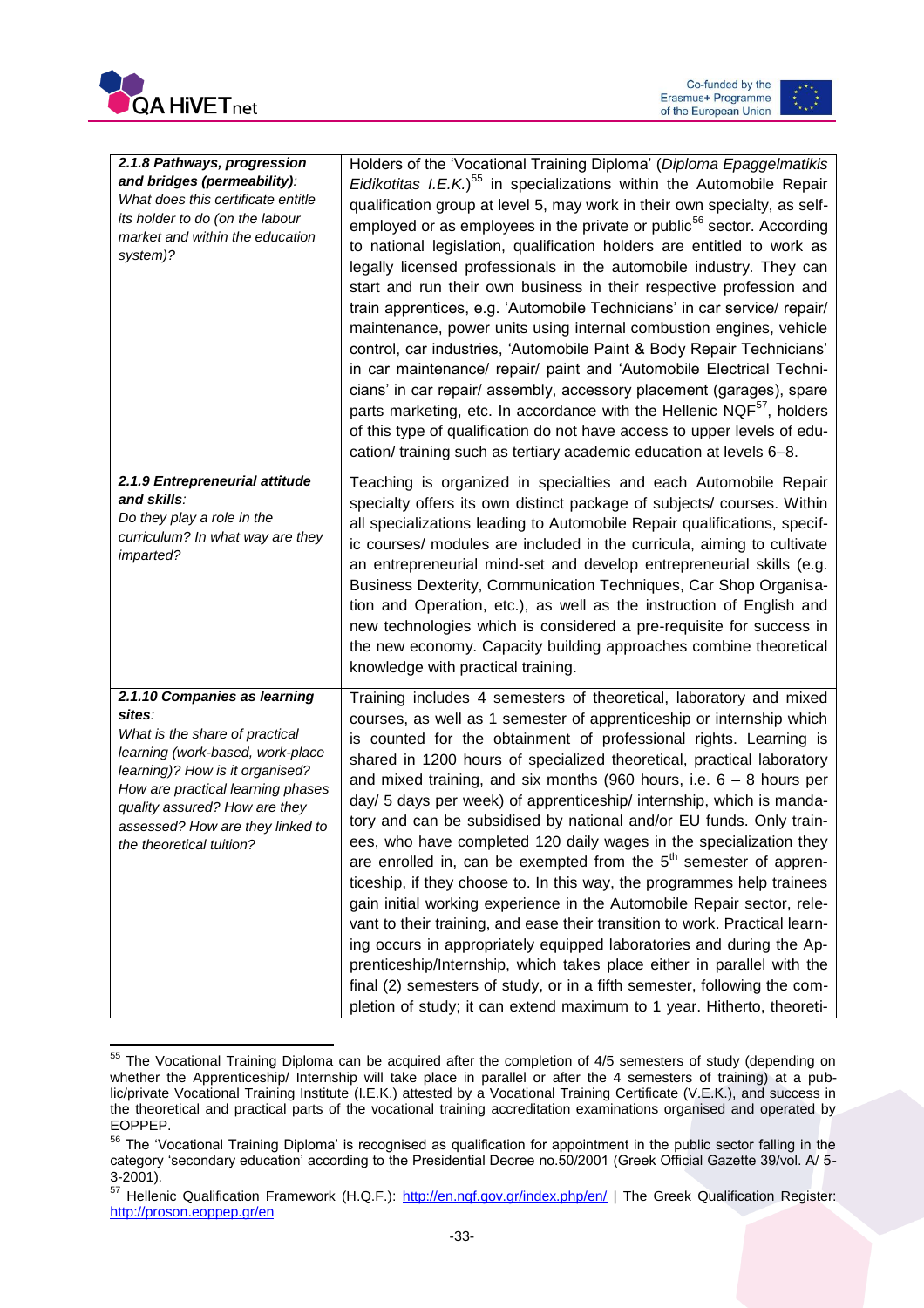| | |
|---|---|
| ***2.1.8 Pathways, progression and bridges (permeability)**:* *What does this certificate entitle its holder to do (on the labour market and within the education system)?* | Holders of the 'Vocational Training Diploma' (*Diploma Epaggelmatikis Eidikotitas I.E.K.*)[55] in specializations within the Automobile Repair qualification group at level 5, may work in their own specialty, as self-employed or as employees in the private or public[56] sector. According to national legislation, qualification holders are entitled to work as legally licensed professionals in the automobile industry. They can start and run their own business in their respective profession and train apprentices, e.g. 'Automobile Technicians' in car service/ repair/ maintenance, power units using internal combustion engines, vehicle control, car industries, 'Automobile Paint & Body Repair Technicians' in car maintenance/ repair/ paint and 'Automobile Electrical Technicians' in car repair/ assembly, accessory placement (garages), spare parts marketing, etc. In accordance with the Hellenic NQF[57], holders of this type of qualification do not have access to upper levels of education/ training such as tertiary academic education at levels 6–8. |
| ***2.1.9 Entrepreneurial attitude and skills**:* *Do they play a role in the curriculum? In what way are they imparted?* | Teaching is organized in specialties and each Automobile Repair specialty offers its own distinct package of subjects/ courses. Within all specializations leading to Automobile Repair qualifications, specific courses/ modules are included in the curricula, aiming to cultivate an entrepreneurial mind-set and develop entrepreneurial skills (e.g. Business Dexterity, Communication Techniques, Car Shop Organisation and Operation, etc.), as well as the instruction of English and new technologies which is considered a pre-requisite for success in the new economy. Capacity building approaches combine theoretical knowledge with practical training. |
| ***2.1.10 Companies as learning sites**:* *What is the share of practical learning (work-based, work-place learning)? How is it organised? How are practical learning phases quality assured? How are they assessed? How are they linked to the theoretical tuition?* | Training includes 4 semesters of theoretical, laboratory and mixed courses, as well as 1 semester of apprenticeship or internship which is counted for the obtainment of professional rights. Learning is shared in 1200 hours of specialized theoretical, practical laboratory and mixed training, and six months (960 hours, i.e. 6 – 8 hours per day/ 5 days per week) of apprenticeship/ internship, which is mandatory and can be subsidised by national and/or EU funds. Only trainees, who have completed 120 daily wages in the specialization they are enrolled in, can be exempted from the 5th semester of apprenticeship, if they choose to. In this way, the programmes help trainees gain initial working experience in the Automobile Repair sector, relevant to their training, and ease their transition to work. Practical learning occurs in appropriately equipped laboratories and during the Apprenticeship/Internship, which takes place either in parallel with the final (2) semesters of study, or in a fifth semester, following the completion of study; it can extend maximum to 1 year. Hitherto, theoreti- |

[55] The Vocational Training Diploma can be acquired after the completion of 4/5 semesters of study (depending on whether the Apprenticeship/ Internship will take place in parallel or after the 4 semesters of training) at a public/private Vocational Training Institute (I.E.K.) attested by a Vocational Training Certificate (V.E.K.), and success in the theoretical and practical parts of the vocational training accreditation examinations organised and operated by EOPPEP.

[56] The 'Vocational Training Diploma' is recognised as qualification for appointment in the public sector falling in the category 'secondary education' according to the Presidential Decree no.50/2001 (Greek Official Gazette 39/vol. A/ 5-3-2001).

[57] Hellenic Qualification Framework (H.Q.F.): http://en.nqf.gov.gr/index.php/en/ | The Greek Qualification Register: http://proson.eoppep.gr/en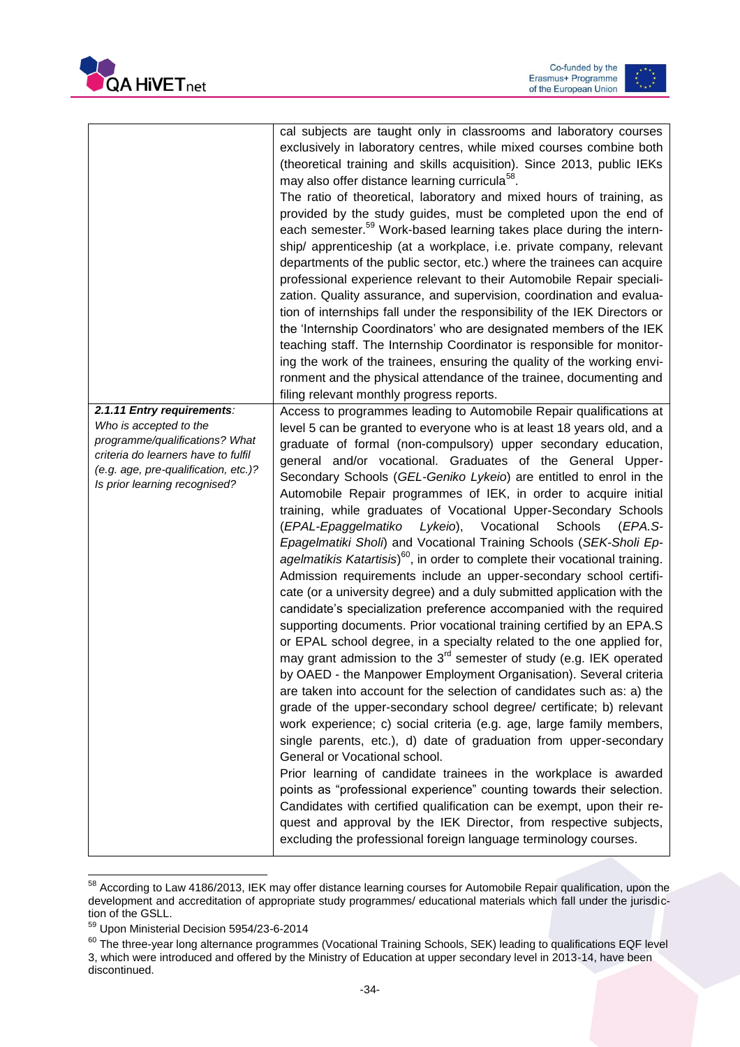| | |
|---|---|
| | cal subjects are taught only in classrooms and laboratory courses exclusively in laboratory centres, while mixed courses combine both (theoretical training and skills acquisition). Since 2013, public IEKs may also offer distance learning curricula[58].<br>The ratio of theoretical, laboratory and mixed hours of training, as provided by the study guides, must be completed upon the end of each semester.[59] Work-based learning takes place during the internship/ apprenticeship (at a workplace, i.e. private company, relevant departments of the public sector, etc.) where the trainees can acquire professional experience relevant to their Automobile Repair specialization. Quality assurance, and supervision, coordination and evaluation of internships fall under the responsibility of the IEK Directors or the 'Internship Coordinators' who are designated members of the IEK teaching staff. The Internship Coordinator is responsible for monitoring the work of the trainees, ensuring the quality of the working environment and the physical attendance of the trainee, documenting and filing relevant monthly progress reports. |
| ***2.1.11 Entry requirements****:* *Who is accepted to the programme/qualifications? What criteria do learners have to fulfil (e.g. age, pre-qualification, etc.)? Is prior learning recognised?* | Access to programmes leading to Automobile Repair qualifications at level 5 can be granted to everyone who is at least 18 years old, and a graduate of formal (non-compulsory) upper secondary education, general and/or vocational. Graduates of the General Upper-Secondary Schools (*GEL-Geniko Lykeio*) are entitled to enrol in the Automobile Repair programmes of IEK, in order to acquire initial training, while graduates of Vocational Upper-Secondary Schools (*EPAL-Epaggelmatiko Lykeio*), Vocational Schools (*EPA.S-Epagelmatiki Sholi*) and Vocational Training Schools (*SEK-Sholi Epagelmatikis Katartisis*)[60], in order to complete their vocational training. Admission requirements include an upper-secondary school certificate (or a university degree) and a duly submitted application with the candidate's specialization preference accompanied with the required supporting documents. Prior vocational training certified by an EPA.S or EPAL school degree, in a specialty related to the one applied for, may grant admission to the 3rd semester of study (e.g. IEK operated by OAED - the Manpower Employment Organisation). Several criteria are taken into account for the selection of candidates such as: a) the grade of the upper-secondary school degree/ certificate; b) relevant work experience; c) social criteria (e.g. age, large family members, single parents, etc.), d) date of graduation from upper-secondary General or Vocational school.<br>Prior learning of candidate trainees in the workplace is awarded points as "professional experience" counting towards their selection. Candidates with certified qualification can be exempt, upon their request and approval by the IEK Director, from respective subjects, excluding the professional foreign language terminology courses. |

[58] According to Law 4186/2013, IEK may offer distance learning courses for Automobile Repair qualification, upon the development and accreditation of appropriate study programmes/ educational materials which fall under the jurisdiction of the GSLL.

[59] Upon Ministerial Decision 5954/23-6-2014

[60] The three-year long alternance programmes (Vocational Training Schools, SEK) leading to qualifications EQF level 3, which were introduced and offered by the Ministry of Education at upper secondary level in 2013-14, have been discontinued.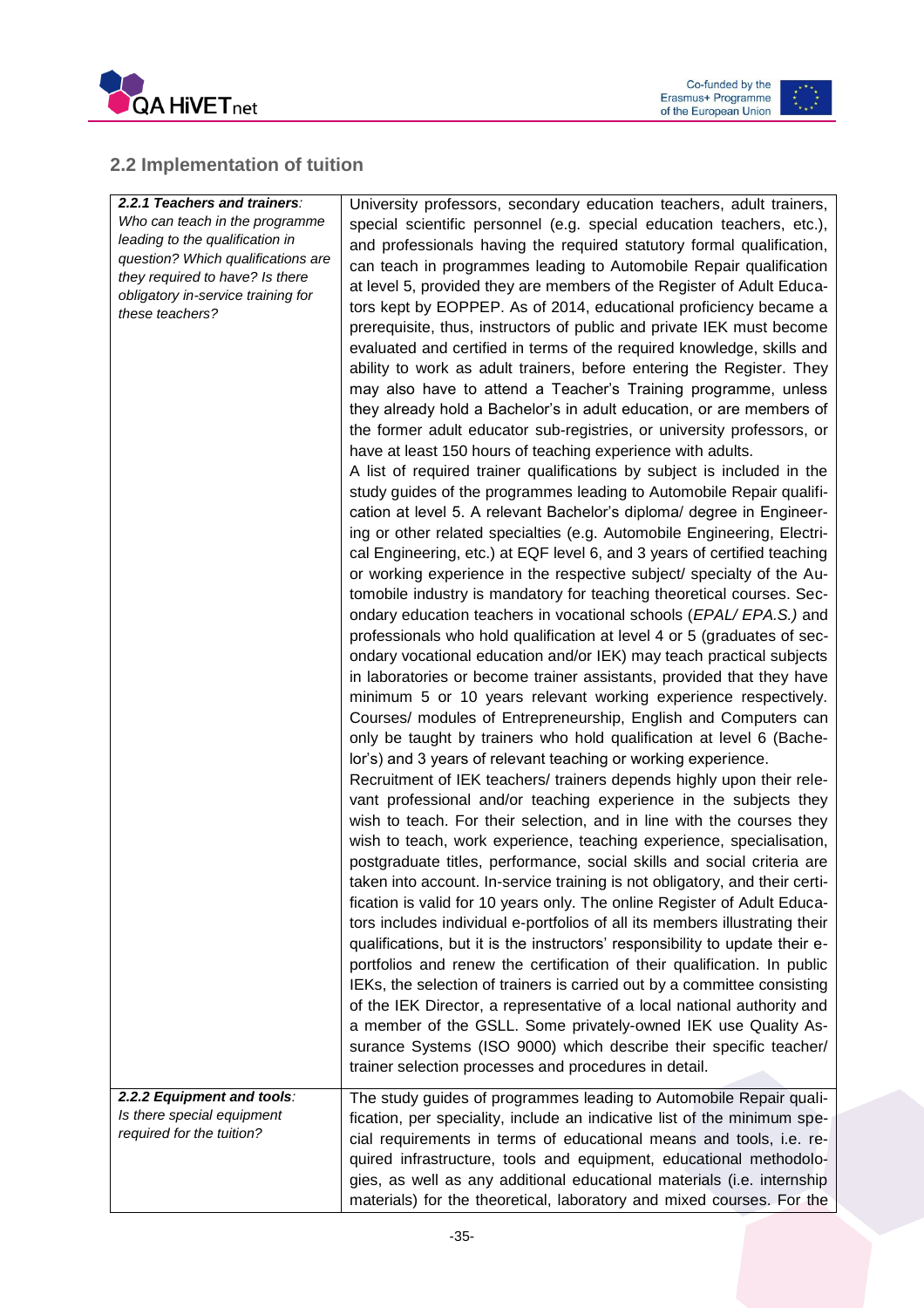## 2.2 Implementation of tuition

| | |
|---|---|
| ***2.2.1 Teachers and trainers**: Who can teach in the programme leading to the qualification in question? Which qualifications are they required to have? Is there obligatory in-service training for these teachers?* | University professors, secondary education teachers, adult trainers, special scientific personnel (e.g. special education teachers, etc.), and professionals having the required statutory formal qualification, can teach in programmes leading to Automobile Repair qualification at level 5, provided they are members of the Register of Adult Educators kept by EOPPEP. As of 2014, educational proficiency became a prerequisite, thus, instructors of public and private IEK must become evaluated and certified in terms of the required knowledge, skills and ability to work as adult trainers, before entering the Register. They may also have to attend a Teacher's Training programme, unless they already hold a Bachelor's in adult education, or are members of the former adult educator sub-registries, or university professors, or have at least 150 hours of teaching experience with adults.<br>A list of required trainer qualifications by subject is included in the study guides of the programmes leading to Automobile Repair qualification at level 5. A relevant Bachelor's diploma/ degree in Engineering or other related specialties (e.g. Automobile Engineering, Electrical Engineering, etc.) at EQF level 6, and 3 years of certified teaching or working experience in the respective subject/ specialty of the Automobile industry is mandatory for teaching theoretical courses. Secondary education teachers in vocational schools (*EPAL/ EPA.S.)* and professionals who hold qualification at level 4 or 5 (graduates of secondary vocational education and/or IEK) may teach practical subjects in laboratories or become trainer assistants, provided that they have minimum 5 or 10 years relevant working experience respectively. Courses/ modules of Entrepreneurship, English and Computers can only be taught by trainers who hold qualification at level 6 (Bachelor's) and 3 years of relevant teaching or working experience.<br>Recruitment of IEK teachers/ trainers depends highly upon their relevant professional and/or teaching experience in the subjects they wish to teach. For their selection, and in line with the courses they wish to teach, work experience, teaching experience, specialisation, postgraduate titles, performance, social skills and social criteria are taken into account. In-service training is not obligatory, and their certification is valid for 10 years only. The online Register of Adult Educators includes individual e-portfolios of all its members illustrating their qualifications, but it is the instructors' responsibility to update their e-portfolios and renew the certification of their qualification. In public IEKs, the selection of trainers is carried out by a committee consisting of the IEK Director, a representative of a local national authority and a member of the GSLL. Some privately-owned IEK use Quality Assurance Systems (ISO 9000) which describe their specific teacher/ trainer selection processes and procedures in detail. |
| ***2.2.2 Equipment and tools**: Is there special equipment required for the tuition?* | The study guides of programmes leading to Automobile Repair qualification, per speciality, include an indicative list of the minimum special requirements in terms of educational means and tools, i.e. required infrastructure, tools and equipment, educational methodologies, as well as any additional educational materials (i.e. internship materials) for the theoretical, laboratory and mixed courses. For the |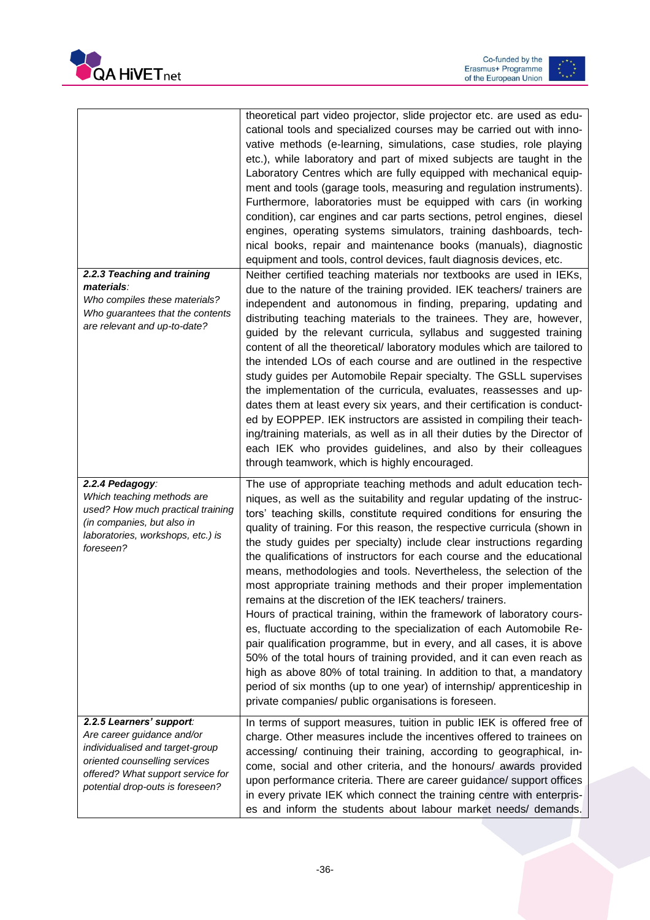| | |
|---|---|
| | theoretical part video projector, slide projector etc. are used as educational tools and specialized courses may be carried out with innovative methods (e-learning, simulations, case studies, role playing etc.), while laboratory and part of mixed subjects are taught in the Laboratory Centres which are fully equipped with mechanical equipment and tools (garage tools, measuring and regulation instruments). Furthermore, laboratories must be equipped with cars (in working condition), car engines and car parts sections, petrol engines, diesel engines, operating systems simulators, training dashboards, technical books, repair and maintenance books (manuals), diagnostic equipment and tools, control devices, fault diagnosis devices, etc. |
| ***2.2.3 Teaching and training materials**:* *Who compiles these materials? Who guarantees that the contents are relevant and up-to-date?* | Neither certified teaching materials nor textbooks are used in IEKs, due to the nature of the training provided. IEK teachers/ trainers are independent and autonomous in finding, preparing, updating and distributing teaching materials to the trainees. They are, however, guided by the relevant curricula, syllabus and suggested training content of all the theoretical/ laboratory modules which are tailored to the intended LOs of each course and are outlined in the respective study guides per Automobile Repair specialty. The GSLL supervises the implementation of the curricula, evaluates, reassesses and updates them at least every six years, and their certification is conducted by EOPPEP. IEK instructors are assisted in compiling their teaching/training materials, as well as in all their duties by the Director of each IEK who provides guidelines, and also by their colleagues through teamwork, which is highly encouraged. |
| ***2.2.4 Pedagogy**:* *Which teaching methods are used? How much practical training (in companies, but also in laboratories, workshops, etc.) is foreseen?* | The use of appropriate teaching methods and adult education techniques, as well as the suitability and regular updating of the instructors' teaching skills, constitute required conditions for ensuring the quality of training. For this reason, the respective curricula (shown in the study guides per specialty) include clear instructions regarding the qualifications of instructors for each course and the educational means, methodologies and tools. Nevertheless, the selection of the most appropriate training methods and their proper implementation remains at the discretion of the IEK teachers/ trainers.<br>Hours of practical training, within the framework of laboratory courses, fluctuate according to the specialization of each Automobile Repair qualification programme, but in every, and all cases, it is above 50% of the total hours of training provided, and it can even reach as high as above 80% of total training. In addition to that, a mandatory period of six months (up to one year) of internship/ apprenticeship in private companies/ public organisations is foreseen. |
| ***2.2.5 Learners' support**:* *Are career guidance and/or individualised and target-group oriented counselling services offered? What support service for potential drop-outs is foreseen?* | In terms of support measures, tuition in public IEK is offered free of charge. Other measures include the incentives offered to trainees on accessing/ continuing their training, according to geographical, income, social and other criteria, and the honours/ awards provided upon performance criteria. There are career guidance/ support offices in every private IEK which connect the training centre with enterprises and inform the students about labour market needs/ demands. |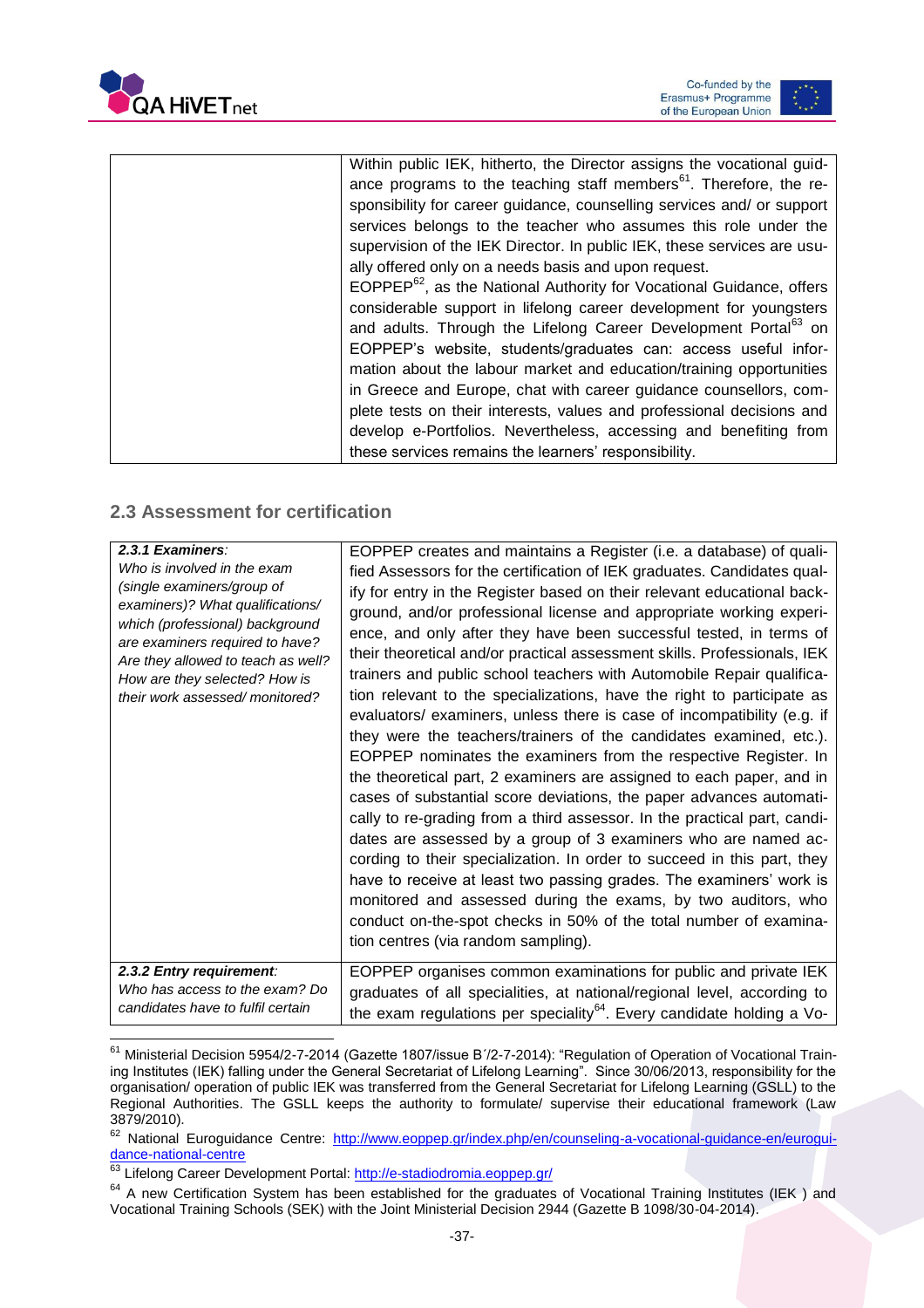| | |
|---|---|
| | Within public IEK, hitherto, the Director assigns the vocational guidance programs to the teaching staff members[61]. Therefore, the responsibility for career guidance, counselling services and/ or support services belongs to the teacher who assumes this role under the supervision of the IEK Director. In public IEK, these services are usually offered only on a needs basis and upon request.<br>EOPPEP[62], as the National Authority for Vocational Guidance, offers considerable support in lifelong career development for youngsters and adults. Through the Lifelong Career Development Portal[63] on EOPPEP's website, students/graduates can: access useful information about the labour market and education/training opportunities in Greece and Europe, chat with career guidance counsellors, complete tests on their interests, values and professional decisions and develop e-Portfolios. Nevertheless, accessing and benefiting from these services remains the learners' responsibility. |

## 2.3 Assessment for certification

| | |
|---|---|
| ***2.3.1 Examiners**:*<br>*Who is involved in the exam (single examiners/group of examiners)? What qualifications/ which (professional) background are examiners required to have? Are they allowed to teach as well? How are they selected? How is their work assessed/ monitored?* | EOPPEP creates and maintains a Register (i.e. a database) of qualified Assessors for the certification of IEK graduates. Candidates qualify for entry in the Register based on their relevant educational background, and/or professional license and appropriate working experience, and only after they have been successful tested, in terms of their theoretical and/or practical assessment skills. Professionals, IEK trainers and public school teachers with Automobile Repair qualification relevant to the specializations, have the right to participate as evaluators/ examiners, unless there is case of incompatibility (e.g. if they were the teachers/trainers of the candidates examined, etc.). EOPPEP nominates the examiners from the respective Register. In the theoretical part, 2 examiners are assigned to each paper, and in cases of substantial score deviations, the paper advances automatically to re-grading from a third assessor. In the practical part, candidates are assessed by a group of 3 examiners who are named according to their specialization. In order to succeed in this part, they have to receive at least two passing grades. The examiners' work is monitored and assessed during the exams, by two auditors, who conduct on-the-spot checks in 50% of the total number of examination centres (via random sampling). |
| ***2.3.2 Entry requirement**:*<br>*Who has access to the exam? Do candidates have to fulfil certain* | EOPPEP organises common examinations for public and private IEK graduates of all specialities, at national/regional level, according to the exam regulations per speciality[64]. Every candidate holding a Vo- |

[61] Ministerial Decision 5954/2-7-2014 (Gazette 1807/issue B΄/2-7-2014): "Regulation of Operation of Vocational Training Institutes (IEK) falling under the General Secretariat of Lifelong Learning". Since 30/06/2013, responsibility for the organisation/ operation of public IEK was transferred from the General Secretariat for Lifelong Learning (GSLL) to the Regional Authorities. The GSLL keeps the authority to formulate/ supervise their educational framework (Law 3879/2010).

[62] National Euroguidance Centre: http://www.eoppep.gr/index.php/en/counseling-a-vocational-guidance-en/euroguidance-national-centre

[63] Lifelong Career Development Portal: http://e-stadiodromia.eoppep.gr/

[64] A new Certification System has been established for the graduates of Vocational Training Institutes (IEK ) and Vocational Training Schools (SEK) with the Joint Ministerial Decision 2944 (Gazette B 1098/30-04-2014).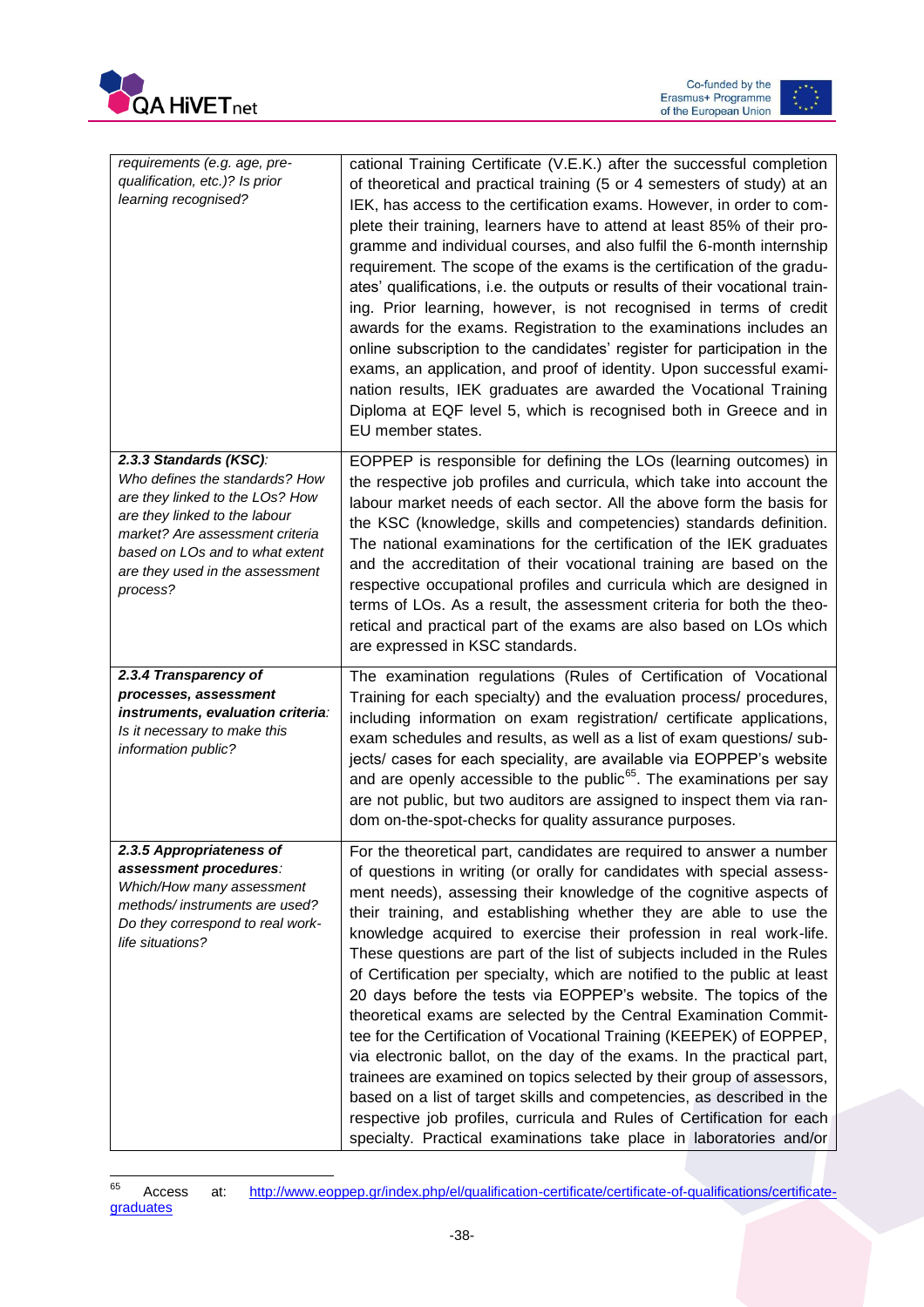| | |
|---|---|
| *requirements (e.g. age, pre-qualification, etc.)? Is prior learning recognised?* | cational Training Certificate (V.E.K.) after the successful completion of theoretical and practical training (5 or 4 semesters of study) at an IEK, has access to the certification exams. However, in order to complete their training, learners have to attend at least 85% of their programme and individual courses, and also fulfil the 6-month internship requirement. The scope of the exams is the certification of the graduates' qualifications, i.e. the outputs or results of their vocational training. Prior learning, however, is not recognised in terms of credit awards for the exams. Registration to the examinations includes an online subscription to the candidates' register for participation in the exams, an application, and proof of identity. Upon successful examination results, IEK graduates are awarded the Vocational Training Diploma at EQF level 5, which is recognised both in Greece and in EU member states. |
| ***2.3.3 Standards (KSC)**: Who defines the standards? How are they linked to the LOs? How are they linked to the labour market? Are assessment criteria based on LOs and to what extent are they used in the assessment process?* | EOPPEP is responsible for defining the LOs (learning outcomes) in the respective job profiles and curricula, which take into account the labour market needs of each sector. All the above form the basis for the KSC (knowledge, skills and competencies) standards definition. The national examinations for the certification of the IEK graduates and the accreditation of their vocational training are based on the respective occupational profiles and curricula which are designed in terms of LOs. As a result, the assessment criteria for both the theoretical and practical part of the exams are also based on LOs which are expressed in KSC standards. |
| ***2.3.4 Transparency of processes, assessment instruments, evaluation criteria**: Is it necessary to make this information public?* | The examination regulations (Rules of Certification of Vocational Training for each specialty) and the evaluation process/ procedures, including information on exam registration/ certificate applications, exam schedules and results, as well as a list of exam questions/ subjects/ cases for each speciality, are available via EOPPEP's website and are openly accessible to the public[65]. The examinations per say are not public, but two auditors are assigned to inspect them via random on-the-spot-checks for quality assurance purposes. |
| ***2.3.5 Appropriateness of assessment procedures**: Which/How many assessment methods/ instruments are used? Do they correspond to real work-life situations?* | For the theoretical part, candidates are required to answer a number of questions in writing (or orally for candidates with special assessment needs), assessing their knowledge of the cognitive aspects of their training, and establishing whether they are able to use the knowledge acquired to exercise their profession in real work-life. These questions are part of the list of subjects included in the Rules of Certification per specialty, which are notified to the public at least 20 days before the tests via EOPPEP's website. The topics of the theoretical exams are selected by the Central Examination Committee for the Certification of Vocational Training (KEEPEK) of EOPPEP, via electronic ballot, on the day of the exams. In the practical part, trainees are examined on topics selected by their group of assessors, based on a list of target skills and competencies, as described in the respective job profiles, curricula and Rules of Certification for each specialty. Practical examinations take place in laboratories and/or |

[65] Access at: http://www.eoppep.gr/index.php/el/qualification-certificate/certificate-of-qualifications/certificate-graduates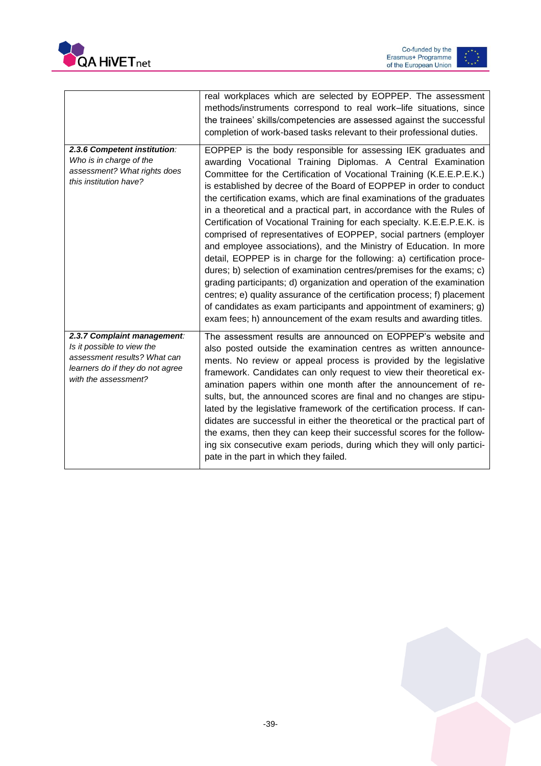| | |
|---|---|
| | real workplaces which are selected by EOPPEP. The assessment methods/instruments correspond to real work–life situations, since the trainees' skills/competencies are assessed against the successful completion of work-based tasks relevant to their professional duties. |
| ***2.3.6 Competent institution**: Who is in charge of the assessment? What rights does this institution have?* | EOPPEP is the body responsible for assessing IEK graduates and awarding Vocational Training Diplomas. A Central Examination Committee for the Certification of Vocational Training (K.E.E.P.E.K.) is established by decree of the Board of EOPPEP in order to conduct the certification exams, which are final examinations of the graduates in a theoretical and a practical part, in accordance with the Rules of Certification of Vocational Training for each specialty. K.E.E.P.E.K. is comprised of representatives of EOPPEP, social partners (employer and employee associations), and the Ministry of Education. In more detail, EOPPEP is in charge for the following: a) certification procedures; b) selection of examination centres/premises for the exams; c) grading participants; d) organization and operation of the examination centres; e) quality assurance of the certification process; f) placement of candidates as exam participants and appointment of examiners; g) exam fees; h) announcement of the exam results and awarding titles. |
| ***2.3.7 Complaint management**: Is it possible to view the assessment results? What can learners do if they do not agree with the assessment?* | The assessment results are announced on EOPPEP's website and also posted outside the examination centres as written announcements. No review or appeal process is provided by the legislative framework. Candidates can only request to view their theoretical examination papers within one month after the announcement of results, but, the announced scores are final and no changes are stipulated by the legislative framework of the certification process. If candidates are successful in either the theoretical or the practical part of the exams, then they can keep their successful scores for the following six consecutive exam periods, during which they will only participate in the part in which they failed. |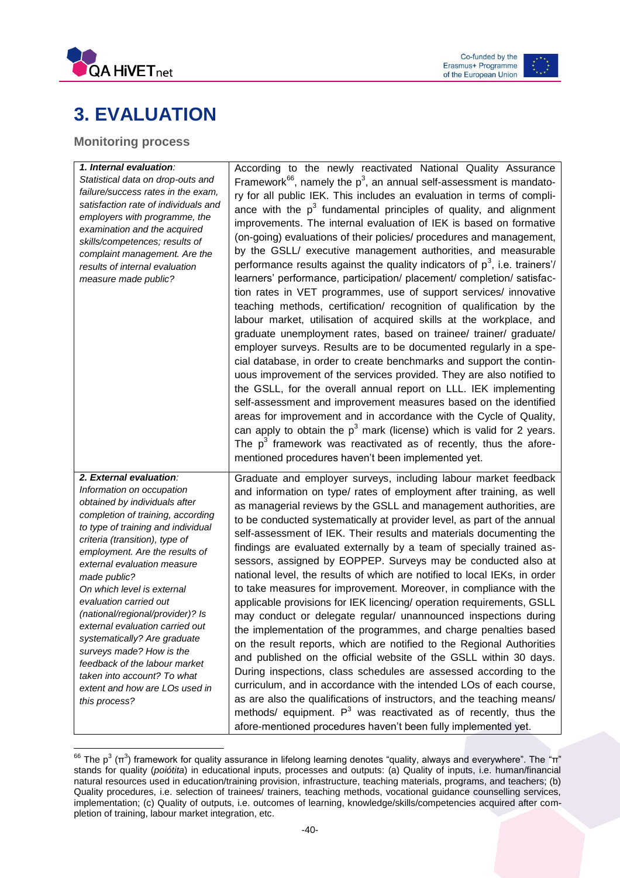# 3. EVALUATION

## Monitoring process

| | |
|---|---|
| ***1. Internal evaluation**:* *Statistical data on drop-outs and failure/success rates in the exam, satisfaction rate of individuals and employers with programme, the examination and the acquired skills/competences; results of complaint management. Are the results of internal evaluation measure made public?* | According to the newly reactivated National Quality Assurance Framework[66], namely the $p^3$, an annual self-assessment is mandatory for all public IEK. This includes an evaluation in terms of compliance with the $p^3$ fundamental principles of quality, and alignment improvements. The internal evaluation of IEK is based on formative (on-going) evaluations of their policies/ procedures and management, by the GSLL/ executive management authorities, and measurable performance results against the quality indicators of $p^3$, i.e. trainers'/ learners' performance, participation/ placement/ completion/ satisfaction rates in VET programmes, use of support services/ innovative teaching methods, certification/ recognition of qualification by the labour market, utilisation of acquired skills at the workplace, and graduate unemployment rates, based on trainee/ trainer/ graduate/ employer surveys. Results are to be documented regularly in a special database, in order to create benchmarks and support the continuous improvement of the services provided. They are also notified to the GSLL, for the overall annual report on LLL. IEK implementing self-assessment and improvement measures based on the identified areas for improvement and in accordance with the Cycle of Quality, can apply to obtain the $p^3$ mark (license) which is valid for 2 years. The $p^3$ framework was reactivated as of recently, thus the aforementioned procedures haven't been implemented yet. |
| ***2. External evaluation**:* *Information on occupation obtained by individuals after completion of training, according to type of training and individual criteria (transition), type of employment. Are the results of external evaluation measure made public? On which level is external evaluation carried out (national/regional/provider)? Is external evaluation carried out systematically? Are graduate surveys made? How is the feedback of the labour market taken into account? To what extent and how are LOs used in this process?* | Graduate and employer surveys, including labour market feedback and information on type/ rates of employment after training, as well as managerial reviews by the GSLL and management authorities, are to be conducted systematically at provider level, as part of the annual self-assessment of IEK. Their results and materials documenting the findings are evaluated externally by a team of specially trained assessors, assigned by EOPPEP. Surveys may be conducted also at national level, the results of which are notified to local IEKs, in order to take measures for improvement. Moreover, in compliance with the applicable provisions for IEK licencing/ operation requirements, GSLL may conduct or delegate regular/ unannounced inspections during the implementation of the programmes, and charge penalties based on the result reports, which are notified to the Regional Authorities and published on the official website of the GSLL within 30 days. During inspections, class schedules are assessed according to the curriculum, and in accordance with the intended LOs of each course, as are also the qualifications of instructors, and the teaching means/ methods/ equipment. $P^3$ was reactivated as of recently, thus the afore-mentioned procedures haven't been fully implemented yet. |

[66] The $p^3$ ($\pi^3$) framework for quality assurance in lifelong learning denotes "quality, always and everywhere". The "π" stands for quality (*poiótita*) in educational inputs, processes and outputs: (a) Quality of inputs, i.e. human/financial natural resources used in education/training provision, infrastructure, teaching materials, programs, and teachers; (b) Quality procedures, i.e. selection of trainees/ trainers, teaching methods, vocational guidance counselling services, implementation; (c) Quality of outputs, i.e. outcomes of learning, knowledge/skills/competencies acquired after completion of training, labour market integration, etc.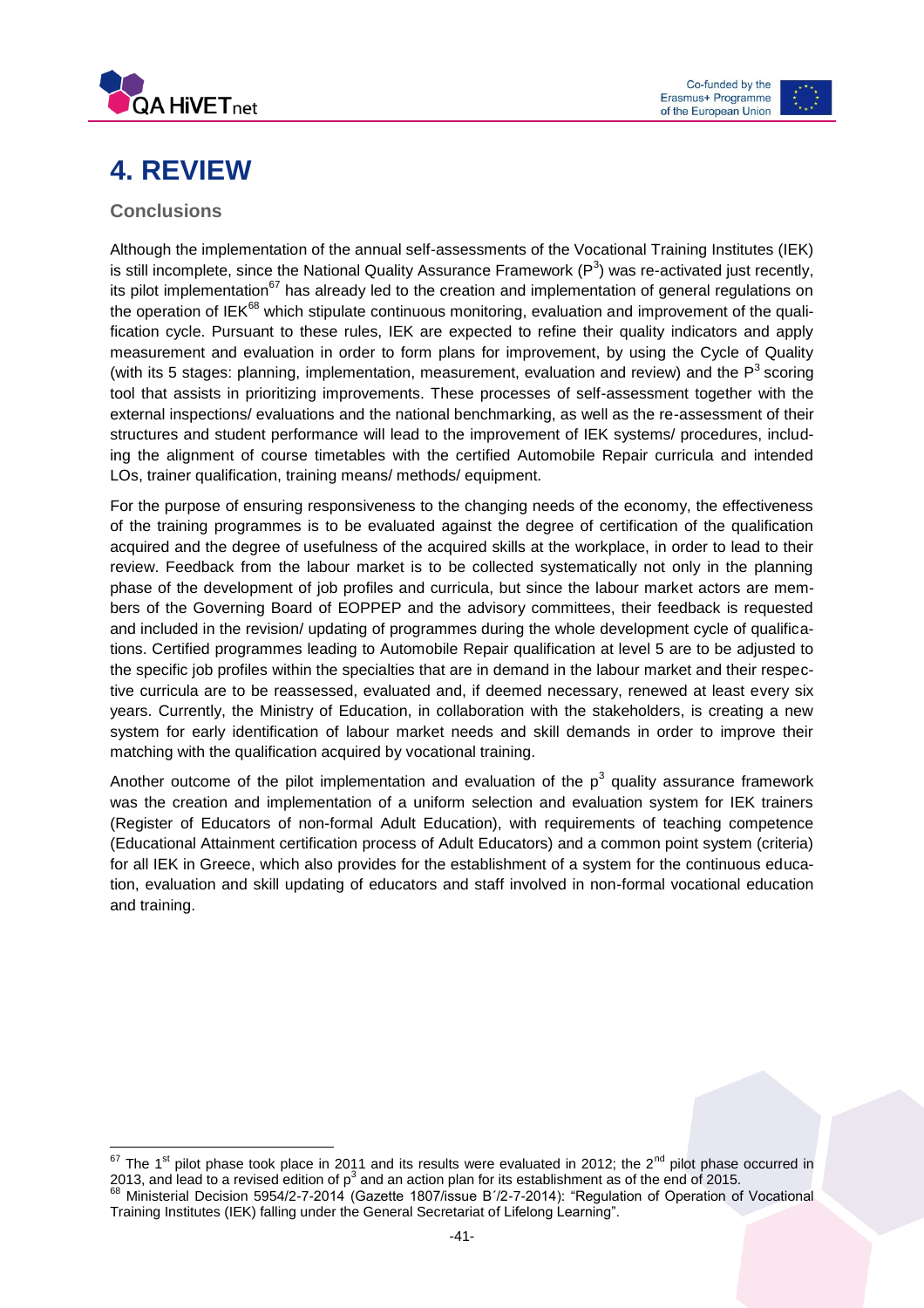# 4. REVIEW

### Conclusions

Although the implementation of the annual self-assessments of the Vocational Training Institutes (IEK) is still incomplete, since the National Quality Assurance Framework ($P^3$) was re-activated just recently, its pilot implementation[67] has already led to the creation and implementation of general regulations on the operation of IEK[68] which stipulate continuous monitoring, evaluation and improvement of the qualification cycle. Pursuant to these rules, IEK are expected to refine their quality indicators and apply measurement and evaluation in order to form plans for improvement, by using the Cycle of Quality (with its 5 stages: planning, implementation, measurement, evaluation and review) and the $P^3$ scoring tool that assists in prioritizing improvements. These processes of self-assessment together with the external inspections/ evaluations and the national benchmarking, as well as the re-assessment of their structures and student performance will lead to the improvement of IEK systems/ procedures, including the alignment of course timetables with the certified Automobile Repair curricula and intended LOs, trainer qualification, training means/ methods/ equipment.

For the purpose of ensuring responsiveness to the changing needs of the economy, the effectiveness of the training programmes is to be evaluated against the degree of certification of the qualification acquired and the degree of usefulness of the acquired skills at the workplace, in order to lead to their review. Feedback from the labour market is to be collected systematically not only in the planning phase of the development of job profiles and curricula, but since the labour market actors are members of the Governing Board of EOPPEP and the advisory committees, their feedback is requested and included in the revision/ updating of programmes during the whole development cycle of qualifications. Certified programmes leading to Automobile Repair qualification at level 5 are to be adjusted to the specific job profiles within the specialties that are in demand in the labour market and their respective curricula are to be reassessed, evaluated and, if deemed necessary, renewed at least every six years. Currently, the Ministry of Education, in collaboration with the stakeholders, is creating a new system for early identification of labour market needs and skill demands in order to improve their matching with the qualification acquired by vocational training.

Another outcome of the pilot implementation and evaluation of the $p^3$ quality assurance framework was the creation and implementation of a uniform selection and evaluation system for IEK trainers (Register of Educators of non-formal Adult Education), with requirements of teaching competence (Educational Attainment certification process of Adult Educators) and a common point system (criteria) for all IEK in Greece, which also provides for the establishment of a system for the continuous education, evaluation and skill updating of educators and staff involved in non-formal vocational education and training.

---

[67] The 1st pilot phase took place in 2011 and its results were evaluated in 2012; the 2nd pilot phase occurred in 2013, and lead to a revised edition of $p^3$ and an action plan for its establishment as of the end of 2015.

[68] Ministerial Decision 5954/2-7-2014 (Gazette 1807/issue B΄/2-7-2014): "Regulation of Operation of Vocational Training Institutes (IEK) falling under the General Secretariat of Lifelong Learning".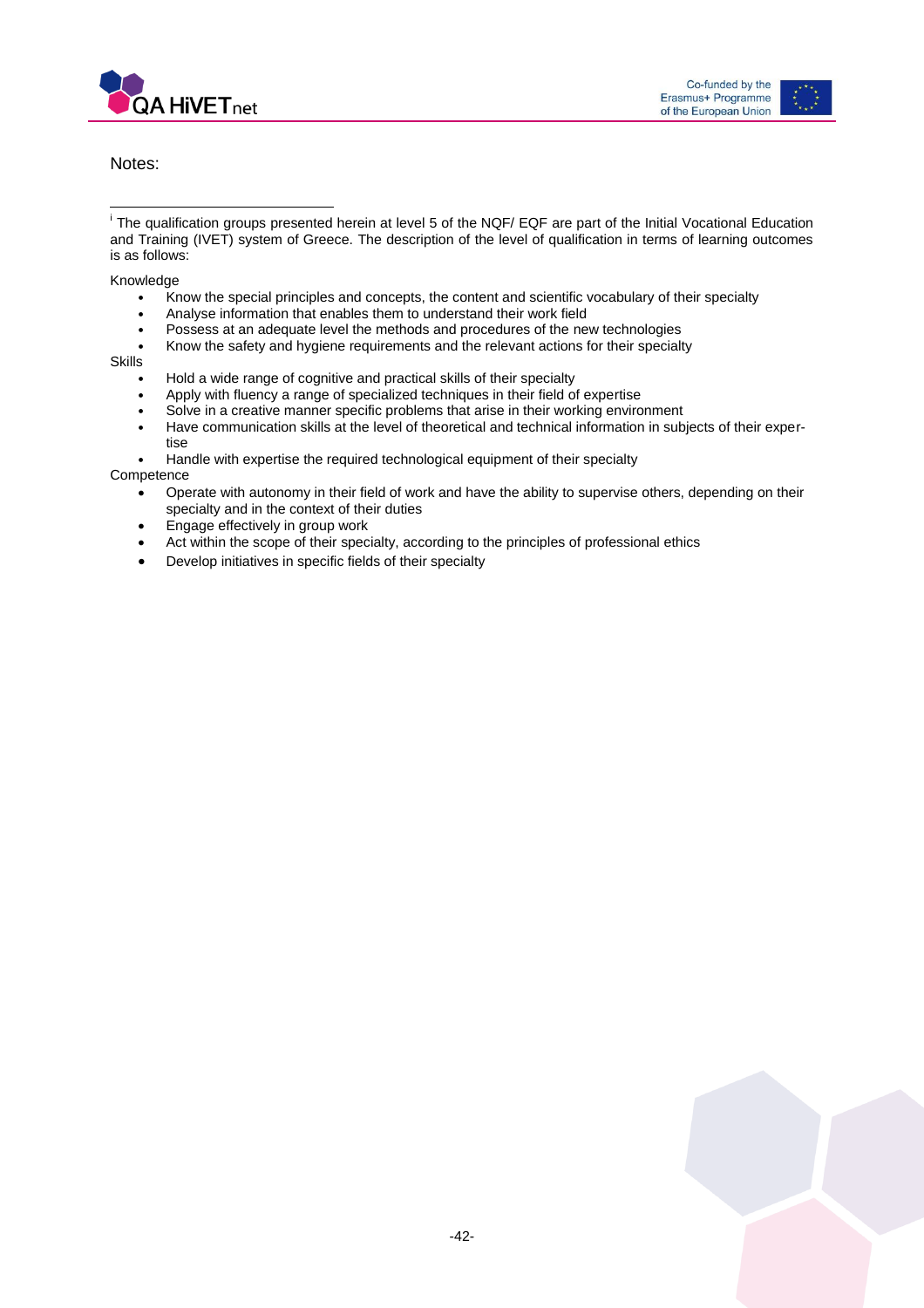Notes:

[i] The qualification groups presented herein at level 5 of the NQF/ EQF are part of the Initial Vocational Education and Training (IVET) system of Greece. The description of the level of qualification in terms of learning outcomes is as follows:

Knowledge

- Know the special principles and concepts, the content and scientific vocabulary of their specialty
- Analyse information that enables them to understand their work field
- Possess at an adequate level the methods and procedures of the new technologies
- Know the safety and hygiene requirements and the relevant actions for their specialty

Skills

- Hold a wide range of cognitive and practical skills of their specialty
- Apply with fluency a range of specialized techniques in their field of expertise
- Solve in a creative manner specific problems that arise in their working environment
- Have communication skills at the level of theoretical and technical information in subjects of their expertise
- Handle with expertise the required technological equipment of their specialty

Competence

- Operate with autonomy in their field of work and have the ability to supervise others, depending on their specialty and in the context of their duties
- Engage effectively in group work
- Act within the scope of their specialty, according to the principles of professional ethics
- Develop initiatives in specific fields of their specialty